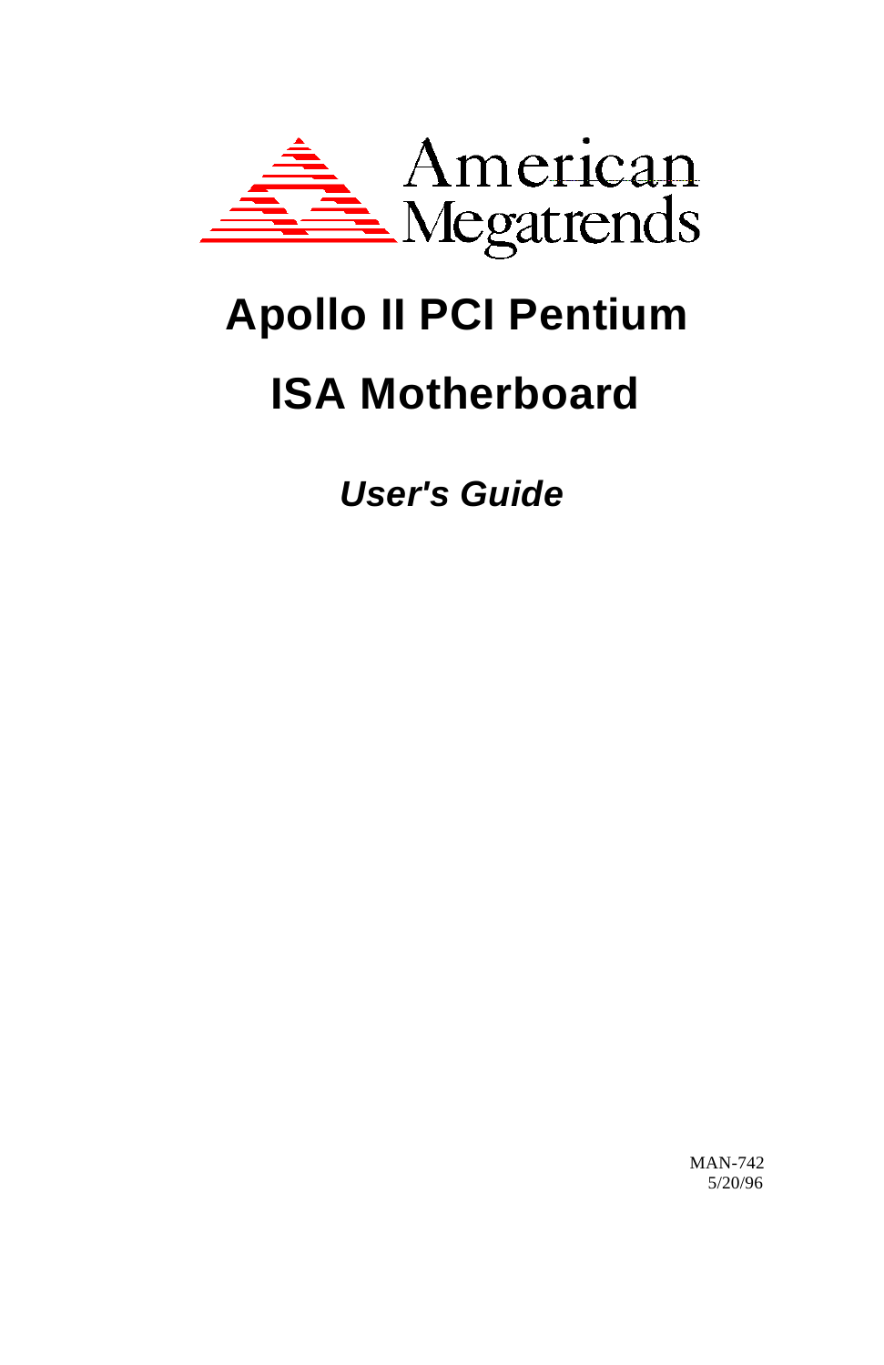American Megatrends

# Apollo II PCI Pentium

# ISA Motherboard

***User's Guide***

MAN-742
5/20/96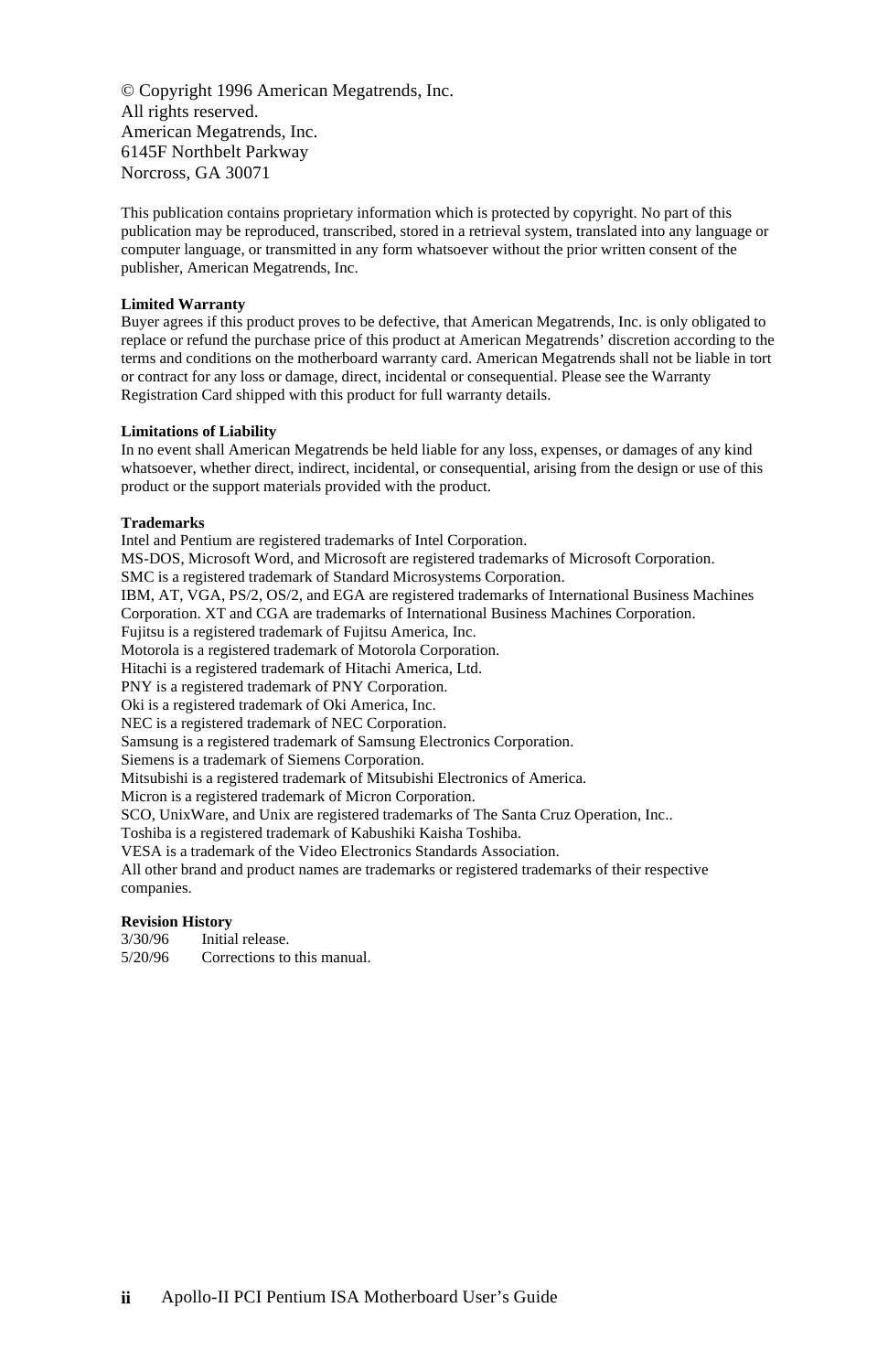© Copyright 1996 American Megatrends, Inc.
All rights reserved.
American Megatrends, Inc.
6145F Northbelt Parkway
Norcross, GA 30071

This publication contains proprietary information which is protected by copyright. No part of this publication may be reproduced, transcribed, stored in a retrieval system, translated into any language or computer language, or transmitted in any form whatsoever without the prior written consent of the publisher, American Megatrends, Inc.

**Limited Warranty**

Buyer agrees if this product proves to be defective, that American Megatrends, Inc. is only obligated to replace or refund the purchase price of this product at American Megatrends' discretion according to the terms and conditions on the motherboard warranty card. American Megatrends shall not be liable in tort or contract for any loss or damage, direct, incidental or consequential. Please see the Warranty Registration Card shipped with this product for full warranty details.

**Limitations of Liability**

In no event shall American Megatrends be held liable for any loss, expenses, or damages of any kind whatsoever, whether direct, indirect, incidental, or consequential, arising from the design or use of this product or the support materials provided with the product.

**Trademarks**

Intel and Pentium are registered trademarks of Intel Corporation.
MS-DOS, Microsoft Word, and Microsoft are registered trademarks of Microsoft Corporation.
SMC is a registered trademark of Standard Microsystems Corporation.
IBM, AT, VGA, PS/2, OS/2, and EGA are registered trademarks of International Business Machines Corporation. XT and CGA are trademarks of International Business Machines Corporation.
Fujitsu is a registered trademark of Fujitsu America, Inc.
Motorola is a registered trademark of Motorola Corporation.
Hitachi is a registered trademark of Hitachi America, Ltd.
PNY is a registered trademark of PNY Corporation.
Oki is a registered trademark of Oki America, Inc.
NEC is a registered trademark of NEC Corporation.
Samsung is a registered trademark of Samsung Electronics Corporation.
Siemens is a trademark of Siemens Corporation.
Mitsubishi is a registered trademark of Mitsubishi Electronics of America.
Micron is a registered trademark of Micron Corporation.
SCO, UnixWare, and Unix are registered trademarks of The Santa Cruz Operation, Inc..
Toshiba is a registered trademark of Kabushiki Kaisha Toshiba.
VESA is a trademark of the Video Electronics Standards Association.
All other brand and product names are trademarks or registered trademarks of their respective companies.

**Revision History**

3/30/96 Initial release.
5/20/96 Corrections to this manual.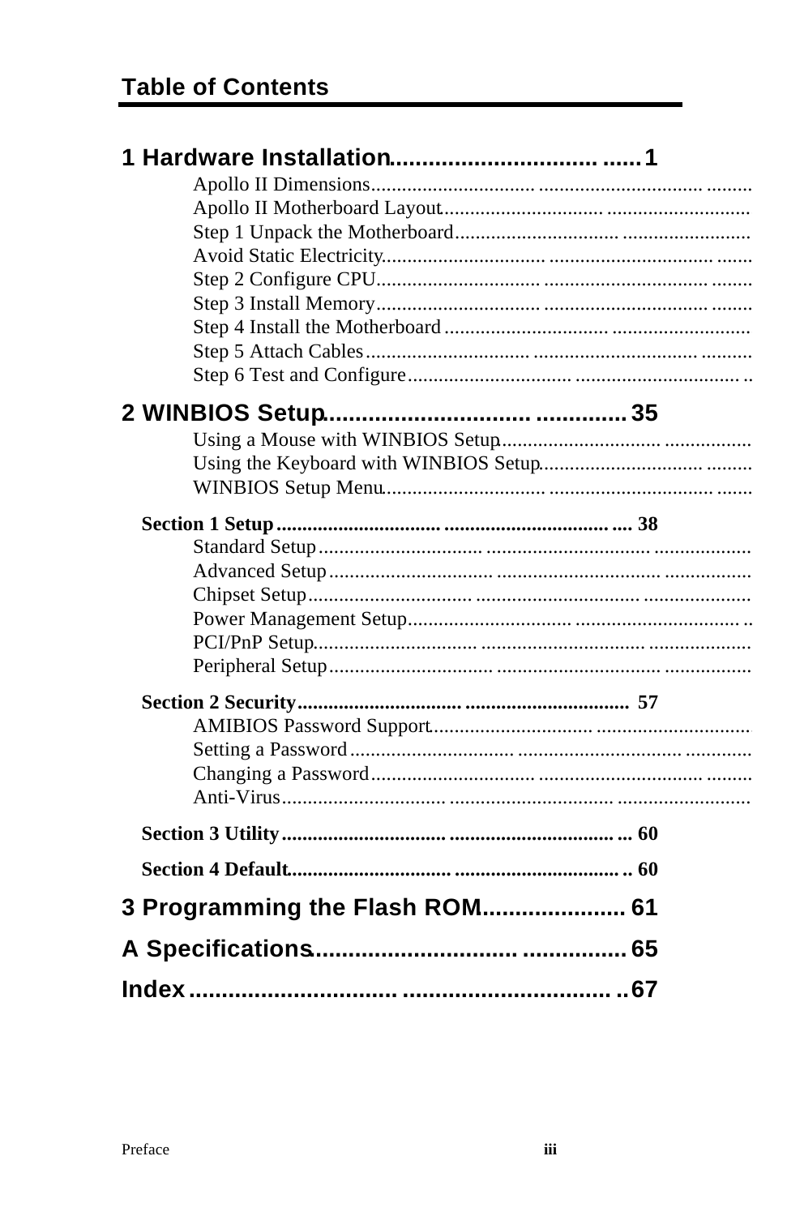# Table of Contents

**1 Hardware Installation ...................................1**

- Apollo II Dimensions
- Apollo II Motherboard Layout
- Step 1 Unpack the Motherboard
- Avoid Static Electricity
- Step 2 Configure CPU
- Step 3 Install Memory
- Step 4 Install the Motherboard
- Step 5 Attach Cables
- Step 6 Test and Configure

**2 WINBIOS Setup ................................................35**

- Using a Mouse with WINBIOS Setup
- Using the Keyboard with WINBIOS Setup
- WINBIOS Setup Menu

**Section 1 Setup ................................................................. 38**

- Standard Setup
- Advanced Setup
- Chipset Setup
- Power Management Setup
- PCI/PnP Setup
- Peripheral Setup

**Section 2 Security ............................................................. 57**

- AMIBIOS Password Support
- Setting a Password
- Changing a Password
- Anti-Virus

**Section 3 Utility ................................................................. 60**

**Section 4 Default ................................................................ 60**

**3 Programming the Flash ROM ...................... 61**

**A Specifications ................................................ 65**

**Index ................................................................ 67**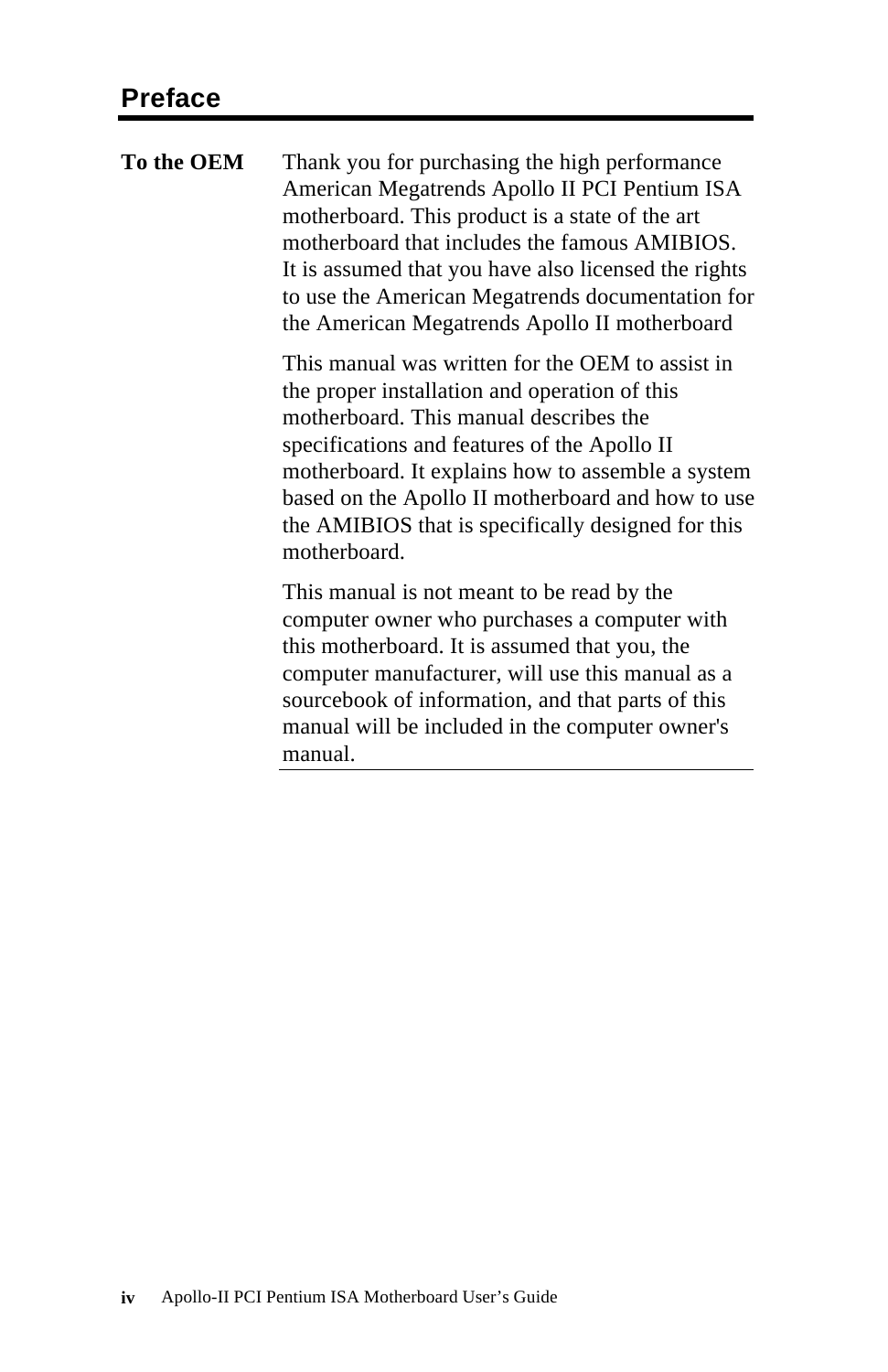# Preface

**To the OEM**

Thank you for purchasing the high performance American Megatrends Apollo II PCI Pentium ISA motherboard. This product is a state of the art motherboard that includes the famous AMIBIOS. It is assumed that you have also licensed the rights to use the American Megatrends documentation for the American Megatrends Apollo II motherboard

This manual was written for the OEM to assist in the proper installation and operation of this motherboard. This manual describes the specifications and features of the Apollo II motherboard. It explains how to assemble a system based on the Apollo II motherboard and how to use the AMIBIOS that is specifically designed for this motherboard.

This manual is not meant to be read by the computer owner who purchases a computer with this motherboard. It is assumed that you, the computer manufacturer, will use this manual as a sourcebook of information, and that parts of this manual will be included in the computer owner's manual.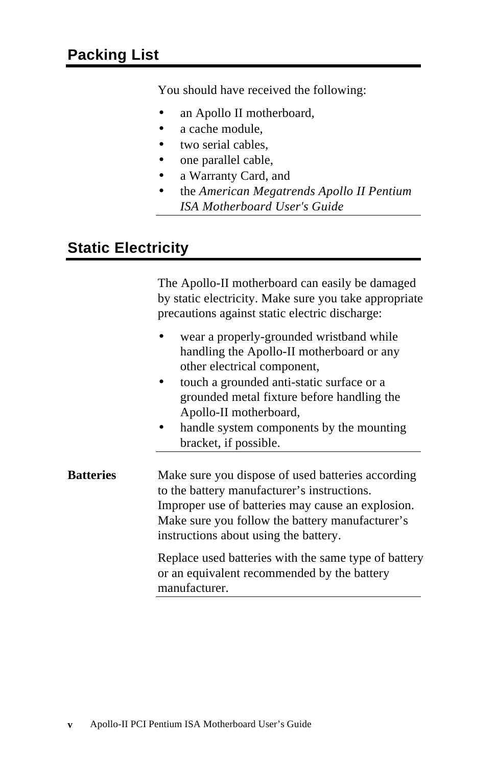## Packing List

You should have received the following:

- an Apollo II motherboard,
- a cache module,
- two serial cables,
- one parallel cable,
- a Warranty Card, and
- the *American Megatrends Apollo II Pentium ISA Motherboard User's Guide*

## Static Electricity

The Apollo-II motherboard can easily be damaged by static electricity. Make sure you take appropriate precautions against static electric discharge:

- wear a properly-grounded wristband while handling the Apollo-II motherboard or any other electrical component,
- touch a grounded anti-static surface or a grounded metal fixture before handling the Apollo-II motherboard,
- handle system components by the mounting bracket, if possible.

**Batteries**

Make sure you dispose of used batteries according to the battery manufacturer's instructions. Improper use of batteries may cause an explosion. Make sure you follow the battery manufacturer's instructions about using the battery.

Replace used batteries with the same type of battery or an equivalent recommended by the battery manufacturer.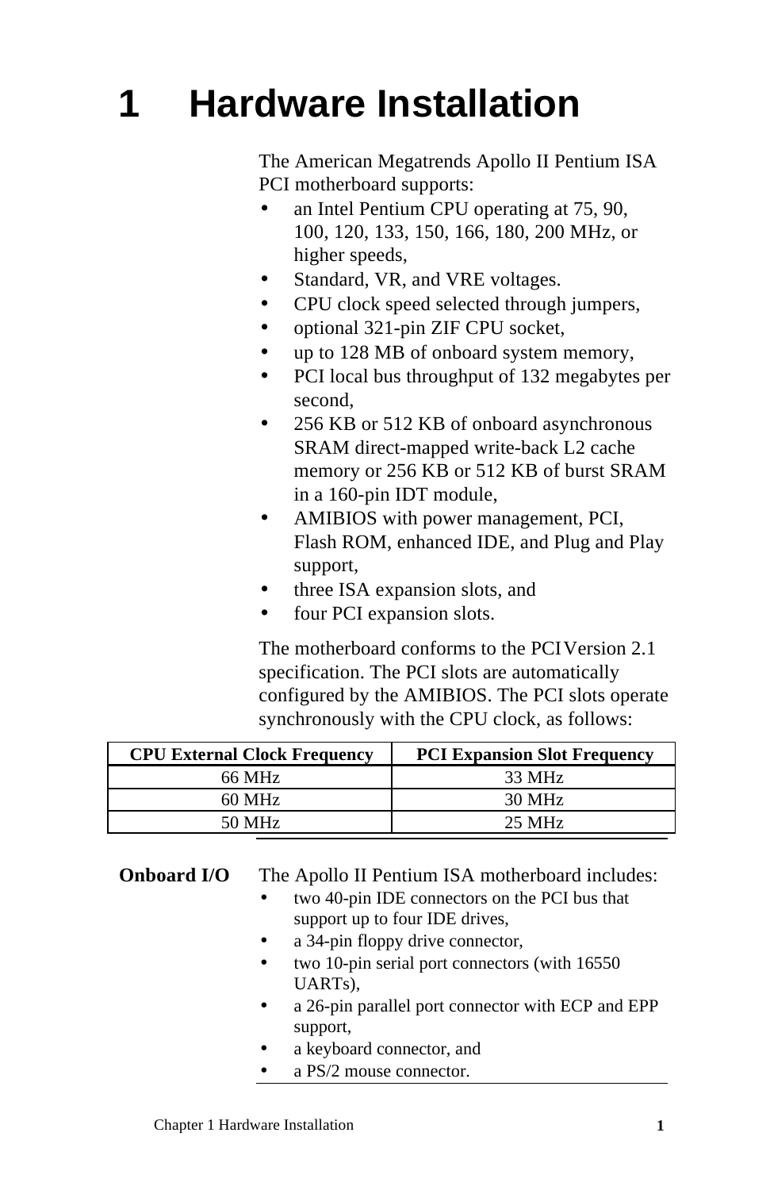# 1 Hardware Installation

The American Megatrends Apollo II Pentium ISA PCI motherboard supports:

- an Intel Pentium CPU operating at 75, 90, 100, 120, 133, 150, 166, 180, 200 MHz, or higher speeds,
- Standard, VR, and VRE voltages.
- CPU clock speed selected through jumpers,
- optional 321-pin ZIF CPU socket,
- up to 128 MB of onboard system memory,
- PCI local bus throughput of 132 megabytes per second,
- 256 KB or 512 KB of onboard asynchronous SRAM direct-mapped write-back L2 cache memory or 256 KB or 512 KB of burst SRAM in a 160-pin IDT module,
- AMIBIOS with power management, PCI, Flash ROM, enhanced IDE, and Plug and Play support,
- three ISA expansion slots, and
- four PCI expansion slots.

The motherboard conforms to the PCI Version 2.1 specification. The PCI slots are automatically configured by the AMIBIOS. The PCI slots operate synchronously with the CPU clock, as follows:

| CPU External Clock Frequency | PCI Expansion Slot Frequency |
|---|---|
| 66 MHz | 33 MHz |
| 60 MHz | 30 MHz |
| 50 MHz | 25 MHz |

**Onboard I/O**

The Apollo II Pentium ISA motherboard includes:

- two 40-pin IDE connectors on the PCI bus that support up to four IDE drives,
- a 34-pin floppy drive connector,
- two 10-pin serial port connectors (with 16550 UARTs),
- a 26-pin parallel port connector with ECP and EPP support,
- a keyboard connector, and
- a PS/2 mouse connector.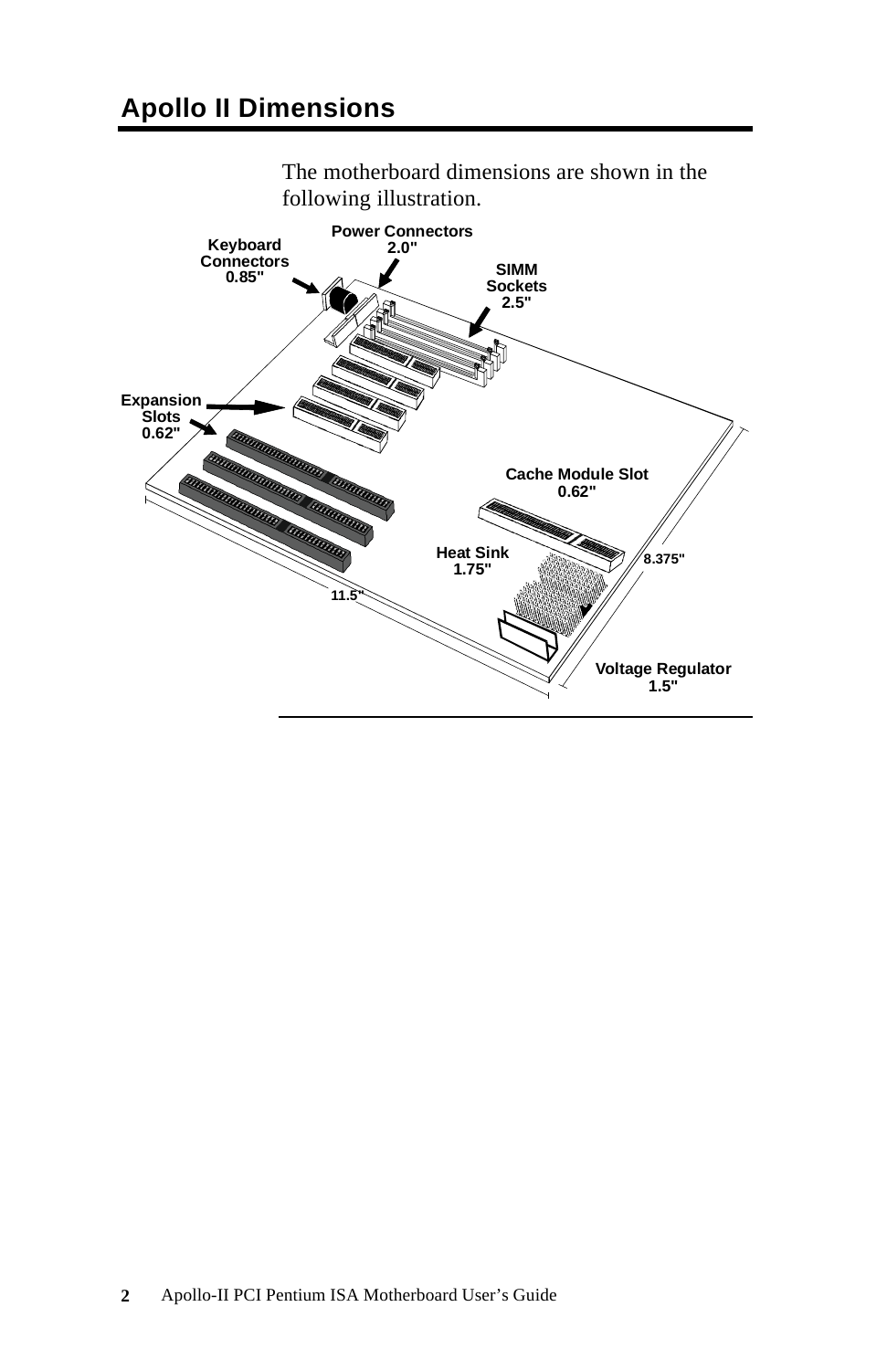## Apollo II Dimensions

The motherboard dimensions are shown in the following illustration.

Keyboard Connectors 0.85"

Power Connectors 2.0"

SIMM Sockets 2.5"

Expansion Slots 0.62"

Cache Module Slot 0.62"

Heat Sink 1.75"

8.375"

11.5"

Voltage Regulator 1.5"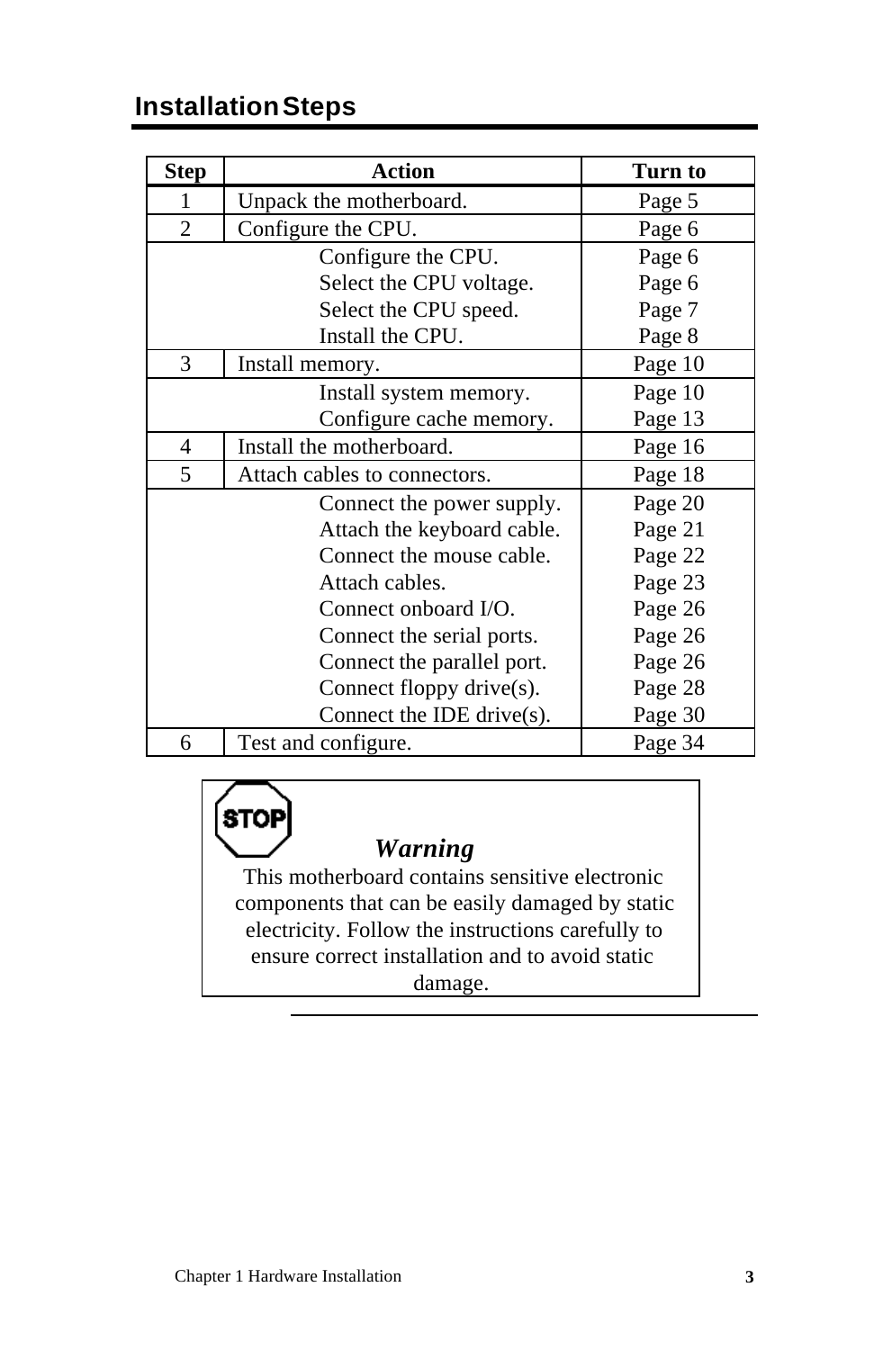## Installation Steps

| Step | Action | Turn to |
|---|---|---|
| 1 | Unpack the motherboard. | Page 5 |
| 2 | Configure the CPU. | Page 6 |
| | Configure the CPU. | Page 6 |
| | Select the CPU voltage. | Page 6 |
| | Select the CPU speed. | Page 7 |
| | Install the CPU. | Page 8 |
| 3 | Install memory. | Page 10 |
| | Install system memory. | Page 10 |
| | Configure cache memory. | Page 13 |
| 4 | Install the motherboard. | Page 16 |
| 5 | Attach cables to connectors. | Page 18 |
| | Connect the power supply. | Page 20 |
| | Attach the keyboard cable. | Page 21 |
| | Connect the mouse cable. | Page 22 |
| | Attach cables. | Page 23 |
| | Connect onboard I/O. | Page 26 |
| | Connect the serial ports. | Page 26 |
| | Connect the parallel port. | Page 26 |
| | Connect floppy drive(s). | Page 28 |
| | Connect the IDE drive(s). | Page 30 |
| 6 | Test and configure. | Page 34 |

STOP

***Warning***

This motherboard contains sensitive electronic components that can be easily damaged by static electricity. Follow the instructions carefully to ensure correct installation and to avoid static damage.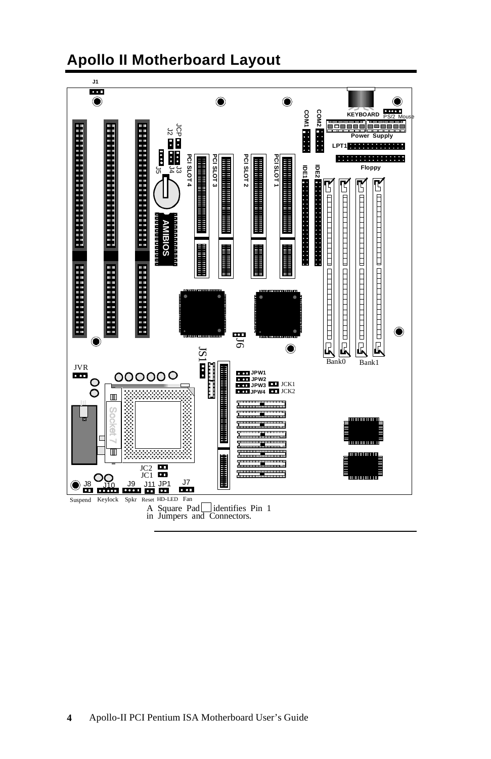## Apollo II Motherboard Layout

J1

KEYBOARD PS/2 Mouse

COM1 COM2

Power Supply

LPT1

Floppy

JCP J2 J3 J4 J5

PCI SLOT 4 PCI SLOT 3 PCI SLOT 2 PCI SLOT 1

IDE1 IDE2

AMIBIOS

J6

Bank0 Bank1

JS1

JVR

JPW1 JPW2 JPW3 JPW4 JCK1 JCK2

Socket 7

JC2 JC1

J8 J10 J9 J11 JP1 J7

Suspend Keylock Spkr Reset HD-LED Fan

A Square Pad identifies Pin 1 in Jumpers and Connectors.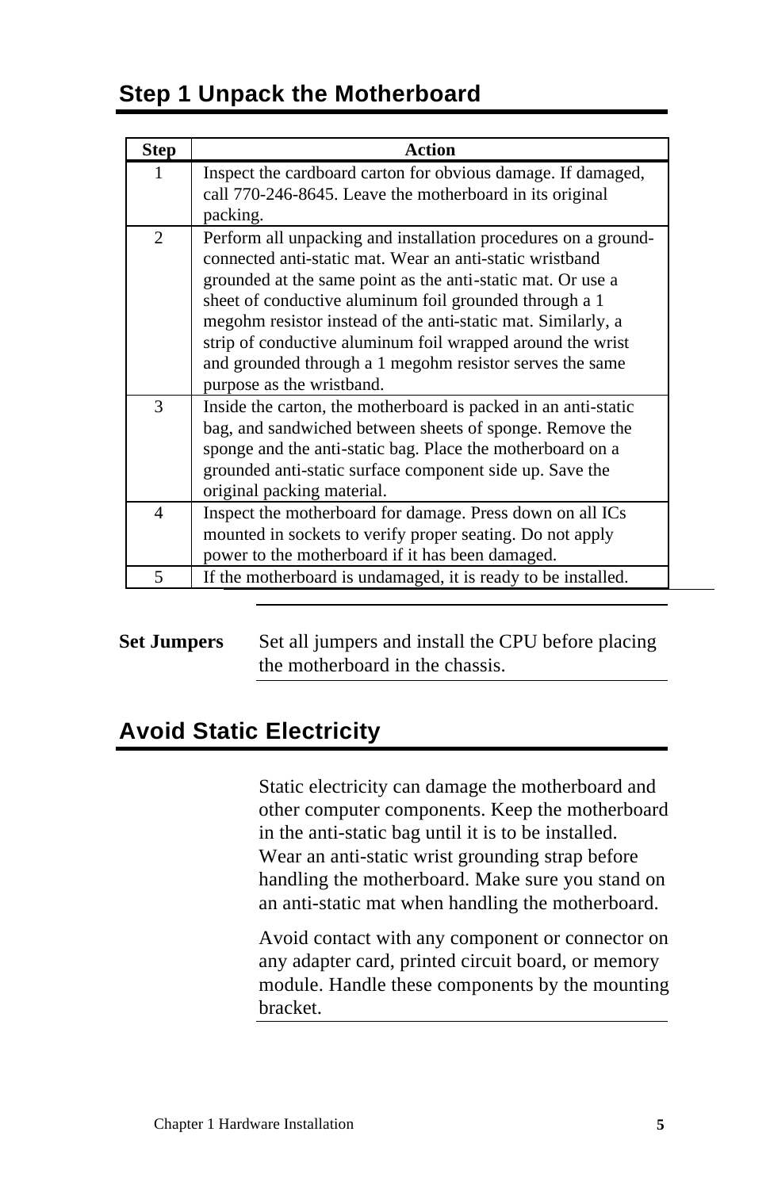## Step 1 Unpack the Motherboard

| Step | Action |
|---|---|
| 1 | Inspect the cardboard carton for obvious damage. If damaged, call 770-246-8645. Leave the motherboard in its original packing. |
| 2 | Perform all unpacking and installation procedures on a ground-connected anti-static mat. Wear an anti-static wristband grounded at the same point as the anti-static mat. Or use a sheet of conductive aluminum foil grounded through a 1 megohm resistor instead of the anti-static mat. Similarly, a strip of conductive aluminum foil wrapped around the wrist and grounded through a 1 megohm resistor serves the same purpose as the wristband. |
| 3 | Inside the carton, the motherboard is packed in an anti-static bag, and sandwiched between sheets of sponge. Remove the sponge and the anti-static bag. Place the motherboard on a grounded anti-static surface component side up. Save the original packing material. |
| 4 | Inspect the motherboard for damage. Press down on all ICs mounted in sockets to verify proper seating. Do not apply power to the motherboard if it has been damaged. |
| 5 | If the motherboard is undamaged, it is ready to be installed. |

**Set Jumpers** Set all jumpers and install the CPU before placing the motherboard in the chassis.

## Avoid Static Electricity

Static electricity can damage the motherboard and other computer components. Keep the motherboard in the anti-static bag until it is to be installed. Wear an anti-static wrist grounding strap before handling the motherboard. Make sure you stand on an anti-static mat when handling the motherboard.

Avoid contact with any component or connector on any adapter card, printed circuit board, or memory module. Handle these components by the mounting bracket.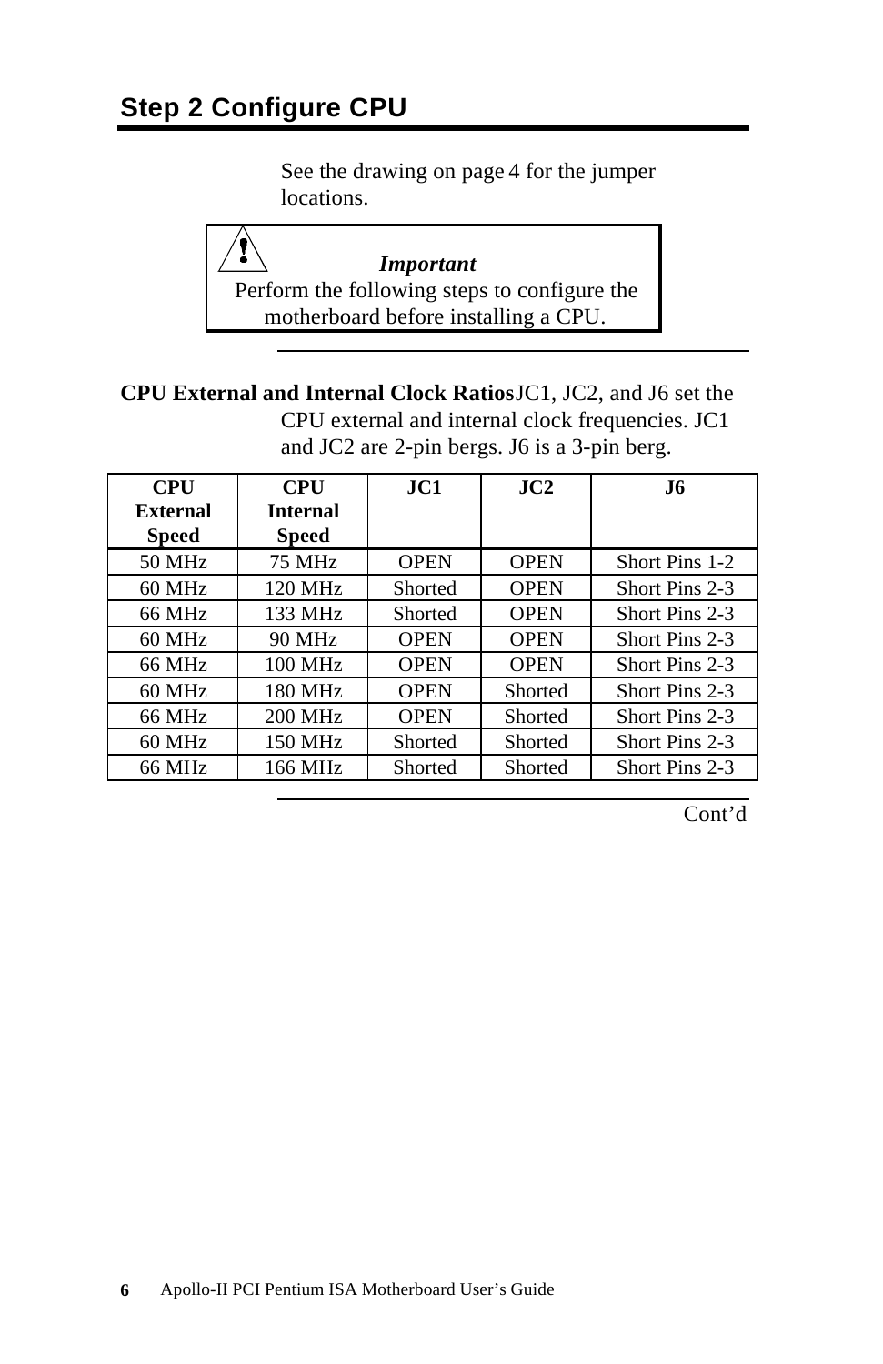## Step 2 Configure CPU

See the drawing on page 4 for the jumper locations.

> **!** ***Important***
> Perform the following steps to configure the motherboard before installing a CPU.

**CPU External and Internal Clock Ratios** JC1, JC2, and J6 set the CPU external and internal clock frequencies. JC1 and JC2 are 2-pin bergs. J6 is a 3-pin berg.

| CPU External Speed | CPU Internal Speed | JC1 | JC2 | J6 |
|---|---|---|---|---|
| 50 MHz | 75 MHz | OPEN | OPEN | Short Pins 1-2 |
| 60 MHz | 120 MHz | Shorted | OPEN | Short Pins 2-3 |
| 66 MHz | 133 MHz | Shorted | OPEN | Short Pins 2-3 |
| 60 MHz | 90 MHz | OPEN | OPEN | Short Pins 2-3 |
| 66 MHz | 100 MHz | OPEN | OPEN | Short Pins 2-3 |
| 60 MHz | 180 MHz | OPEN | Shorted | Short Pins 2-3 |
| 66 MHz | 200 MHz | OPEN | Shorted | Short Pins 2-3 |
| 60 MHz | 150 MHz | Shorted | Shorted | Short Pins 2-3 |
| 66 MHz | 166 MHz | Shorted | Shorted | Short Pins 2-3 |

Cont'd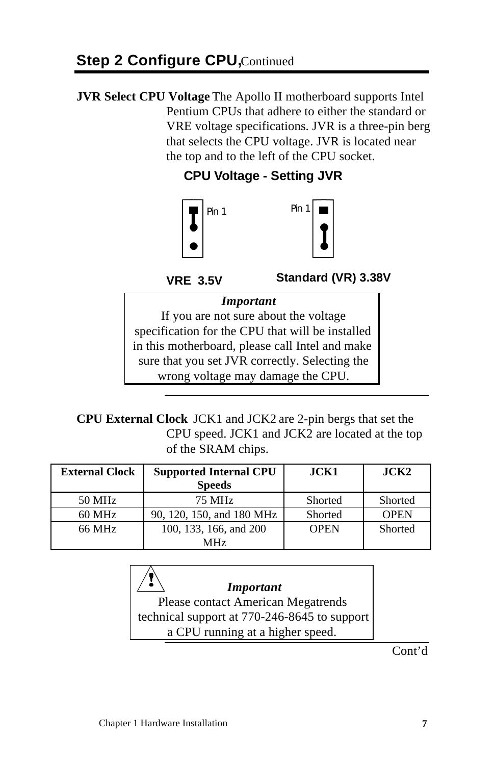## Step 2 Configure CPU, Continued

**JVR Select CPU Voltage** The Apollo II motherboard supports Intel Pentium CPUs that adhere to either the standard or VRE voltage specifications. JVR is a three-pin berg that selects the CPU voltage. JVR is located near the top and to the left of the CPU socket.

**CPU Voltage - Setting JVR**

Pin 1 Pin 1

**VRE 3.5V** **Standard (VR) 3.38V**

> ***Important***
> If you are not sure about the voltage specification for the CPU that will be installed in this motherboard, please call Intel and make sure that you set JVR correctly. Selecting the wrong voltage may damage the CPU.

**CPU External Clock** JCK1 and JCK2 are 2-pin bergs that set the CPU speed. JCK1 and JCK2 are located at the top of the SRAM chips.

| External Clock | Supported Internal CPU Speeds | JCK1 | JCK2 |
|---|---|---|---|
| 50 MHz | 75 MHz | Shorted | Shorted |
| 60 MHz | 90, 120, 150, and 180 MHz | Shorted | OPEN |
| 66 MHz | 100, 133, 166, and 200 MHz | OPEN | Shorted |

> ***Important***
> Please contact American Megatrends technical support at 770-246-8645 to support a CPU running at a higher speed.

Cont'd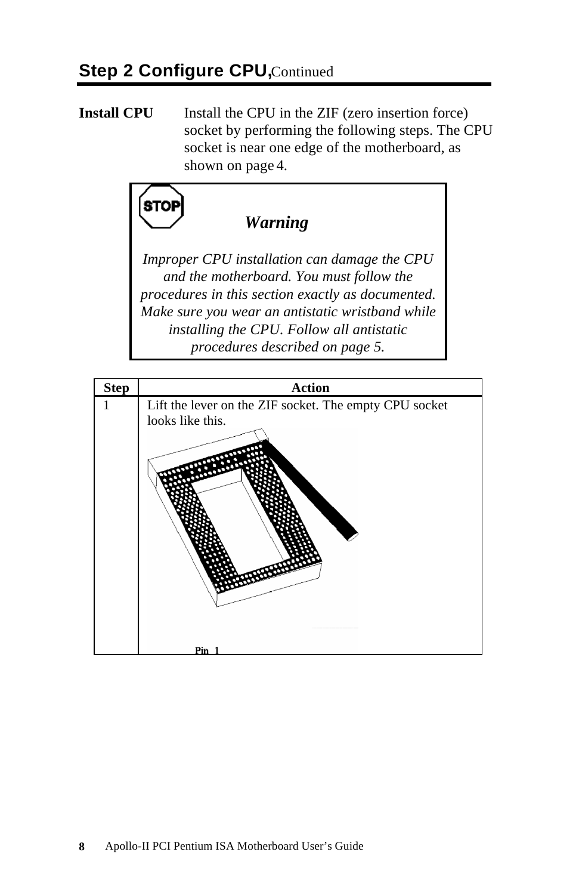## Step 2 Configure CPU, Continued

**Install CPU**

Install the CPU in the ZIF (zero insertion force) socket by performing the following steps. The CPU socket is near one edge of the motherboard, as shown on page 4.

> **STOP**
>
> ***Warning***
>
> *Improper CPU installation can damage the CPU and the motherboard. You must follow the procedures in this section exactly as documented. Make sure you wear an antistatic wristband while installing the CPU. Follow all antistatic procedures described on page 5.*

| Step | Action |
|---|---|
| 1 | Lift the lever on the ZIF socket. The empty CPU socket looks like this. Pin 1 |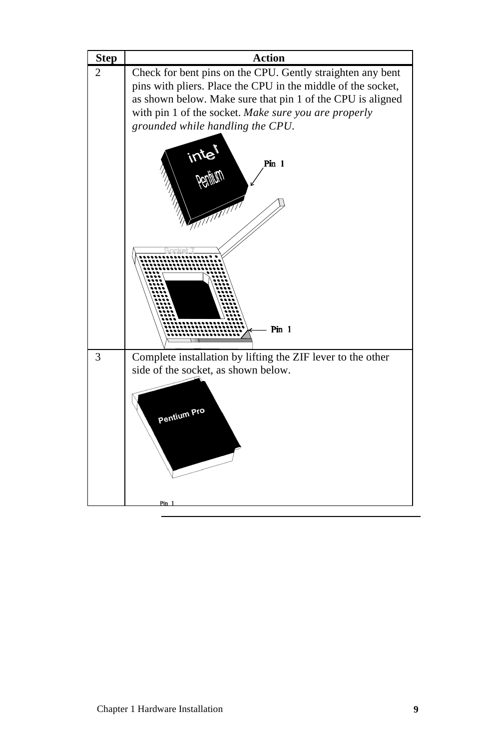| Step | Action |
| --- | --- |
| 2 | Check for bent pins on the CPU. Gently straighten any bent pins with pliers. Place the CPU in the middle of the socket, as shown below. Make sure that pin 1 of the CPU is aligned with pin 1 of the socket. *Make sure you are properly grounded while handling the CPU.* |
| 3 | Complete installation by lifting the ZIF lever to the other side of the socket, as shown below. |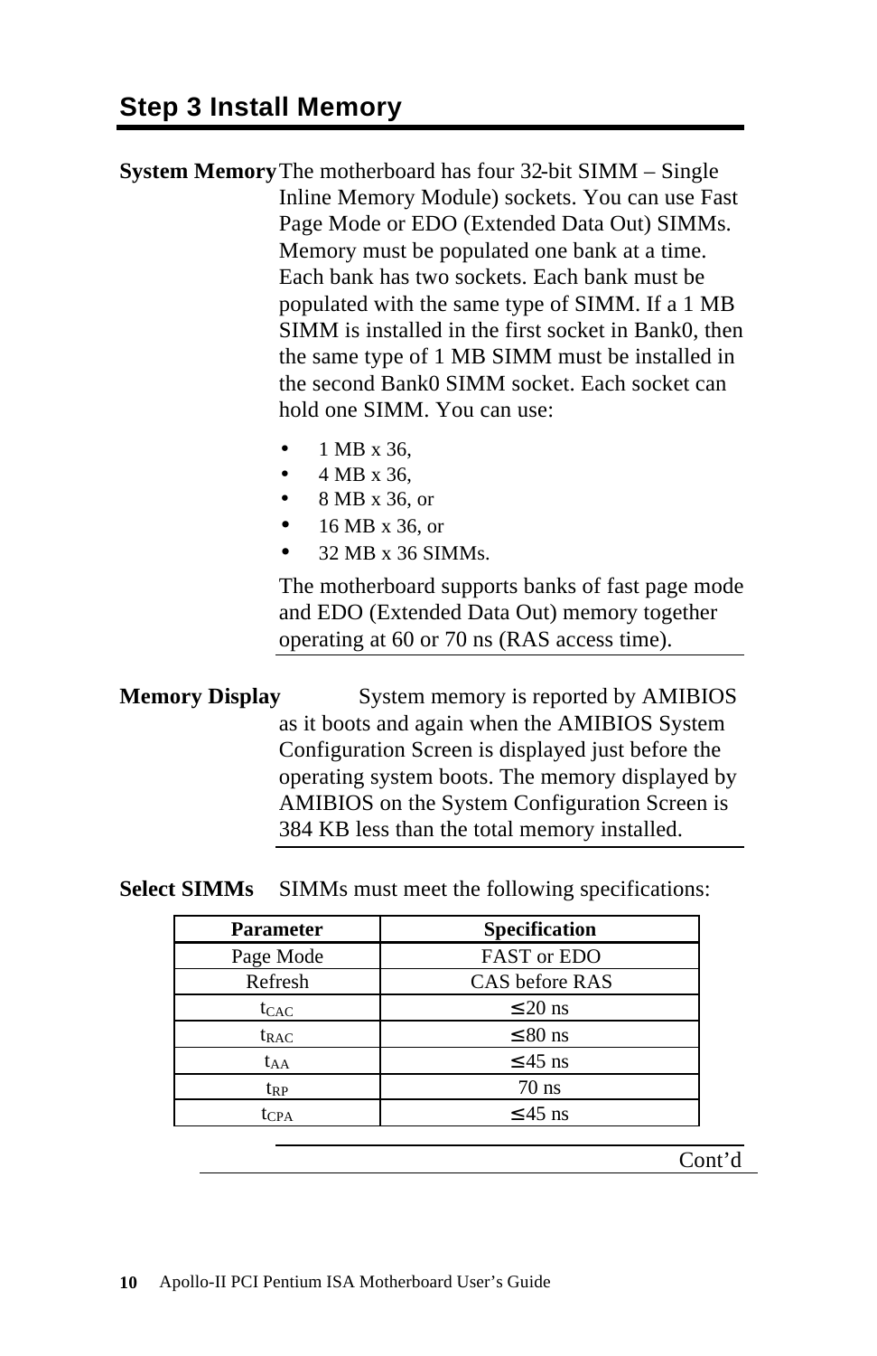## Step 3 Install Memory

**System Memory** The motherboard has four 32-bit SIMM – Single Inline Memory Module) sockets. You can use Fast Page Mode or EDO (Extended Data Out) SIMMs. Memory must be populated one bank at a time. Each bank has two sockets. Each bank must be populated with the same type of SIMM. If a 1 MB SIMM is installed in the first socket in Bank0, then the same type of 1 MB SIMM must be installed in the second Bank0 SIMM socket. Each socket can hold one SIMM. You can use:

- 1 MB x 36,
- 4 MB x 36,
- 8 MB x 36, or
- 16 MB x 36, or
- 32 MB x 36 SIMMs.

The motherboard supports banks of fast page mode and EDO (Extended Data Out) memory together operating at 60 or 70 ns (RAS access time).

**Memory Display** System memory is reported by AMIBIOS as it boots and again when the AMIBIOS System Configuration Screen is displayed just before the operating system boots. The memory displayed by AMIBIOS on the System Configuration Screen is 384 KB less than the total memory installed.

**Select SIMMs** SIMMs must meet the following specifications:

| Parameter | Specification |
|---|---|
| Page Mode | FAST or EDO |
| Refresh | CAS before RAS |
| $t_{CAC}$ | ≤ 20 ns |
| $t_{RAC}$ | ≤ 80 ns |
| $t_{AA}$ | ≤ 45 ns |
| $t_{RP}$ | 70 ns |
| $t_{CPA}$ | ≤ 45 ns |

Cont'd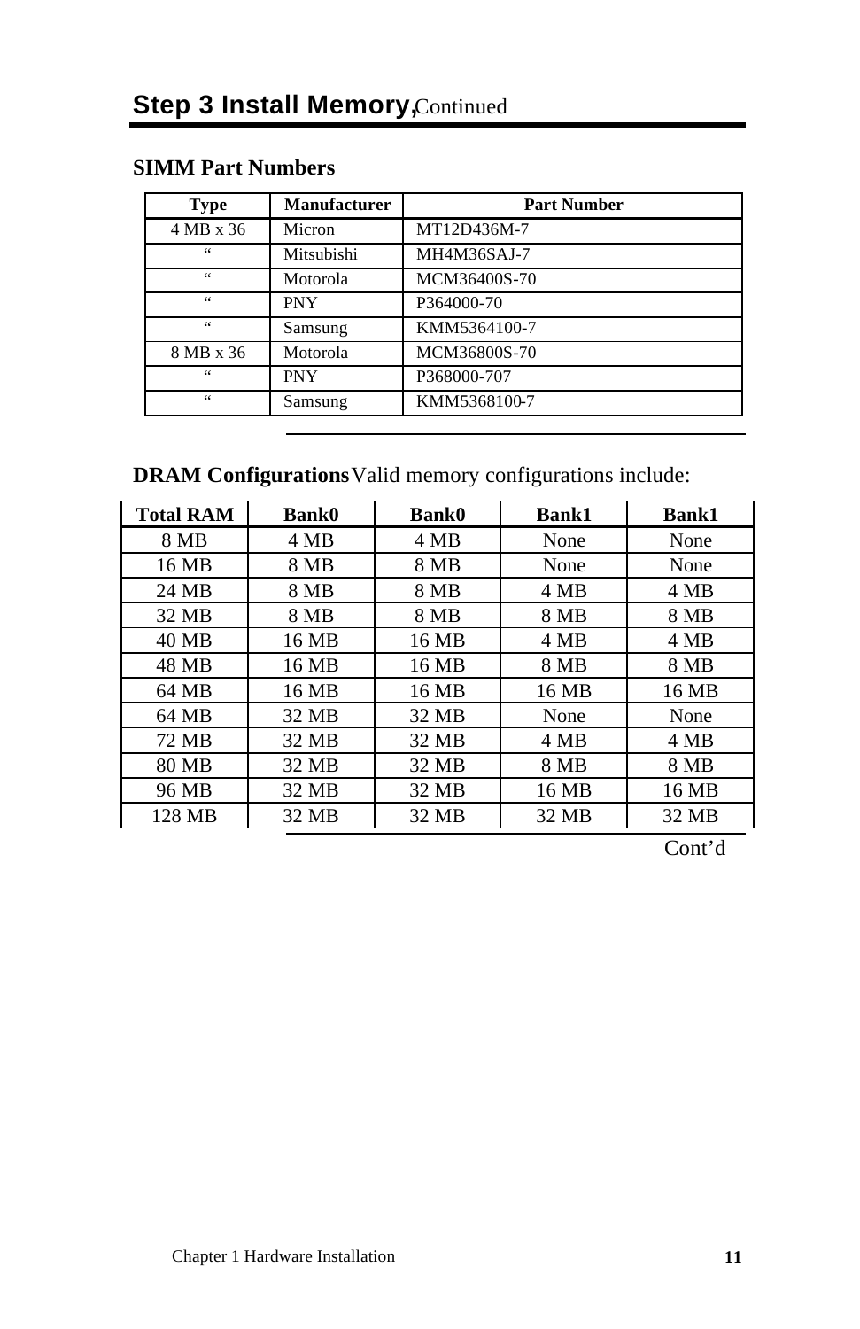# Step 3 Install Memory, Continued

### SIMM Part Numbers

| Type | Manufacturer | Part Number |
|---|---|---|
| 4 MB x 36 | Micron | MT12D436M-7 |
| " | Mitsubishi | MH4M36SAJ-7 |
| " | Motorola | MCM36400S-70 |
| " | PNY | P364000-70 |
| " | Samsung | KMM5364100-7 |
| 8 MB x 36 | Motorola | MCM36800S-70 |
| " | PNY | P368000-707 |
| " | Samsung | KMM5368100-7 |

**DRAM Configurations** Valid memory configurations include:

| Total RAM | Bank0 | Bank0 | Bank1 | Bank1 |
|---|---|---|---|---|
| 8 MB | 4 MB | 4 MB | None | None |
| 16 MB | 8 MB | 8 MB | None | None |
| 24 MB | 8 MB | 8 MB | 4 MB | 4 MB |
| 32 MB | 8 MB | 8 MB | 8 MB | 8 MB |
| 40 MB | 16 MB | 16 MB | 4 MB | 4 MB |
| 48 MB | 16 MB | 16 MB | 8 MB | 8 MB |
| 64 MB | 16 MB | 16 MB | 16 MB | 16 MB |
| 64 MB | 32 MB | 32 MB | None | None |
| 72 MB | 32 MB | 32 MB | 4 MB | 4 MB |
| 80 MB | 32 MB | 32 MB | 8 MB | 8 MB |
| 96 MB | 32 MB | 32 MB | 16 MB | 16 MB |
| 128 MB | 32 MB | 32 MB | 32 MB | 32 MB |

Cont'd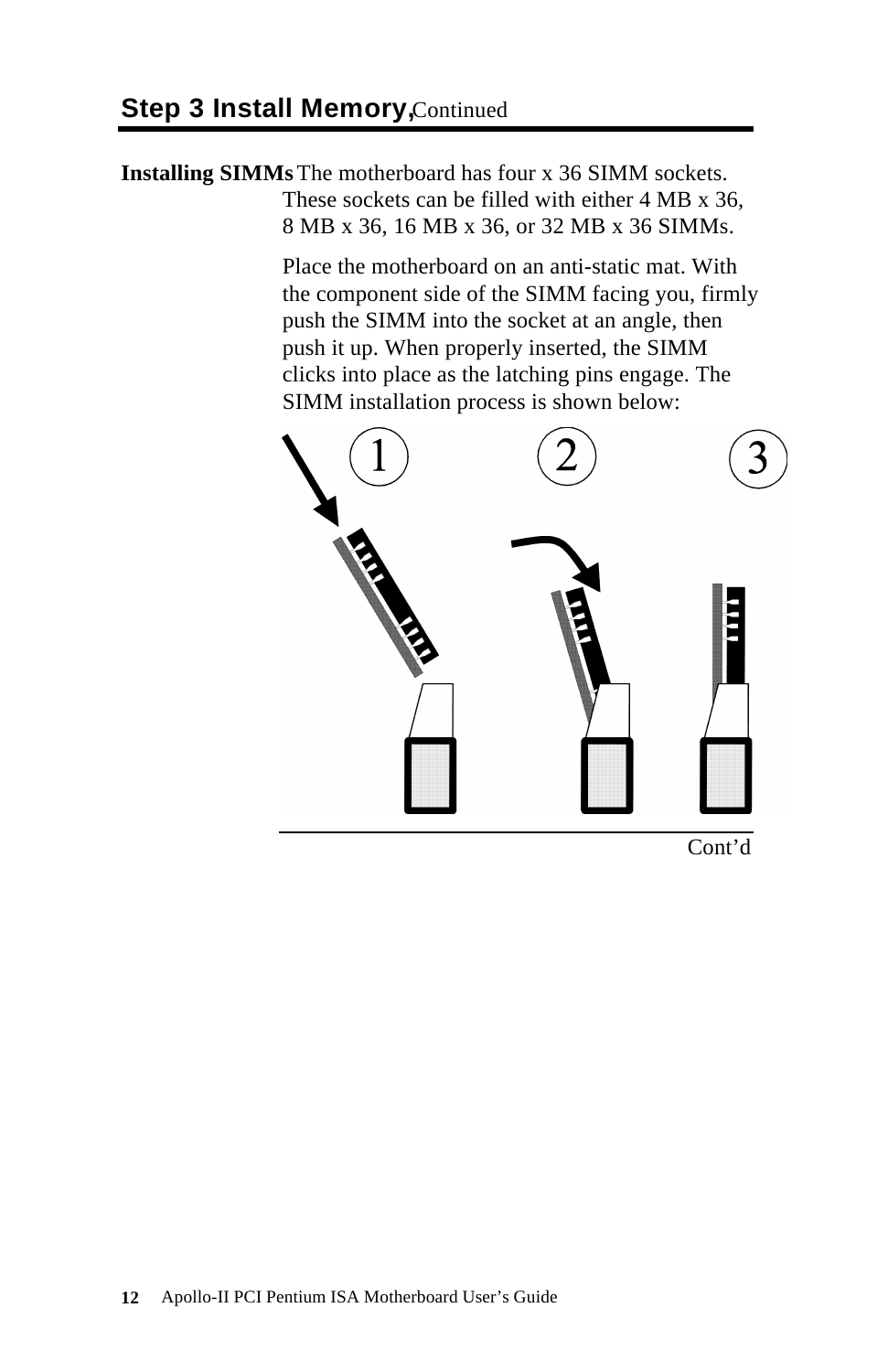## Step 3 Install Memory, Continued

**Installing SIMMs** The motherboard has four x 36 SIMM sockets. These sockets can be filled with either 4 MB x 36, 8 MB x 36, 16 MB x 36, or 32 MB x 36 SIMMs.

Place the motherboard on an anti-static mat. With the component side of the SIMM facing you, firmly push the SIMM into the socket at an angle, then push it up. When properly inserted, the SIMM clicks into place as the latching pins engage. The SIMM installation process is shown below:

1 2 3

Cont'd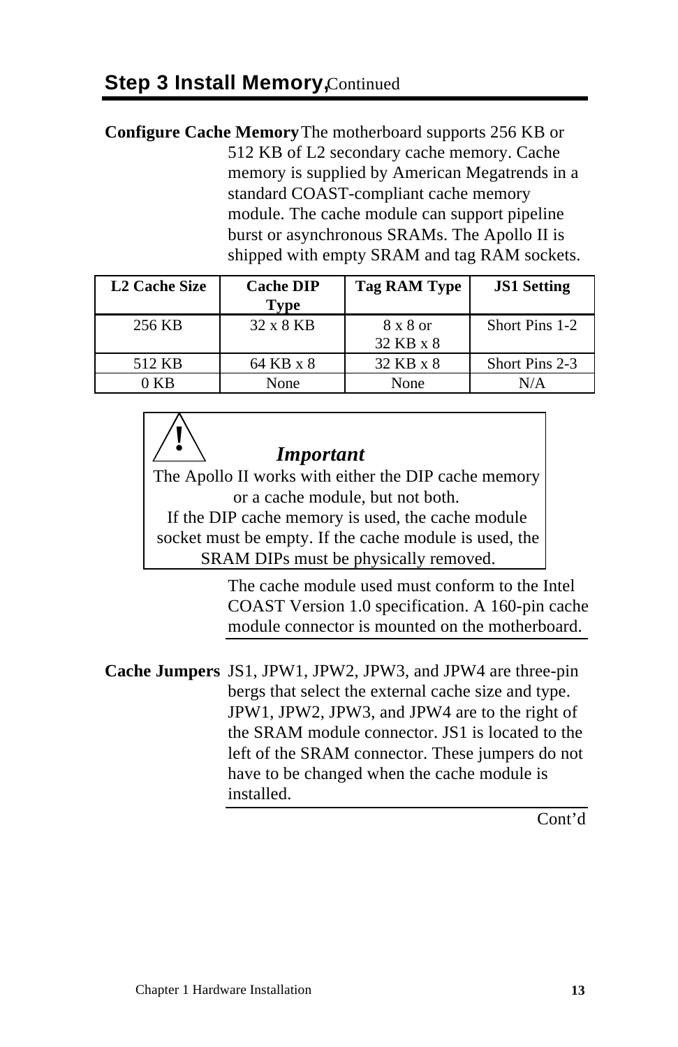## Step 3 Install Memory, Continued

**Configure Cache Memory** The motherboard supports 256 KB or 512 KB of L2 secondary cache memory. Cache memory is supplied by American Megatrends in a standard COAST-compliant cache memory module. The cache module can support pipeline burst or asynchronous SRAMs. The Apollo II is shipped with empty SRAM and tag RAM sockets.

| L2 Cache Size | Cache DIP Type | Tag RAM Type | JS1 Setting |
|---|---|---|---|
| 256 KB | 32 x 8 KB | 8 x 8 or 32 KB x 8 | Short Pins 1-2 |
| 512 KB | 64 KB x 8 | 32 KB x 8 | Short Pins 2-3 |
| 0 KB | None | None | N/A |

> **!** ***Important***
>
> The Apollo II works with either the DIP cache memory or a cache module, but not both.
> If the DIP cache memory is used, the cache module socket must be empty. If the cache module is used, the SRAM DIPs must be physically removed.

The cache module used must conform to the Intel COAST Version 1.0 specification. A 160-pin cache module connector is mounted on the motherboard.

**Cache Jumpers** JS1, JPW1, JPW2, JPW3, and JPW4 are three-pin bergs that select the external cache size and type. JPW1, JPW2, JPW3, and JPW4 are to the right of the SRAM module connector. JS1 is located to the left of the SRAM connector. These jumpers do not have to be changed when the cache module is installed.

Cont'd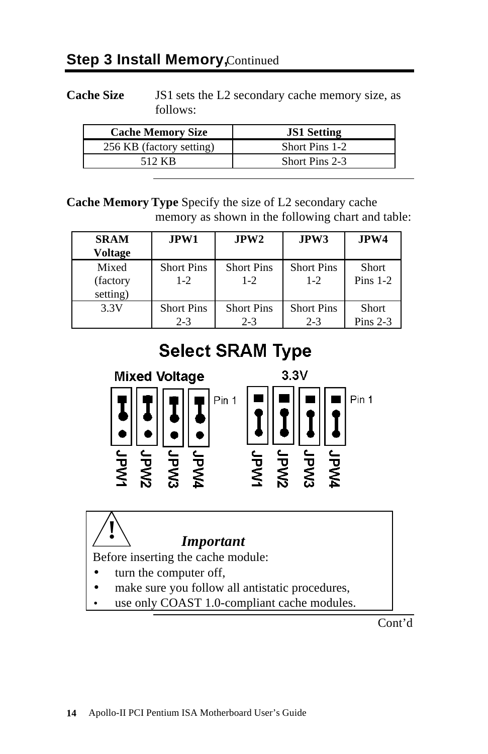## Step 3 Install Memory, Continued

**Cache Size** JS1 sets the L2 secondary cache memory size, as follows:

| Cache Memory Size | JS1 Setting |
|---|---|
| 256 KB (factory setting) | Short Pins 1-2 |
| 512 KB | Short Pins 2-3 |

**Cache Memory Type** Specify the size of L2 secondary cache memory as shown in the following chart and table:

| SRAM Voltage | JPW1 | JPW2 | JPW3 | JPW4 |
|---|---|---|---|---|
| Mixed (factory setting) | Short Pins 1-2 | Short Pins 1-2 | Short Pins 1-2 | Short Pins 1-2 |
| 3.3V | Short Pins 2-3 | Short Pins 2-3 | Short Pins 2-3 | Short Pins 2-3 |

**Select SRAM Type**

Mixed Voltage — Pin 1 — JPW1 JPW2 JPW3 JPW4

3.3V — Pin 1 — JPW1 JPW2 JPW3 JPW4

> ***Important***
>
> Before inserting the cache module:
>
> - turn the computer off,
> - make sure you follow all antistatic procedures,
> - use only COAST 1.0-compliant cache modules.

Cont'd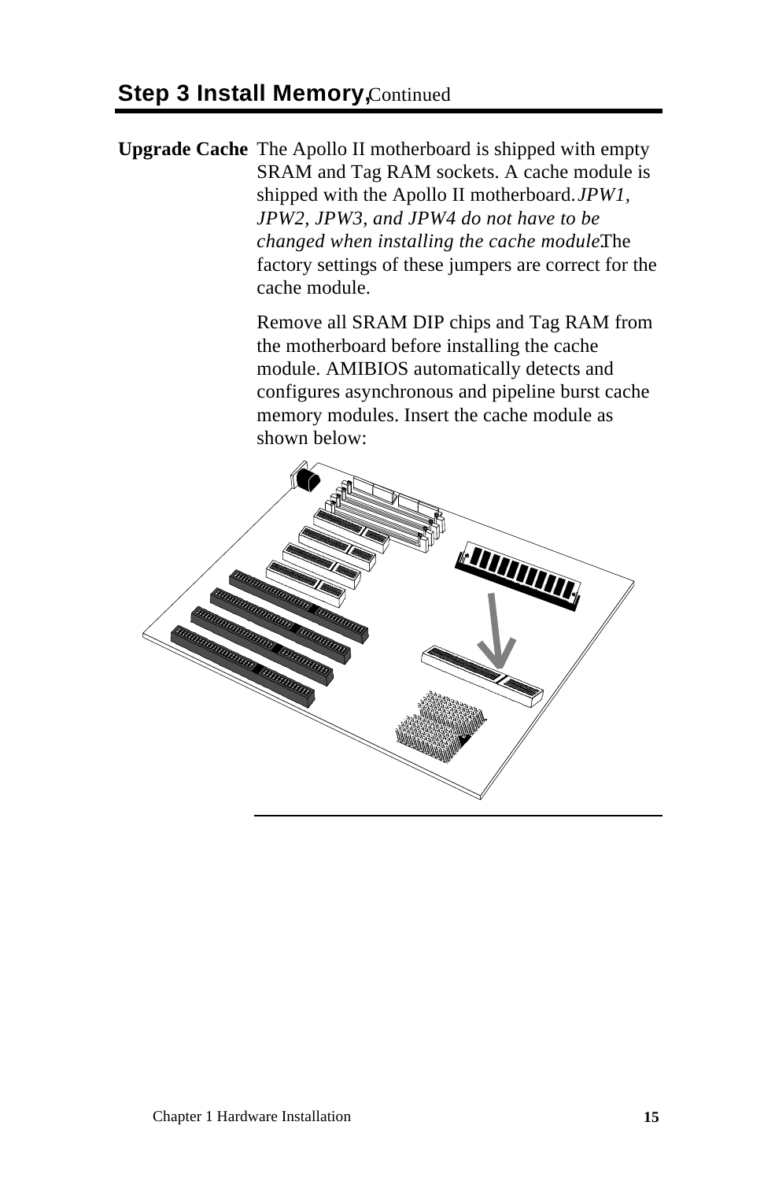## Step 3 Install Memory, Continued

**Upgrade Cache** The Apollo II motherboard is shipped with empty SRAM and Tag RAM sockets. A cache module is shipped with the Apollo II motherboard. *JPW1, JPW2, JPW3, and JPW4 do not have to be changed when installing the cache module.* The factory settings of these jumpers are correct for the cache module.

Remove all SRAM DIP chips and Tag RAM from the motherboard before installing the cache module. AMIBIOS automatically detects and configures asynchronous and pipeline burst cache memory modules. Insert the cache module as shown below: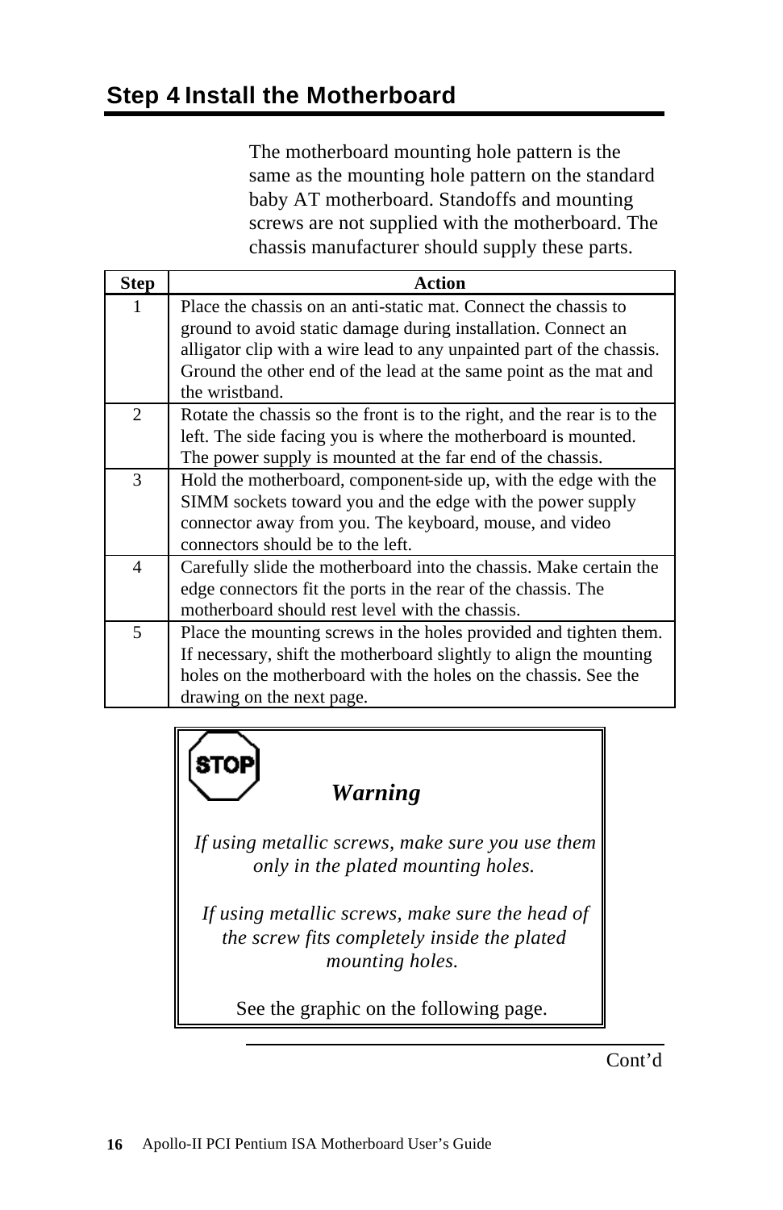## Step 4 Install the Motherboard

The motherboard mounting hole pattern is the same as the mounting hole pattern on the standard baby AT motherboard. Standoffs and mounting screws are not supplied with the motherboard. The chassis manufacturer should supply these parts.

| Step | Action |
|---|---|
| 1 | Place the chassis on an anti-static mat. Connect the chassis to ground to avoid static damage during installation. Connect an alligator clip with a wire lead to any unpainted part of the chassis. Ground the other end of the lead at the same point as the mat and the wristband. |
| 2 | Rotate the chassis so the front is to the right, and the rear is to the left. The side facing you is where the motherboard is mounted. The power supply is mounted at the far end of the chassis. |
| 3 | Hold the motherboard, component-side up, with the edge with the SIMM sockets toward you and the edge with the power supply connector away from you. The keyboard, mouse, and video connectors should be to the left. |
| 4 | Carefully slide the motherboard into the chassis. Make certain the edge connectors fit the ports in the rear of the chassis. The motherboard should rest level with the chassis. |
| 5 | Place the mounting screws in the holes provided and tighten them. If necessary, shift the motherboard slightly to align the mounting holes on the motherboard with the holes on the chassis. See the drawing on the next page. |

STOP

***Warning***

*If using metallic screws, make sure you use them only in the plated mounting holes.*

*If using metallic screws, make sure the head of the screw fits completely inside the plated mounting holes.*

See the graphic on the following page.

Cont'd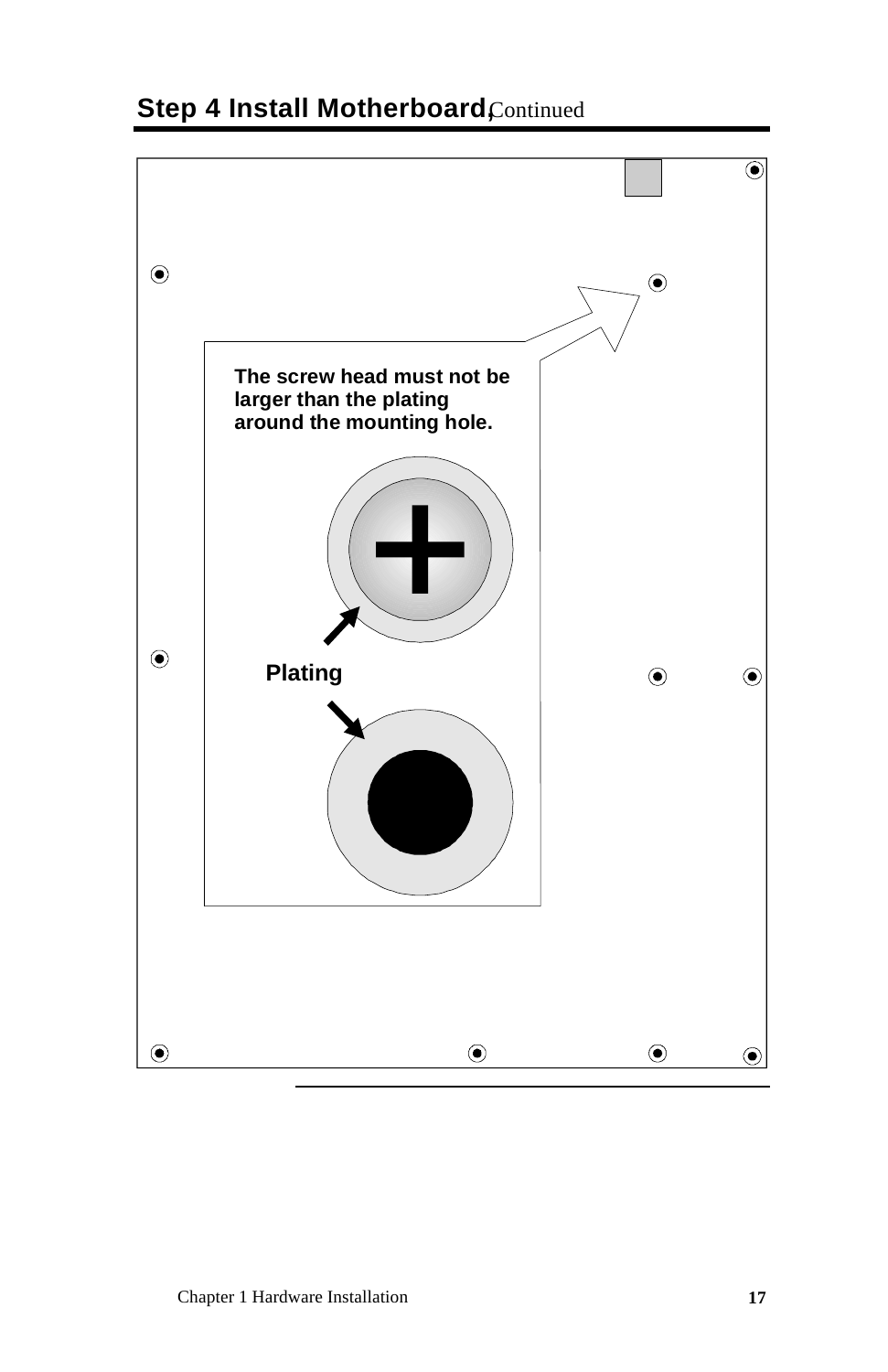## Step 4 Install Motherboard, Continued

The screw head must not be larger than the plating around the mounting hole.

Plating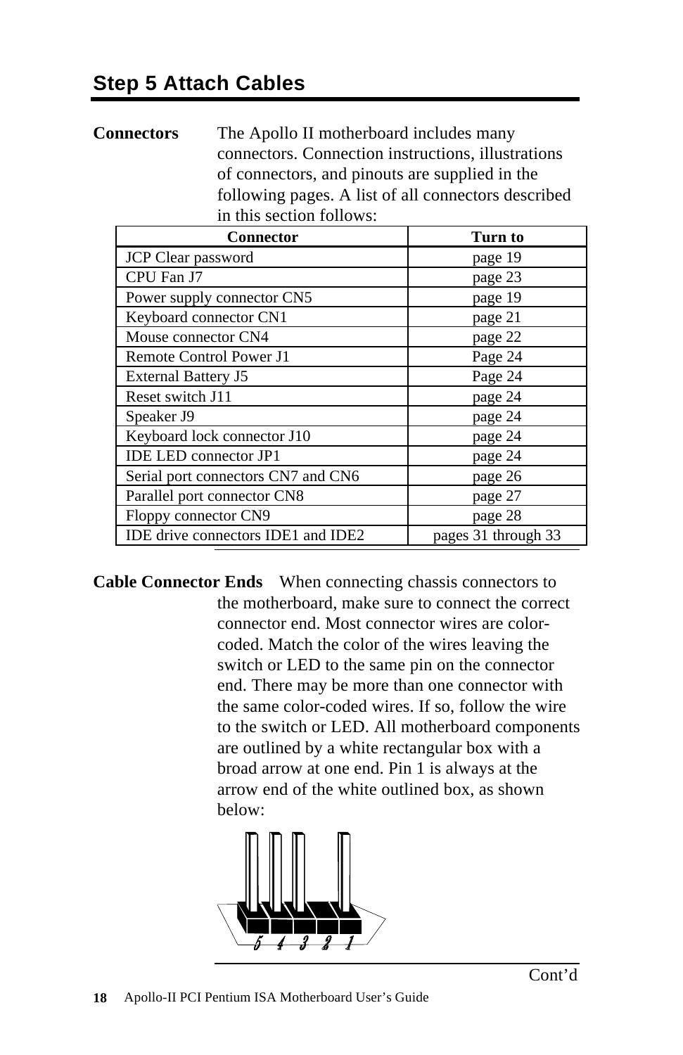## Step 5 Attach Cables

**Connectors** The Apollo II motherboard includes many connectors. Connection instructions, illustrations of connectors, and pinouts are supplied in the following pages. A list of all connectors described in this section follows:

| Connector | Turn to |
|---|---|
| JCP Clear password | page 19 |
| CPU Fan J7 | page 23 |
| Power supply connector CN5 | page 19 |
| Keyboard connector CN1 | page 21 |
| Mouse connector CN4 | page 22 |
| Remote Control Power J1 | Page 24 |
| External Battery J5 | Page 24 |
| Reset switch J11 | page 24 |
| Speaker J9 | page 24 |
| Keyboard lock connector J10 | page 24 |
| IDE LED connector JP1 | page 24 |
| Serial port connectors CN7 and CN6 | page 26 |
| Parallel port connector CN8 | page 27 |
| Floppy connector CN9 | page 28 |
| IDE drive connectors IDE1 and IDE2 | pages 31 through 33 |

**Cable Connector Ends** When connecting chassis connectors to the motherboard, make sure to connect the correct connector end. Most connector wires are color-coded. Match the color of the wires leaving the switch or LED to the same pin on the connector end. There may be more than one connector with the same color-coded wires. If so, follow the wire to the switch or LED. All motherboard components are outlined by a white rectangular box with a broad arrow at one end. Pin 1 is always at the arrow end of the white outlined box, as shown below:

5 4 3 2 1

Cont'd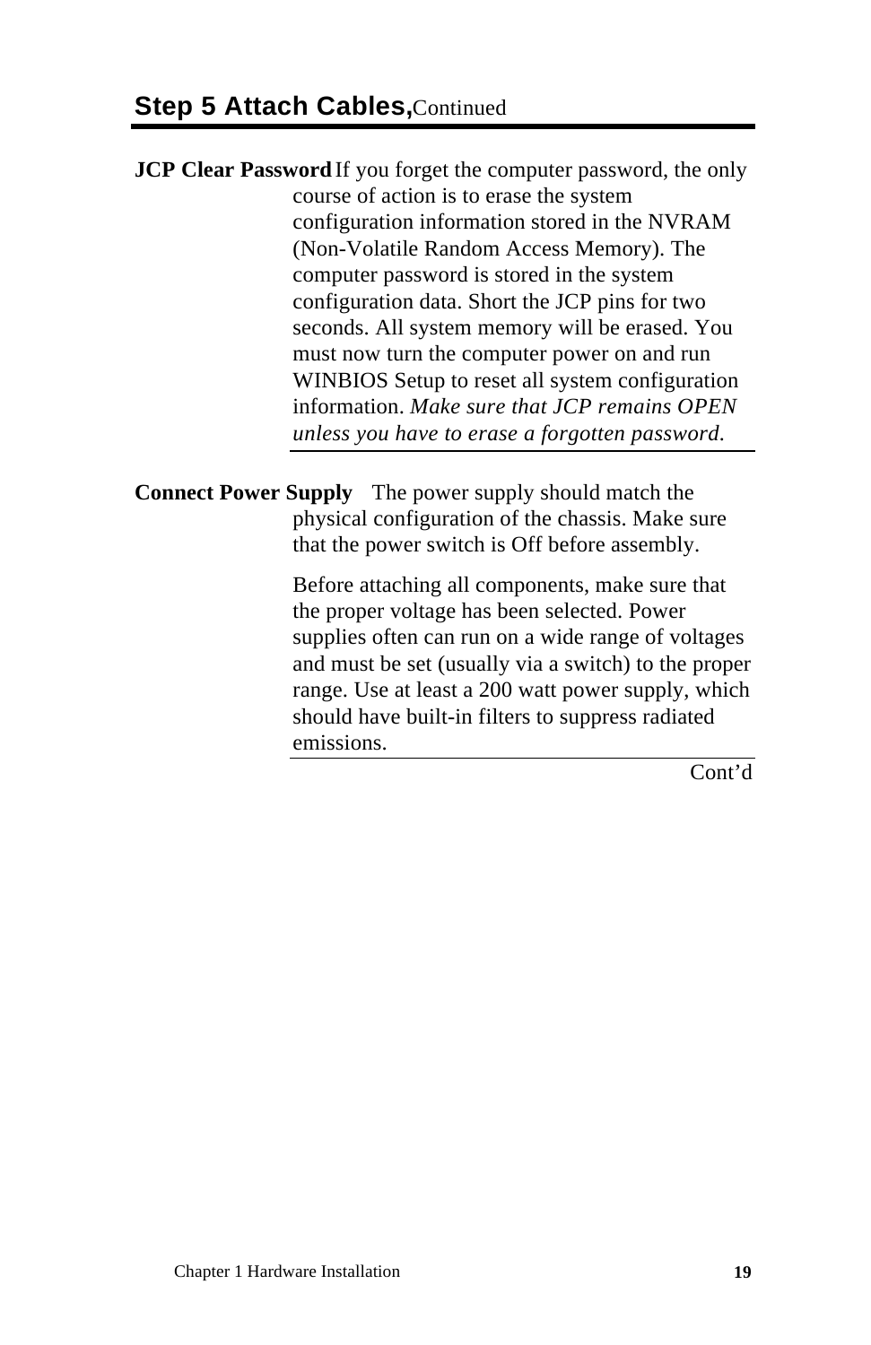## **Step 5 Attach Cables,** Continued

**JCP Clear Password** If you forget the computer password, the only course of action is to erase the system configuration information stored in the NVRAM (Non-Volatile Random Access Memory). The computer password is stored in the system configuration data. Short the JCP pins for two seconds. All system memory will be erased. You must now turn the computer power on and run WINBIOS Setup to reset all system configuration information. *Make sure that JCP remains OPEN unless you have to erase a forgotten password.*

**Connect Power Supply** The power supply should match the physical configuration of the chassis. Make sure that the power switch is Off before assembly.

Before attaching all components, make sure that the proper voltage has been selected. Power supplies often can run on a wide range of voltages and must be set (usually via a switch) to the proper range. Use at least a 200 watt power supply, which should have built-in filters to suppress radiated emissions.

Cont’d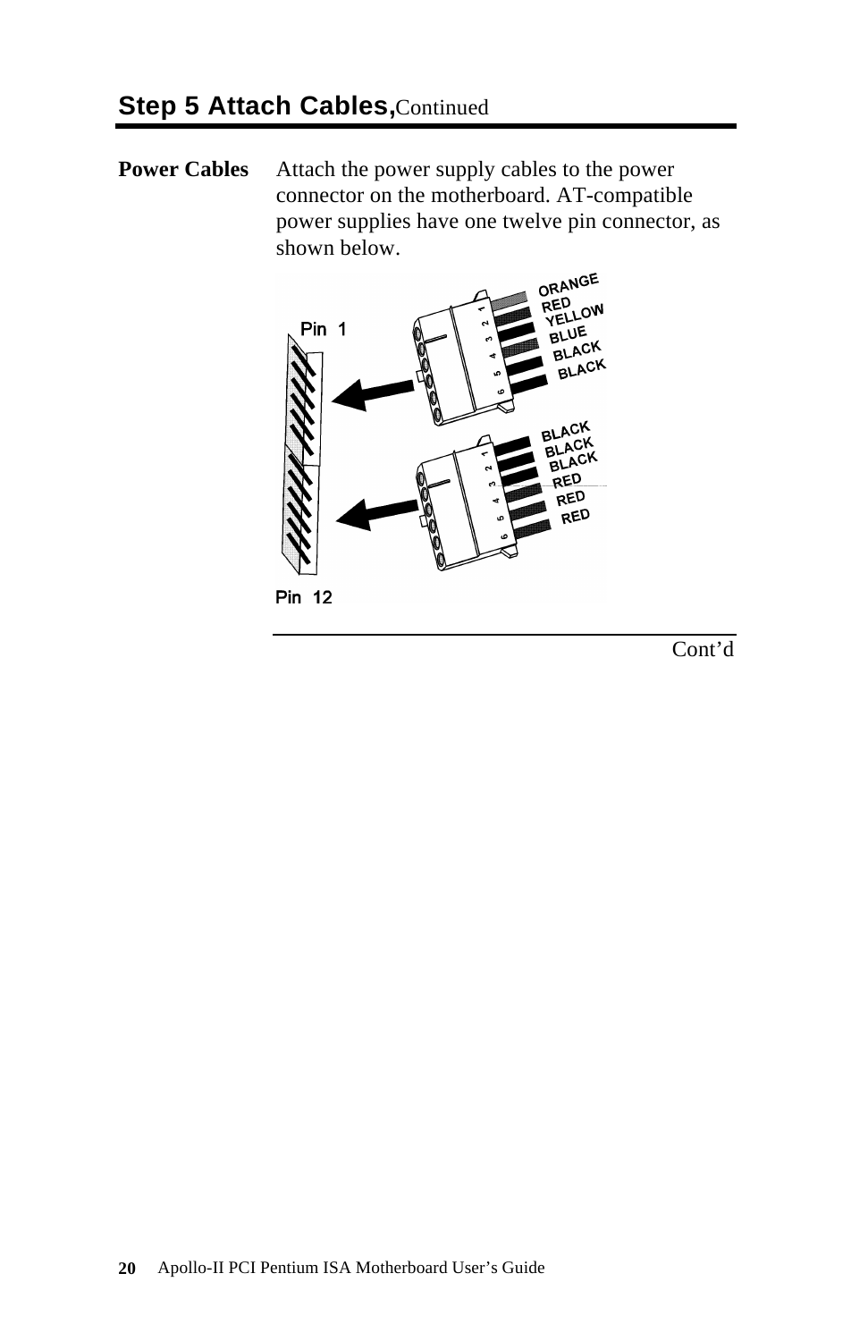## Step 5 Attach Cables, Continued

**Power Cables**

Attach the power supply cables to the power connector on the motherboard. AT-compatible power supplies have one twelve pin connector, as shown below.

Pin 1

ORANGE
RED
YELLOW
BLUE
BLACK
BLACK

BLACK
BLACK
BLACK
RED
RED
RED

Pin 12

Cont'd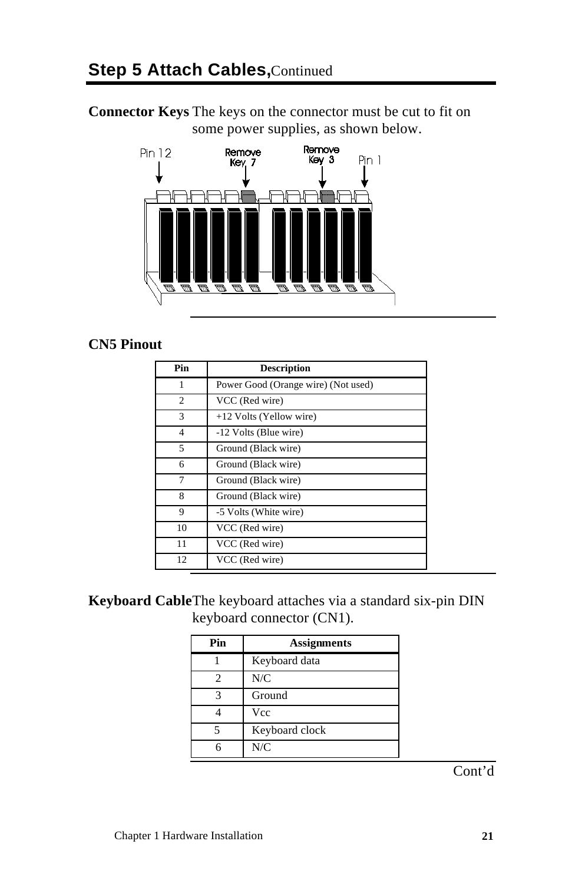## Step 5 Attach Cables, Continued

**Connector Keys** The keys on the connector must be cut to fit on some power supplies, as shown below.

Pin 12 | Remove Key 7 | Remove Key 3 | Pin 1

### CN5 Pinout

| Pin | Description |
|---|---|
| 1 | Power Good (Orange wire) (Not used) |
| 2 | VCC (Red wire) |
| 3 | +12 Volts (Yellow wire) |
| 4 | -12 Volts (Blue wire) |
| 5 | Ground (Black wire) |
| 6 | Ground (Black wire) |
| 7 | Ground (Black wire) |
| 8 | Ground (Black wire) |
| 9 | -5 Volts (White wire) |
| 10 | VCC (Red wire) |
| 11 | VCC (Red wire) |
| 12 | VCC (Red wire) |

**Keyboard Cable** The keyboard attaches via a standard six-pin DIN keyboard connector (CN1).

| Pin | Assignments |
|---|---|
| 1 | Keyboard data |
| 2 | N/C |
| 3 | Ground |
| 4 | Vcc |
| 5 | Keyboard clock |
| 6 | N/C |

Cont'd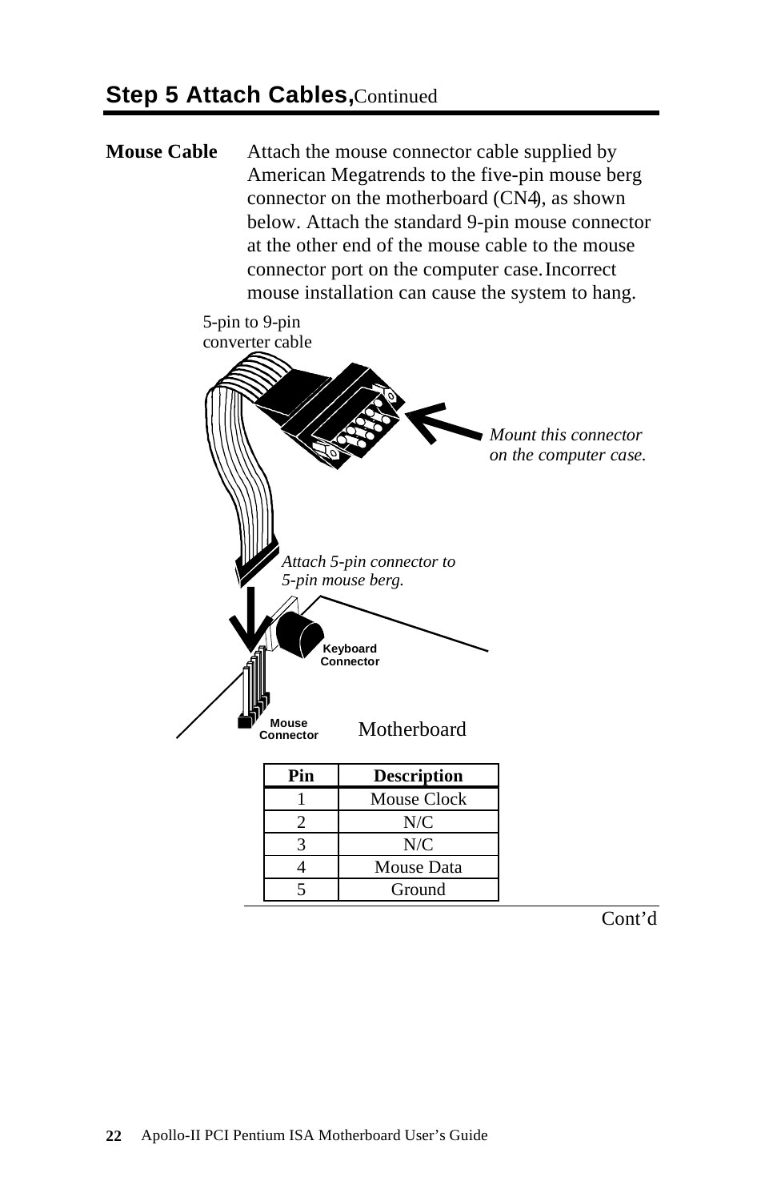## Step 5 Attach Cables, Continued

**Mouse Cable** Attach the mouse connector cable supplied by American Megatrends to the five-pin mouse berg connector on the motherboard (CN4), as shown below. Attach the standard 9-pin mouse connector at the other end of the mouse cable to the mouse connector port on the computer case. Incorrect mouse installation can cause the system to hang.

5-pin to 9-pin converter cable

*Mount this connector on the computer case.*

*Attach 5-pin connector to 5-pin mouse berg.*

Keyboard Connector

Mouse Connector

Motherboard

| Pin | Description |
|---|---|
| 1 | Mouse Clock |
| 2 | N/C |
| 3 | N/C |
| 4 | Mouse Data |
| 5 | Ground |

Cont'd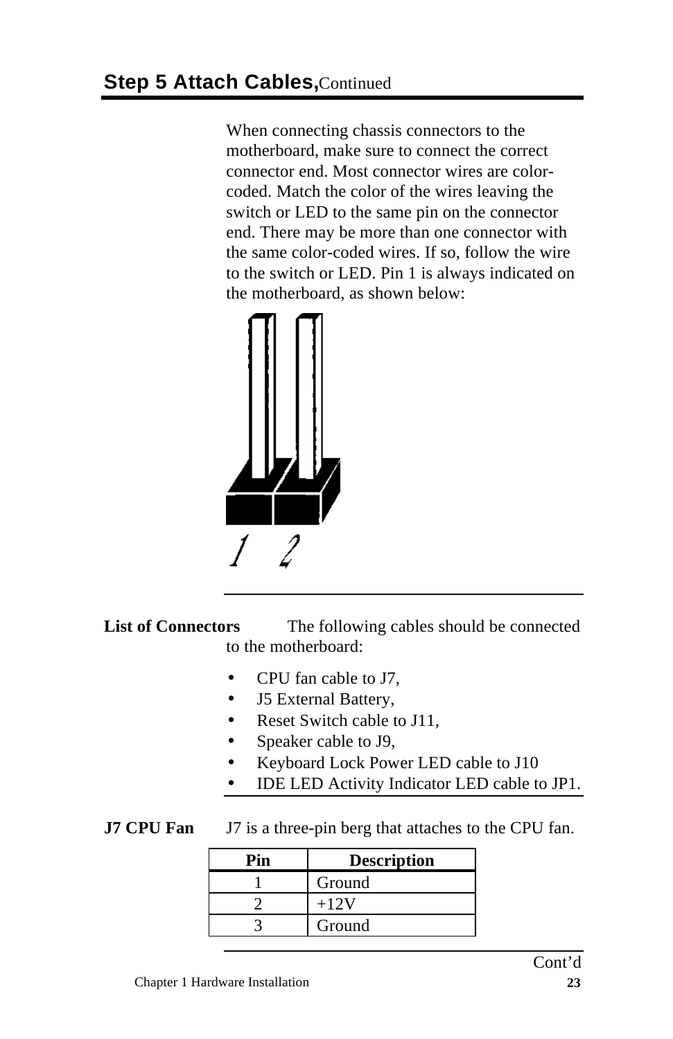## Step 5 Attach Cables, Continued

When connecting chassis connectors to the motherboard, make sure to connect the correct connector end. Most connector wires are color-coded. Match the color of the wires leaving the switch or LED to the same pin on the connector end. There may be more than one connector with the same color-coded wires. If so, follow the wire to the switch or LED. Pin 1 is always indicated on the motherboard, as shown below:

1 2

---

**List of Connectors** The following cables should be connected to the motherboard:

- CPU fan cable to J7,
- J5 External Battery,
- Reset Switch cable to J11,
- Speaker cable to J9,
- Keyboard Lock Power LED cable to J10
- IDE LED Activity Indicator LED cable to JP1.

**J7 CPU Fan** J7 is a three-pin berg that attaches to the CPU fan.

| Pin | Description |
|---|---|
| 1 | Ground |
| 2 | +12V |
| 3 | Ground |

Cont'd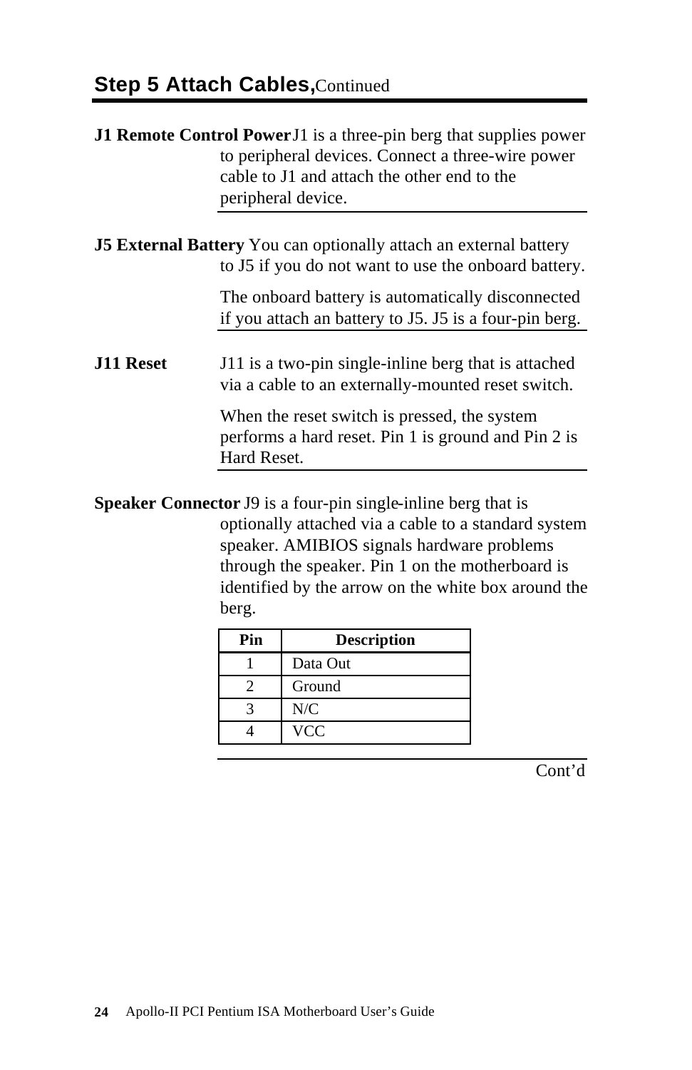## Step 5 Attach Cables, Continued

**J1 Remote Control Power** J1 is a three-pin berg that supplies power to peripheral devices. Connect a three-wire power cable to J1 and attach the other end to the peripheral device.

**J5 External Battery** You can optionally attach an external battery to J5 if you do not want to use the onboard battery.

The onboard battery is automatically disconnected if you attach an battery to J5. J5 is a four-pin berg.

**J11 Reset** J11 is a two-pin single-inline berg that is attached via a cable to an externally-mounted reset switch.

When the reset switch is pressed, the system performs a hard reset. Pin 1 is ground and Pin 2 is Hard Reset.

**Speaker Connector** J9 is a four-pin single-inline berg that is optionally attached via a cable to a standard system speaker. AMIBIOS signals hardware problems through the speaker. Pin 1 on the motherboard is identified by the arrow on the white box around the berg.

| Pin | Description |
|---|---|
| 1 | Data Out |
| 2 | Ground |
| 3 | N/C |
| 4 | VCC |

Cont'd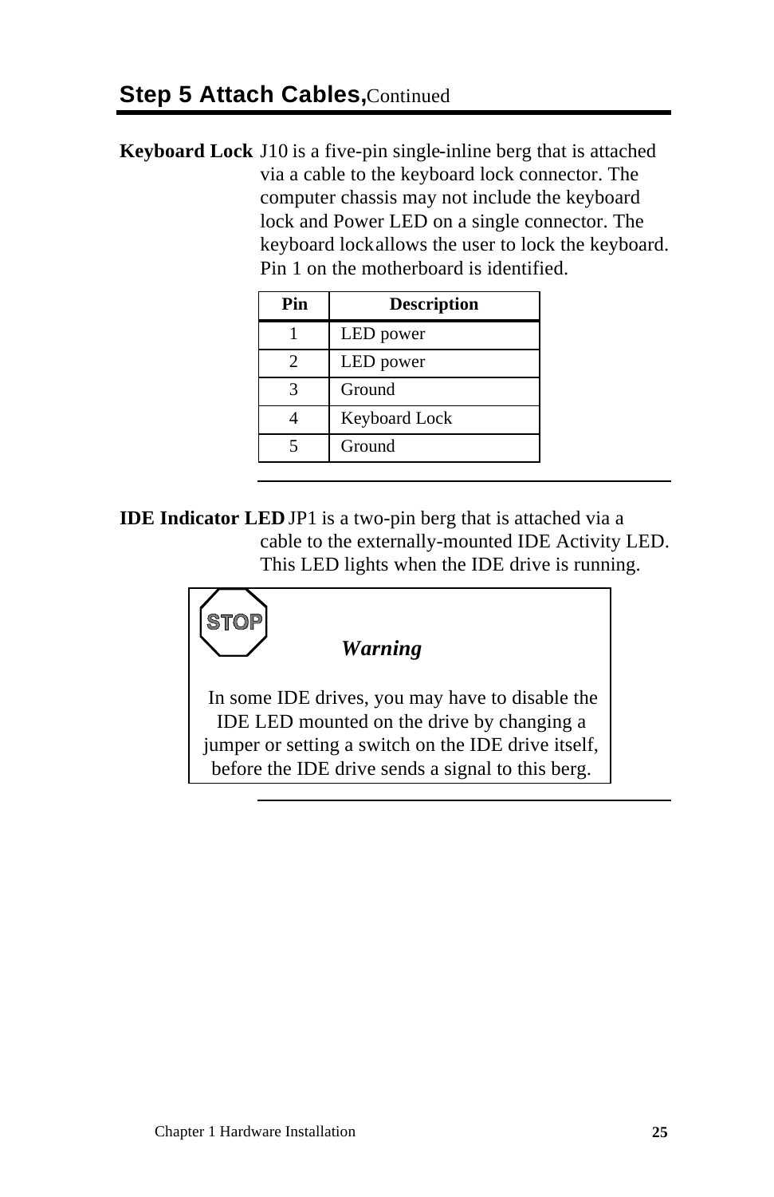## Step 5 Attach Cables, Continued

**Keyboard Lock** J10 is a five-pin single-inline berg that is attached via a cable to the keyboard lock connector. The computer chassis may not include the keyboard lock and Power LED on a single connector. The keyboard lock allows the user to lock the keyboard. Pin 1 on the motherboard is identified.

| Pin | Description |
|---|---|
| 1 | LED power |
| 2 | LED power |
| 3 | Ground |
| 4 | Keyboard Lock |
| 5 | Ground |

**IDE Indicator LED** JP1 is a two-pin berg that is attached via a cable to the externally-mounted IDE Activity LED. This LED lights when the IDE drive is running.

STOP

***Warning***

In some IDE drives, you may have to disable the IDE LED mounted on the drive by changing a jumper or setting a switch on the IDE drive itself, before the IDE drive sends a signal to this berg.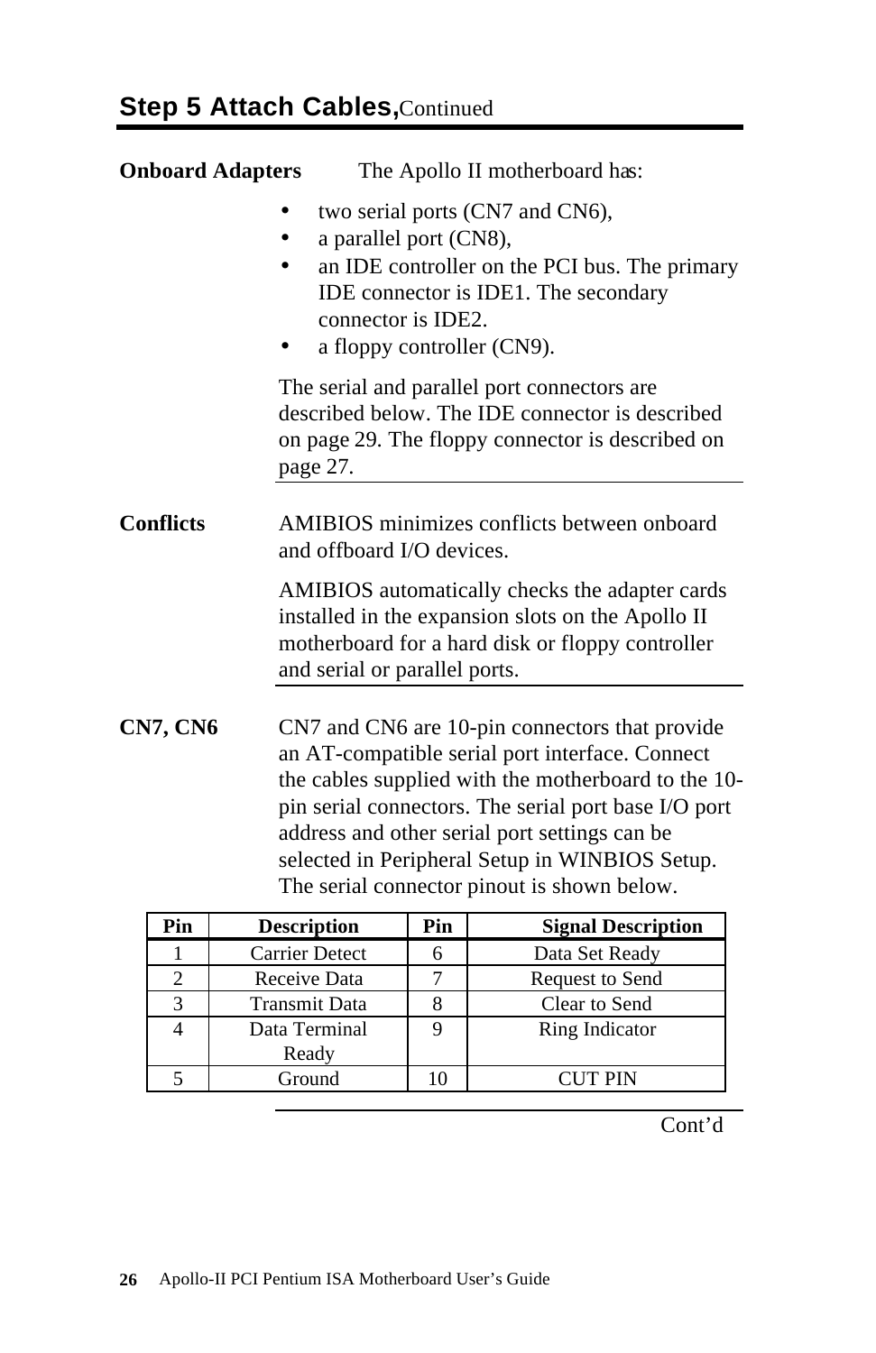## Step 5 Attach Cables, Continued

**Onboard Adapters** The Apollo II motherboard has:

- two serial ports (CN7 and CN6),
- a parallel port (CN8),
- an IDE controller on the PCI bus. The primary IDE connector is IDE1. The secondary connector is IDE2.
- a floppy controller (CN9).

The serial and parallel port connectors are described below. The IDE connector is described on page 29. The floppy connector is described on page 27.

**Conflicts** AMIBIOS minimizes conflicts between onboard and offboard I/O devices.

AMIBIOS automatically checks the adapter cards installed in the expansion slots on the Apollo II motherboard for a hard disk or floppy controller and serial or parallel ports.

**CN7, CN6** CN7 and CN6 are 10-pin connectors that provide an AT-compatible serial port interface. Connect the cables supplied with the motherboard to the 10-pin serial connectors. The serial port base I/O port address and other serial port settings can be selected in Peripheral Setup in WINBIOS Setup. The serial connector pinout is shown below.

| Pin | Description | Pin | Signal Description |
|---|---|---|---|
| 1 | Carrier Detect | 6 | Data Set Ready |
| 2 | Receive Data | 7 | Request to Send |
| 3 | Transmit Data | 8 | Clear to Send |
| 4 | Data Terminal Ready | 9 | Ring Indicator |
| 5 | Ground | 10 | CUT PIN |

Cont'd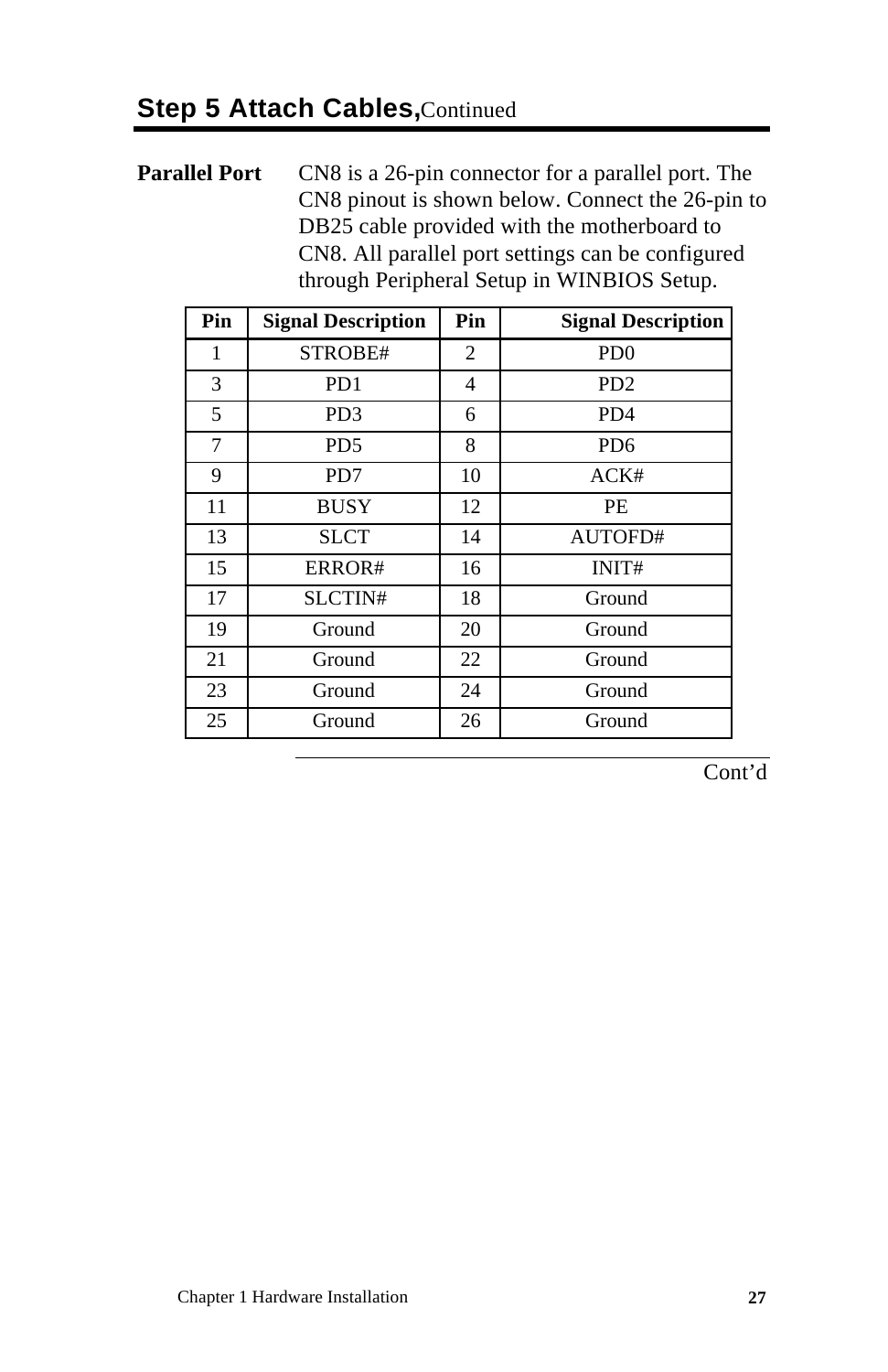## Step 5 Attach Cables, Continued

**Parallel Port** CN8 is a 26-pin connector for a parallel port. The CN8 pinout is shown below. Connect the 26-pin to DB25 cable provided with the motherboard to CN8. All parallel port settings can be configured through Peripheral Setup in WINBIOS Setup.

| Pin | Signal Description | Pin | Signal Description |
|---|---|---|---|
| 1 | STROBE# | 2 | PD0 |
| 3 | PD1 | 4 | PD2 |
| 5 | PD3 | 6 | PD4 |
| 7 | PD5 | 8 | PD6 |
| 9 | PD7 | 10 | ACK# |
| 11 | BUSY | 12 | PE |
| 13 | SLCT | 14 | AUTOFD# |
| 15 | ERROR# | 16 | INIT# |
| 17 | SLCTIN# | 18 | Ground |
| 19 | Ground | 20 | Ground |
| 21 | Ground | 22 | Ground |
| 23 | Ground | 24 | Ground |
| 25 | Ground | 26 | Ground |

Cont'd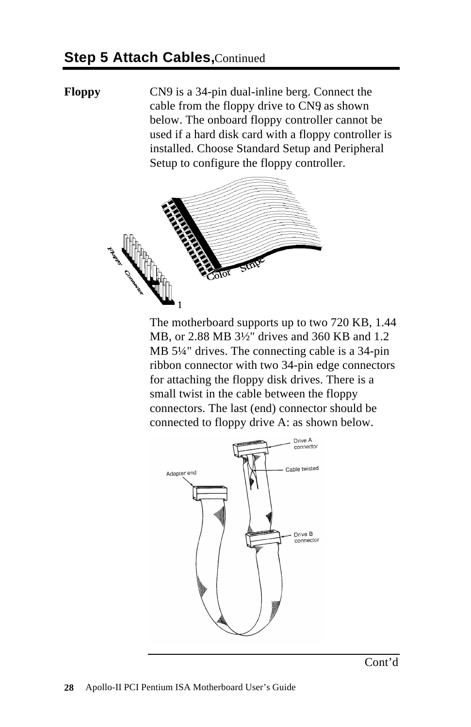## Step 5 Attach Cables, Continued

**Floppy**

CN9 is a 34-pin dual-inline berg. Connect the cable from the floppy drive to CN9 as shown below. The onboard floppy controller cannot be used if a hard disk card with a floppy controller is installed. Choose Standard Setup and Peripheral Setup to configure the floppy controller.

The motherboard supports up to two 720 KB, 1.44 MB, or 2.88 MB 3½" drives and 360 KB and 1.2 MB 5¼" drives. The connecting cable is a 34-pin ribbon connector with two 34-pin edge connectors for attaching the floppy disk drives. There is a small twist in the cable between the floppy connectors. The last (end) connector should be connected to floppy drive A: as shown below.

Cont'd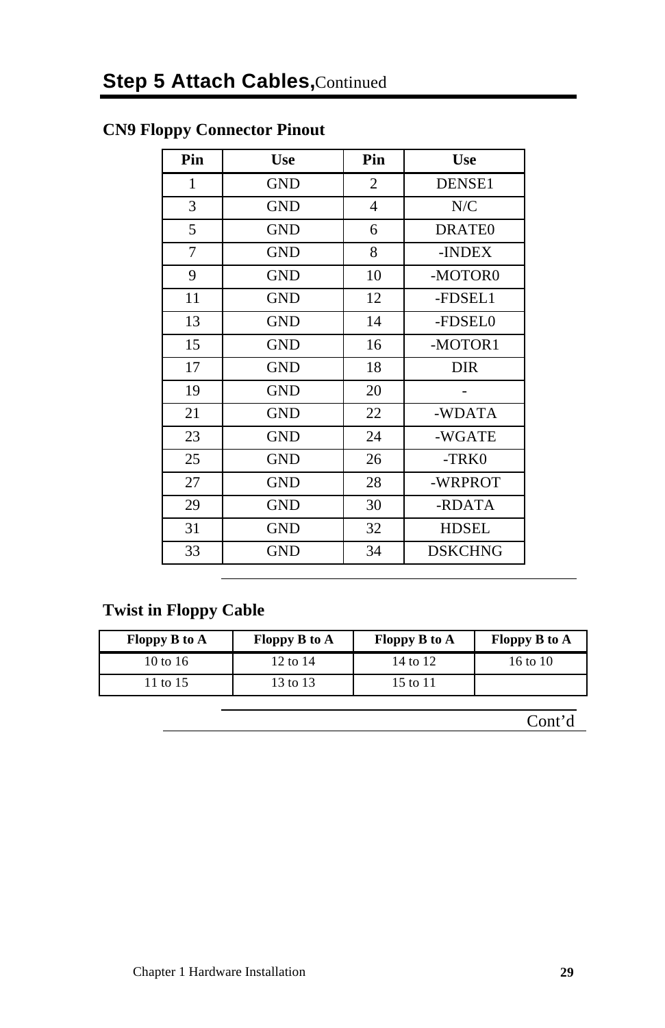## Step 5 Attach Cables, Continued

### CN9 Floppy Connector Pinout

| Pin | Use | Pin | Use |
|---|---|---|---|
| 1 | GND | 2 | DENSE1 |
| 3 | GND | 4 | N/C |
| 5 | GND | 6 | DRATE0 |
| 7 | GND | 8 | -INDEX |
| 9 | GND | 10 | -MOTOR0 |
| 11 | GND | 12 | -FDSEL1 |
| 13 | GND | 14 | -FDSEL0 |
| 15 | GND | 16 | -MOTOR1 |
| 17 | GND | 18 | DIR |
| 19 | GND | 20 | - |
| 21 | GND | 22 | -WDATA |
| 23 | GND | 24 | -WGATE |
| 25 | GND | 26 | -TRK0 |
| 27 | GND | 28 | -WRPROT |
| 29 | GND | 30 | -RDATA |
| 31 | GND | 32 | HDSEL |
| 33 | GND | 34 | DSKCHNG |

### Twist in Floppy Cable

| Floppy B to A | Floppy B to A | Floppy B to A | Floppy B to A |
|---|---|---|---|
| 10 to 16 | 12 to 14 | 14 to 12 | 16 to 10 |
| 11 to 15 | 13 to 13 | 15 to 11 | |

Cont'd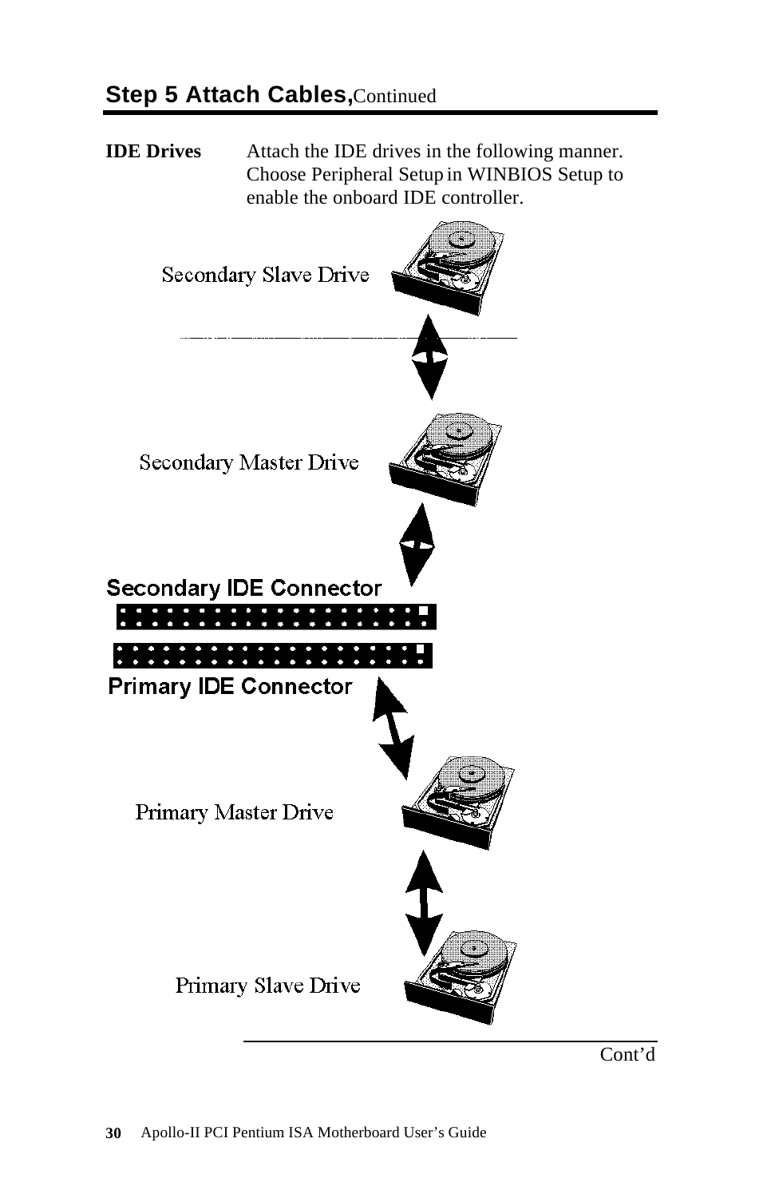## Step 5 Attach Cables, Continued

**IDE Drives** Attach the IDE drives in the following manner. Choose Peripheral Setup in WINBIOS Setup to enable the onboard IDE controller.

Secondary Slave Drive

Secondary Master Drive

Secondary IDE Connector

Primary IDE Connector

Primary Master Drive

Primary Slave Drive

Cont'd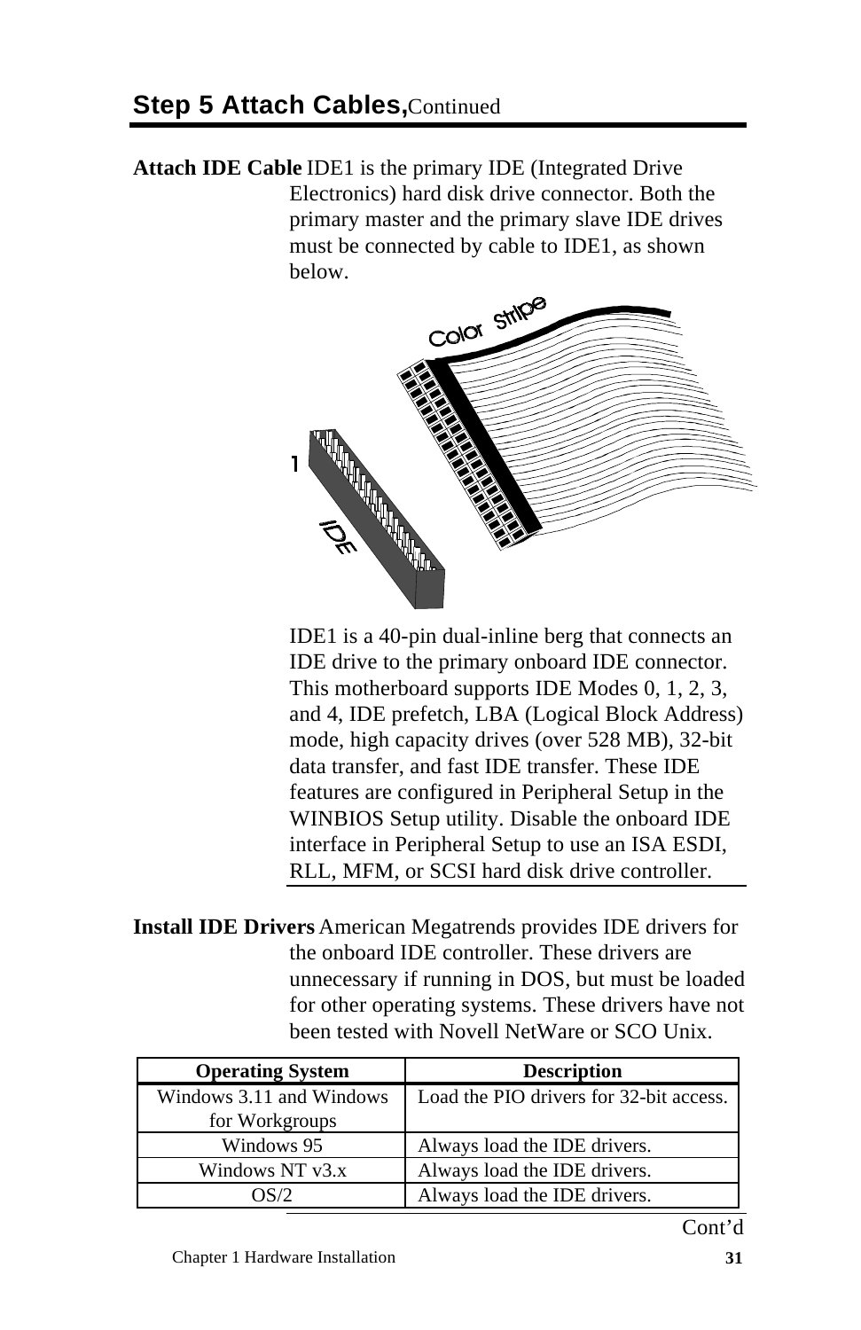## Step 5 Attach Cables, Continued

**Attach IDE Cable** IDE1 is the primary IDE (Integrated Drive Electronics) hard disk drive connector. Both the primary master and the primary slave IDE drives must be connected by cable to IDE1, as shown below.

IDE1 is a 40-pin dual-inline berg that connects an IDE drive to the primary onboard IDE connector. This motherboard supports IDE Modes 0, 1, 2, 3, and 4, IDE prefetch, LBA (Logical Block Address) mode, high capacity drives (over 528 MB), 32-bit data transfer, and fast IDE transfer. These IDE features are configured in Peripheral Setup in the WINBIOS Setup utility. Disable the onboard IDE interface in Peripheral Setup to use an ISA ESDI, RLL, MFM, or SCSI hard disk drive controller.

**Install IDE Drivers** American Megatrends provides IDE drivers for the onboard IDE controller. These drivers are unnecessary if running in DOS, but must be loaded for other operating systems. These drivers have not been tested with Novell NetWare or SCO Unix.

| Operating System | Description |
|---|---|
| Windows 3.11 and Windows for Workgroups | Load the PIO drivers for 32-bit access. |
| Windows 95 | Always load the IDE drivers. |
| Windows NT v3.x | Always load the IDE drivers. |
| OS/2 | Always load the IDE drivers. |

Cont'd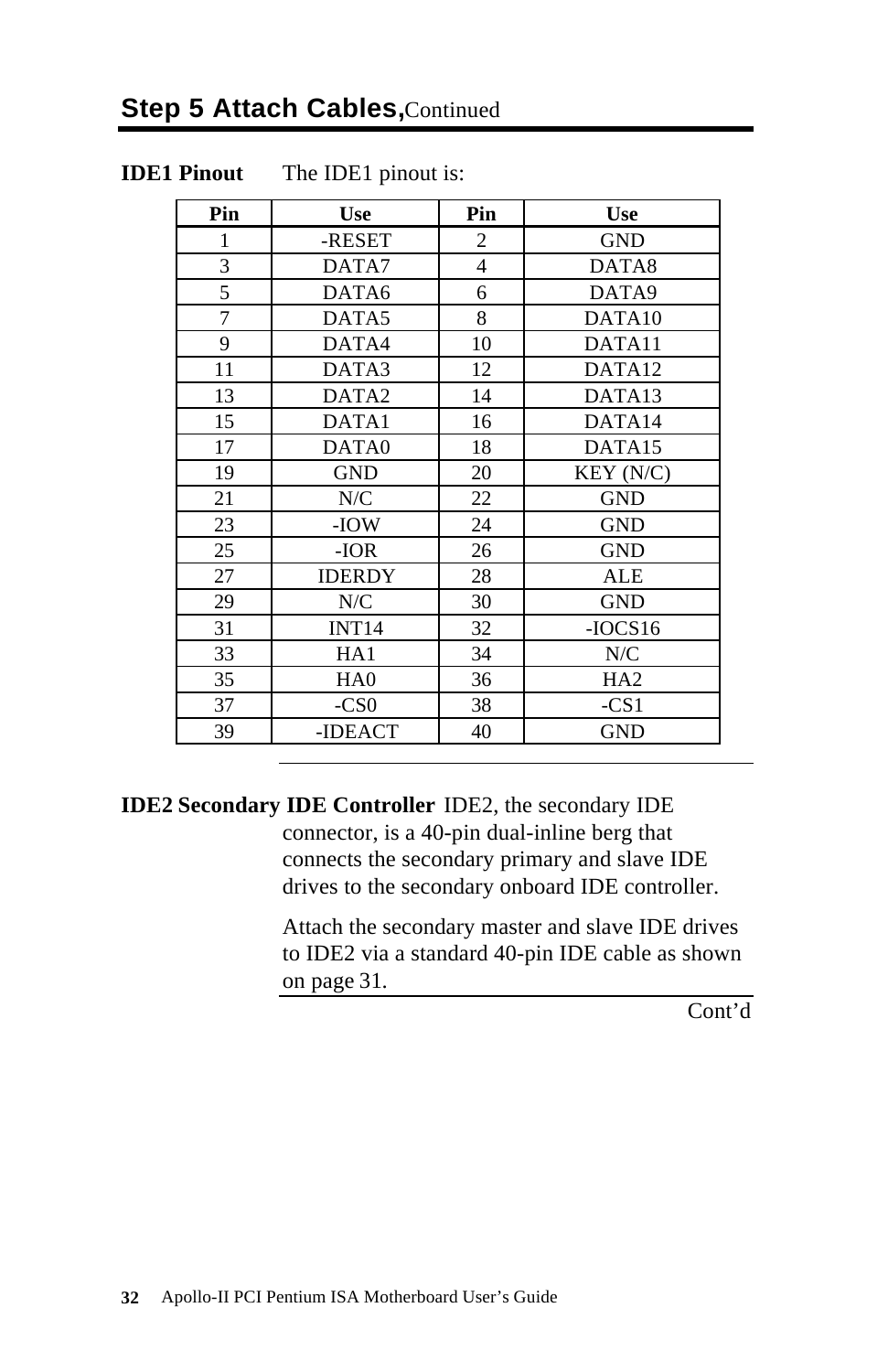## Step 5 Attach Cables, Continued

**IDE1 Pinout** The IDE1 pinout is:

| Pin | Use | Pin | Use |
|---|---|---|---|
| 1 | -RESET | 2 | GND |
| 3 | DATA7 | 4 | DATA8 |
| 5 | DATA6 | 6 | DATA9 |
| 7 | DATA5 | 8 | DATA10 |
| 9 | DATA4 | 10 | DATA11 |
| 11 | DATA3 | 12 | DATA12 |
| 13 | DATA2 | 14 | DATA13 |
| 15 | DATA1 | 16 | DATA14 |
| 17 | DATA0 | 18 | DATA15 |
| 19 | GND | 20 | KEY (N/C) |
| 21 | N/C | 22 | GND |
| 23 | -IOW | 24 | GND |
| 25 | -IOR | 26 | GND |
| 27 | IDERDY | 28 | ALE |
| 29 | N/C | 30 | GND |
| 31 | INT14 | 32 | -IOCS16 |
| 33 | HA1 | 34 | N/C |
| 35 | HA0 | 36 | HA2 |
| 37 | -CS0 | 38 | -CS1 |
| 39 | -IDEACT | 40 | GND |

**IDE2 Secondary IDE Controller** IDE2, the secondary IDE connector, is a 40-pin dual-inline berg that connects the secondary primary and slave IDE drives to the secondary onboard IDE controller.

Attach the secondary master and slave IDE drives to IDE2 via a standard 40-pin IDE cable as shown on page 31.

Cont'd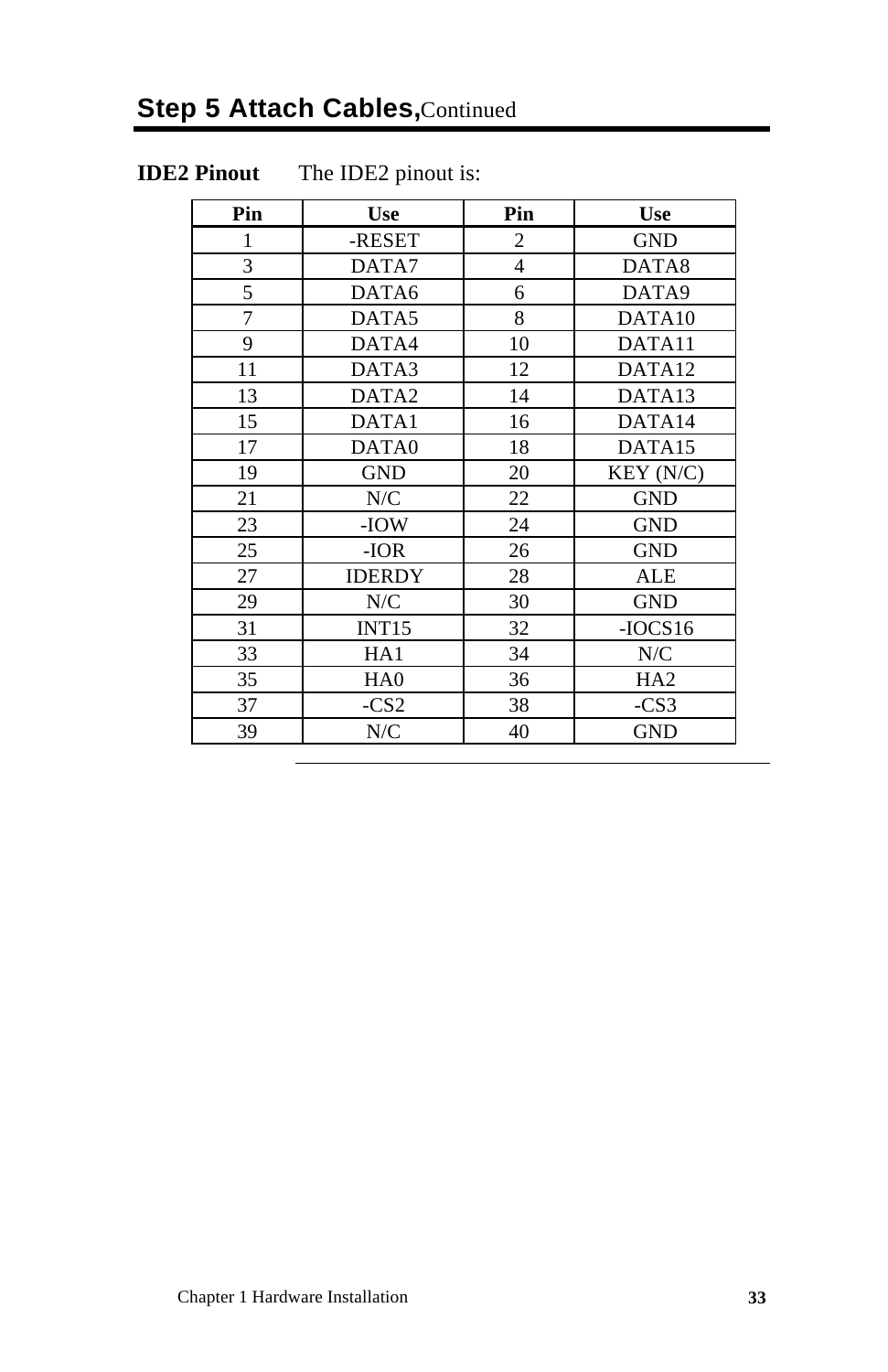## Step 5 Attach Cables, Continued

**IDE2 Pinout** The IDE2 pinout is:

| Pin | Use | Pin | Use |
|---|---|---|---|
| 1 | -RESET | 2 | GND |
| 3 | DATA7 | 4 | DATA8 |
| 5 | DATA6 | 6 | DATA9 |
| 7 | DATA5 | 8 | DATA10 |
| 9 | DATA4 | 10 | DATA11 |
| 11 | DATA3 | 12 | DATA12 |
| 13 | DATA2 | 14 | DATA13 |
| 15 | DATA1 | 16 | DATA14 |
| 17 | DATA0 | 18 | DATA15 |
| 19 | GND | 20 | KEY (N/C) |
| 21 | N/C | 22 | GND |
| 23 | -IOW | 24 | GND |
| 25 | -IOR | 26 | GND |
| 27 | IDERDY | 28 | ALE |
| 29 | N/C | 30 | GND |
| 31 | INT15 | 32 | -IOCS16 |
| 33 | HA1 | 34 | N/C |
| 35 | HA0 | 36 | HA2 |
| 37 | -CS2 | 38 | -CS3 |
| 39 | N/C | 40 | GND |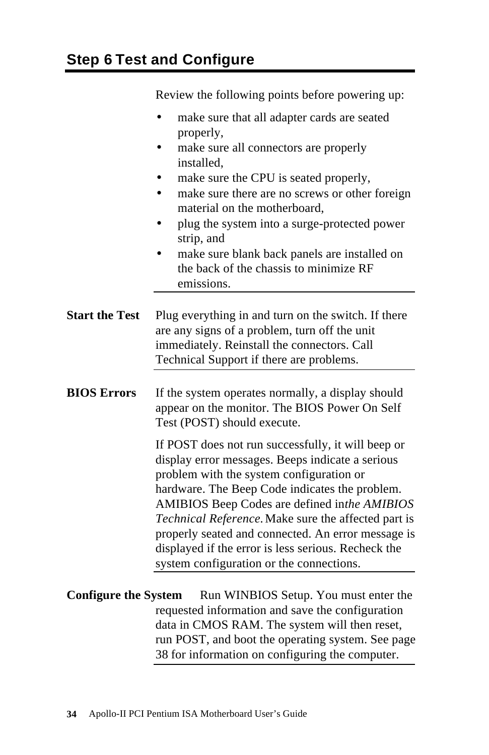## Step 6 Test and Configure

Review the following points before powering up:

- make sure that all adapter cards are seated properly,
- make sure all connectors are properly installed,
- make sure the CPU is seated properly,
- make sure there are no screws or other foreign material on the motherboard,
- plug the system into a surge-protected power strip, and
- make sure blank back panels are installed on the back of the chassis to minimize RF emissions.

**Start the Test** Plug everything in and turn on the switch. If there are any signs of a problem, turn off the unit immediately. Reinstall the connectors. Call Technical Support if there are problems.

**BIOS Errors** If the system operates normally, a display should appear on the monitor. The BIOS Power On Self Test (POST) should execute.

If POST does not run successfully, it will beep or display error messages. Beeps indicate a serious problem with the system configuration or hardware. The Beep Code indicates the problem. AMIBIOS Beep Codes are defined in *the AMIBIOS Technical Reference.* Make sure the affected part is properly seated and connected. An error message is displayed if the error is less serious. Recheck the system configuration or the connections.

**Configure the System** Run WINBIOS Setup. You must enter the requested information and save the configuration data in CMOS RAM. The system will then reset, run POST, and boot the operating system. See page 38 for information on configuring the computer.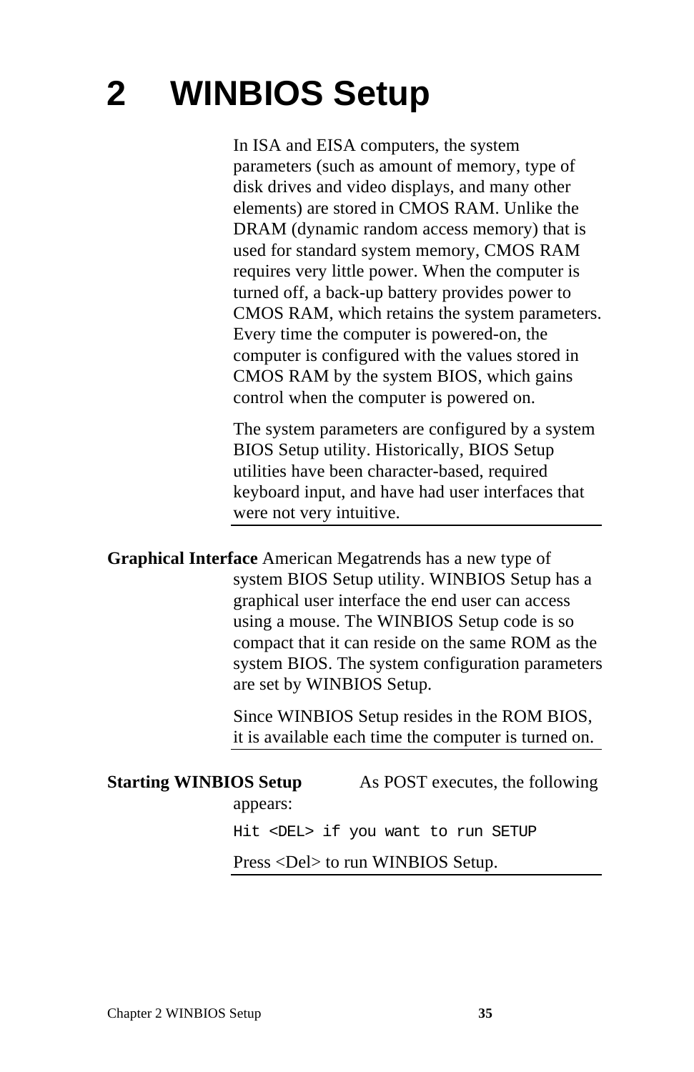# 2 WINBIOS Setup

In ISA and EISA computers, the system parameters (such as amount of memory, type of disk drives and video displays, and many other elements) are stored in CMOS RAM. Unlike the DRAM (dynamic random access memory) that is used for standard system memory, CMOS RAM requires very little power. When the computer is turned off, a back-up battery provides power to CMOS RAM, which retains the system parameters. Every time the computer is powered-on, the computer is configured with the values stored in CMOS RAM by the system BIOS, which gains control when the computer is powered on.

The system parameters are configured by a system BIOS Setup utility. Historically, BIOS Setup utilities have been character-based, required keyboard input, and have had user interfaces that were not very intuitive.

**Graphical Interface** American Megatrends has a new type of system BIOS Setup utility. WINBIOS Setup has a graphical user interface the end user can access using a mouse. The WINBIOS Setup code is so compact that it can reside on the same ROM as the system BIOS. The system configuration parameters are set by WINBIOS Setup.

Since WINBIOS Setup resides in the ROM BIOS, it is available each time the computer is turned on.

**Starting WINBIOS Setup** As POST executes, the following appears:

```
Hit <DEL> if you want to run SETUP
```

Press <Del> to run WINBIOS Setup.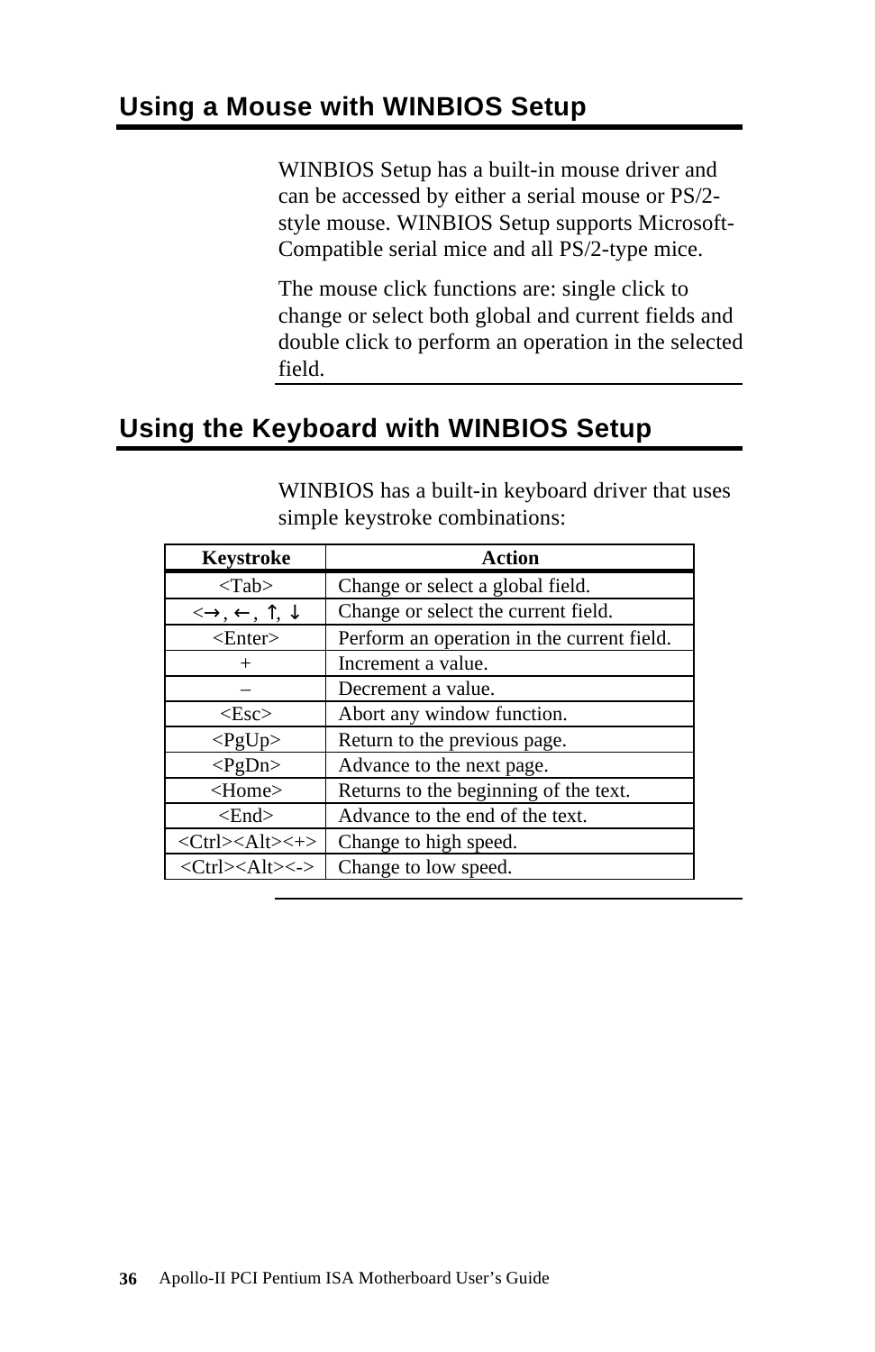## Using a Mouse with WINBIOS Setup

WINBIOS Setup has a built-in mouse driver and can be accessed by either a serial mouse or PS/2-style mouse. WINBIOS Setup supports Microsoft-Compatible serial mice and all PS/2-type mice.

The mouse click functions are: single click to change or select both global and current fields and double click to perform an operation in the selected field.

## Using the Keyboard with WINBIOS Setup

WINBIOS has a built-in keyboard driver that uses simple keystroke combinations:

| Keystroke | Action |
|---|---|
| <Tab> | Change or select a global field. |
| <→, ←, ↑, ↓ | Change or select the current field. |
| <Enter> | Perform an operation in the current field. |
| + | Increment a value. |
| – | Decrement a value. |
| <Esc> | Abort any window function. |
| <PgUp> | Return to the previous page. |
| <PgDn> | Advance to the next page. |
| <Home> | Returns to the beginning of the text. |
| <End> | Advance to the end of the text. |
| <Ctrl><Alt><+> | Change to high speed. |
| <Ctrl><Alt><-> | Change to low speed. |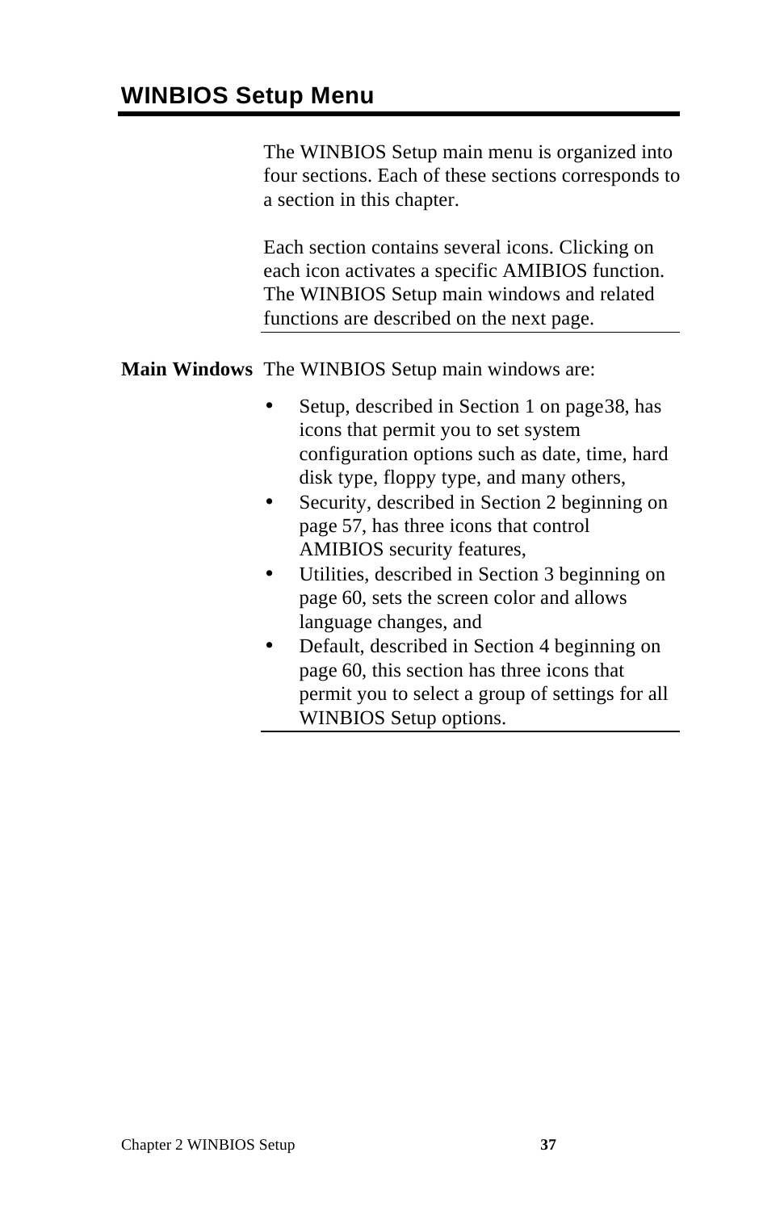## WINBIOS Setup Menu

The WINBIOS Setup main menu is organized into four sections. Each of these sections corresponds to a section in this chapter.

Each section contains several icons. Clicking on each icon activates a specific AMIBIOS function. The WINBIOS Setup main windows and related functions are described on the next page.

**Main Windows** The WINBIOS Setup main windows are:

- Setup, described in Section 1 on page38, has icons that permit you to set system configuration options such as date, time, hard disk type, floppy type, and many others,
- Security, described in Section 2 beginning on page 57, has three icons that control AMIBIOS security features,
- Utilities, described in Section 3 beginning on page 60, sets the screen color and allows language changes, and
- Default, described in Section 4 beginning on page 60, this section has three icons that permit you to select a group of settings for all WINBIOS Setup options.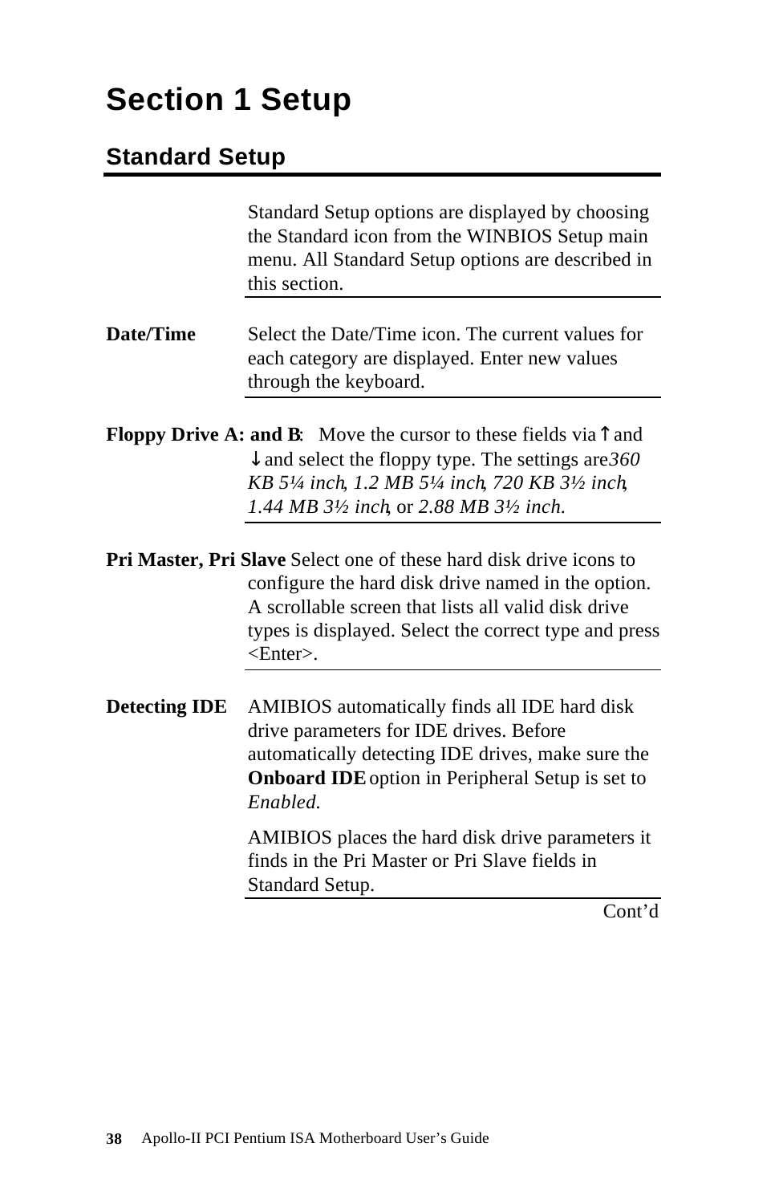# Section 1 Setup

## Standard Setup

Standard Setup options are displayed by choosing the Standard icon from the WINBIOS Setup main menu. All Standard Setup options are described in this section.

**Date/Time** Select the Date/Time icon. The current values for each category are displayed. Enter new values through the keyboard.

**Floppy Drive A: and B**: Move the cursor to these fields via ↑ and ↓ and select the floppy type. The settings are *360 KB 5¼ inch*, *1.2 MB 5¼ inch*, *720 KB 3½ inch*, *1.44 MB 3½ inch*, or *2.88 MB 3½ inch.*

**Pri Master, Pri Slave** Select one of these hard disk drive icons to configure the hard disk drive named in the option. A scrollable screen that lists all valid disk drive types is displayed. Select the correct type and press <Enter>.

**Detecting IDE** AMIBIOS automatically finds all IDE hard disk drive parameters for IDE drives. Before automatically detecting IDE drives, make sure the **Onboard IDE** option in Peripheral Setup is set to *Enabled.*

AMIBIOS places the hard disk drive parameters it finds in the Pri Master or Pri Slave fields in Standard Setup.

Cont'd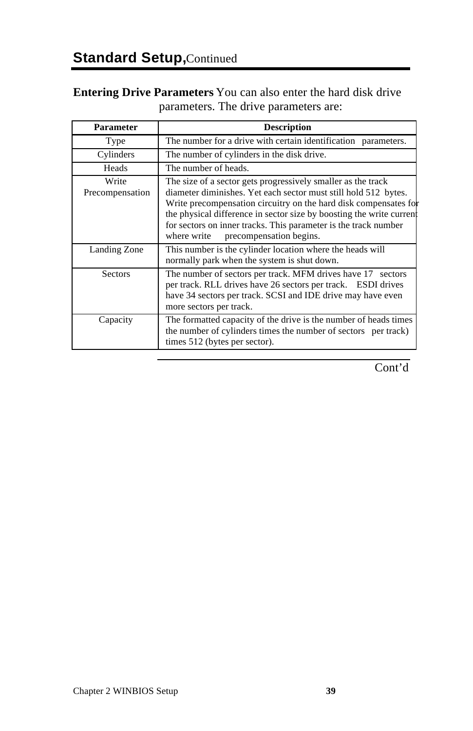## Standard Setup, Continued

**Entering Drive Parameters** You can also enter the hard disk drive parameters. The drive parameters are:

| Parameter | Description |
|---|---|
| Type | The number for a drive with certain identification parameters. |
| Cylinders | The number of cylinders in the disk drive. |
| Heads | The number of heads. |
| Write Precompensation | The size of a sector gets progressively smaller as the track diameter diminishes. Yet each sector must still hold 512 bytes. Write precompensation circuitry on the hard disk compensates for the physical difference in sector size by boosting the write current for sectors on inner tracks. This parameter is the track number where write precompensation begins. |
| Landing Zone | This number is the cylinder location where the heads will normally park when the system is shut down. |
| Sectors | The number of sectors per track. MFM drives have 17 sectors per track. RLL drives have 26 sectors per track. ESDI drives have 34 sectors per track. SCSI and IDE drive may have even more sectors per track. |
| Capacity | The formatted capacity of the drive is the number of heads times the number of cylinders times the number of sectors per track) times 512 (bytes per sector). |

Cont'd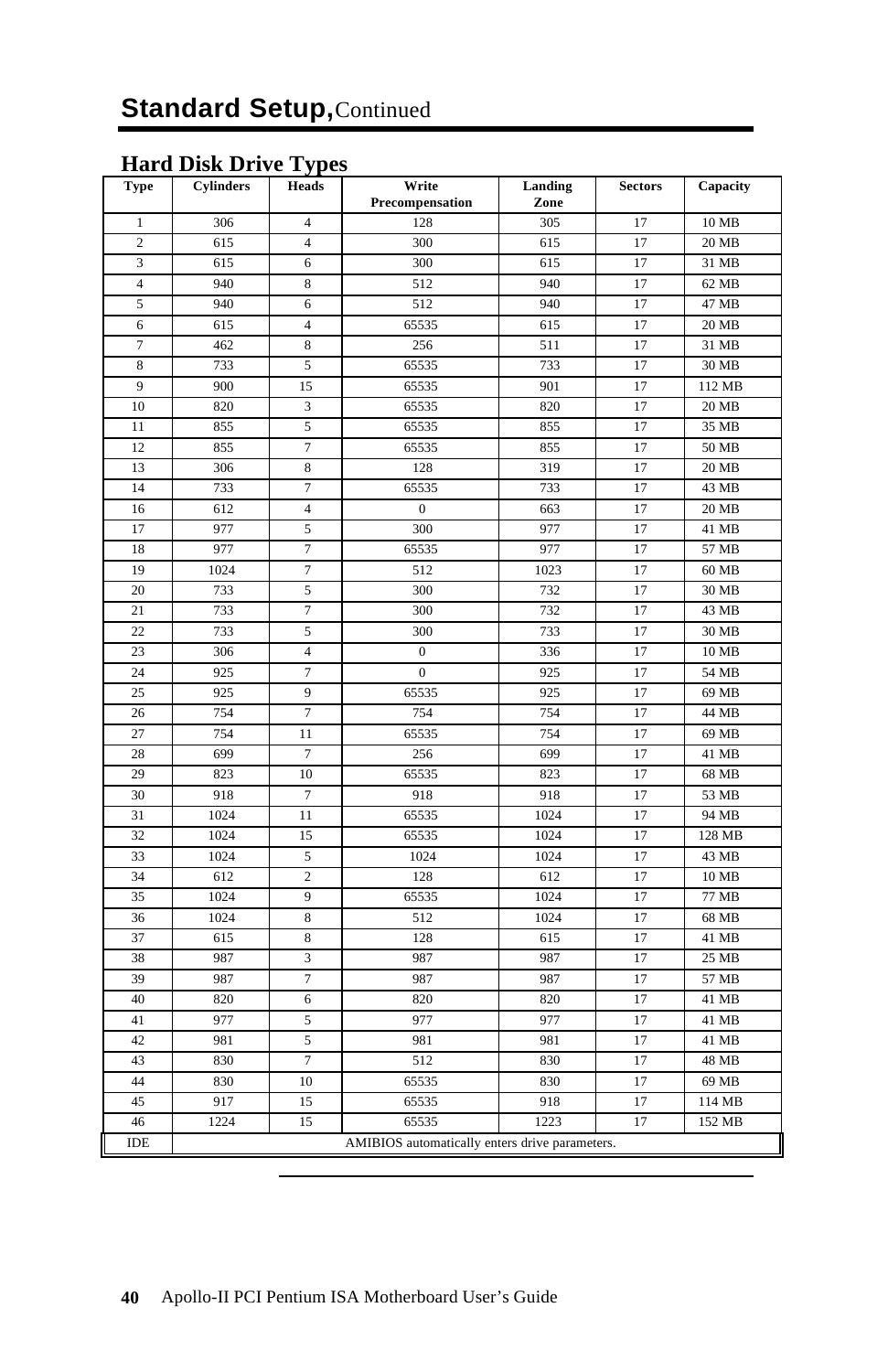# Standard Setup, Continued

## Hard Disk Drive Types

| Type | Cylinders | Heads | Write Precompensation | Landing Zone | Sectors | Capacity |
|---|---|---|---|---|---|---|
| 1 | 306 | 4 | 128 | 305 | 17 | 10 MB |
| 2 | 615 | 4 | 300 | 615 | 17 | 20 MB |
| 3 | 615 | 6 | 300 | 615 | 17 | 31 MB |
| 4 | 940 | 8 | 512 | 940 | 17 | 62 MB |
| 5 | 940 | 6 | 512 | 940 | 17 | 47 MB |
| 6 | 615 | 4 | 65535 | 615 | 17 | 20 MB |
| 7 | 462 | 8 | 256 | 511 | 17 | 31 MB |
| 8 | 733 | 5 | 65535 | 733 | 17 | 30 MB |
| 9 | 900 | 15 | 65535 | 901 | 17 | 112 MB |
| 10 | 820 | 3 | 65535 | 820 | 17 | 20 MB |
| 11 | 855 | 5 | 65535 | 855 | 17 | 35 MB |
| 12 | 855 | 7 | 65535 | 855 | 17 | 50 MB |
| 13 | 306 | 8 | 128 | 319 | 17 | 20 MB |
| 14 | 733 | 7 | 65535 | 733 | 17 | 43 MB |
| 16 | 612 | 4 | 0 | 663 | 17 | 20 MB |
| 17 | 977 | 5 | 300 | 977 | 17 | 41 MB |
| 18 | 977 | 7 | 65535 | 977 | 17 | 57 MB |
| 19 | 1024 | 7 | 512 | 1023 | 17 | 60 MB |
| 20 | 733 | 5 | 300 | 732 | 17 | 30 MB |
| 21 | 733 | 7 | 300 | 732 | 17 | 43 MB |
| 22 | 733 | 5 | 300 | 733 | 17 | 30 MB |
| 23 | 306 | 4 | 0 | 336 | 17 | 10 MB |
| 24 | 925 | 7 | 0 | 925 | 17 | 54 MB |
| 25 | 925 | 9 | 65535 | 925 | 17 | 69 MB |
| 26 | 754 | 7 | 754 | 754 | 17 | 44 MB |
| 27 | 754 | 11 | 65535 | 754 | 17 | 69 MB |
| 28 | 699 | 7 | 256 | 699 | 17 | 41 MB |
| 29 | 823 | 10 | 65535 | 823 | 17 | 68 MB |
| 30 | 918 | 7 | 918 | 918 | 17 | 53 MB |
| 31 | 1024 | 11 | 65535 | 1024 | 17 | 94 MB |
| 32 | 1024 | 15 | 65535 | 1024 | 17 | 128 MB |
| 33 | 1024 | 5 | 1024 | 1024 | 17 | 43 MB |
| 34 | 612 | 2 | 128 | 612 | 17 | 10 MB |
| 35 | 1024 | 9 | 65535 | 1024 | 17 | 77 MB |
| 36 | 1024 | 8 | 512 | 1024 | 17 | 68 MB |
| 37 | 615 | 8 | 128 | 615 | 17 | 41 MB |
| 38 | 987 | 3 | 987 | 987 | 17 | 25 MB |
| 39 | 987 | 7 | 987 | 987 | 17 | 57 MB |
| 40 | 820 | 6 | 820 | 820 | 17 | 41 MB |
| 41 | 977 | 5 | 977 | 977 | 17 | 41 MB |
| 42 | 981 | 5 | 981 | 981 | 17 | 41 MB |
| 43 | 830 | 7 | 512 | 830 | 17 | 48 MB |
| 44 | 830 | 10 | 65535 | 830 | 17 | 69 MB |
| 45 | 917 | 15 | 65535 | 918 | 17 | 114 MB |
| 46 | 1224 | 15 | 65535 | 1223 | 17 | 152 MB |
| IDE | AMIBIOS automatically enters drive parameters. | | | | | |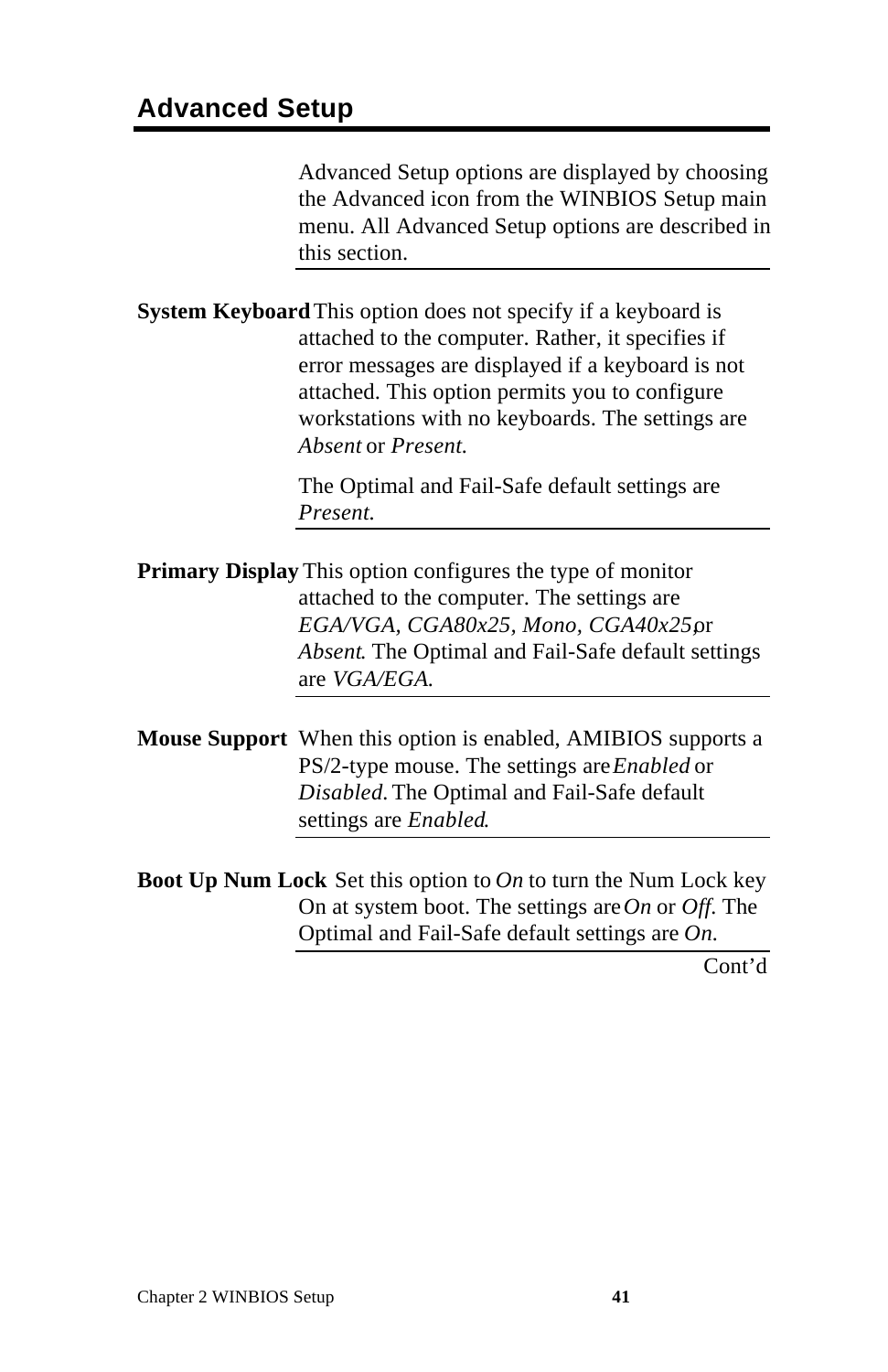## Advanced Setup

Advanced Setup options are displayed by choosing the Advanced icon from the WINBIOS Setup main menu. All Advanced Setup options are described in this section.

**System Keyboard** This option does not specify if a keyboard is attached to the computer. Rather, it specifies if error messages are displayed if a keyboard is not attached. This option permits you to configure workstations with no keyboards. The settings are *Absent* or *Present.*

The Optimal and Fail-Safe default settings are *Present.*

**Primary Display** This option configures the type of monitor attached to the computer. The settings are *EGA/VGA, CGA80x25, Mono, CGA40x25*, or *Absent*. The Optimal and Fail-Safe default settings are *VGA/EGA.*

**Mouse Support** When this option is enabled, AMIBIOS supports a PS/2-type mouse. The settings are *Enabled* or *Disabled.* The Optimal and Fail-Safe default settings are *Enabled*.

**Boot Up Num Lock** Set this option to *On* to turn the Num Lock key On at system boot. The settings are *On* or *Off*. The Optimal and Fail-Safe default settings are *On*.

Cont'd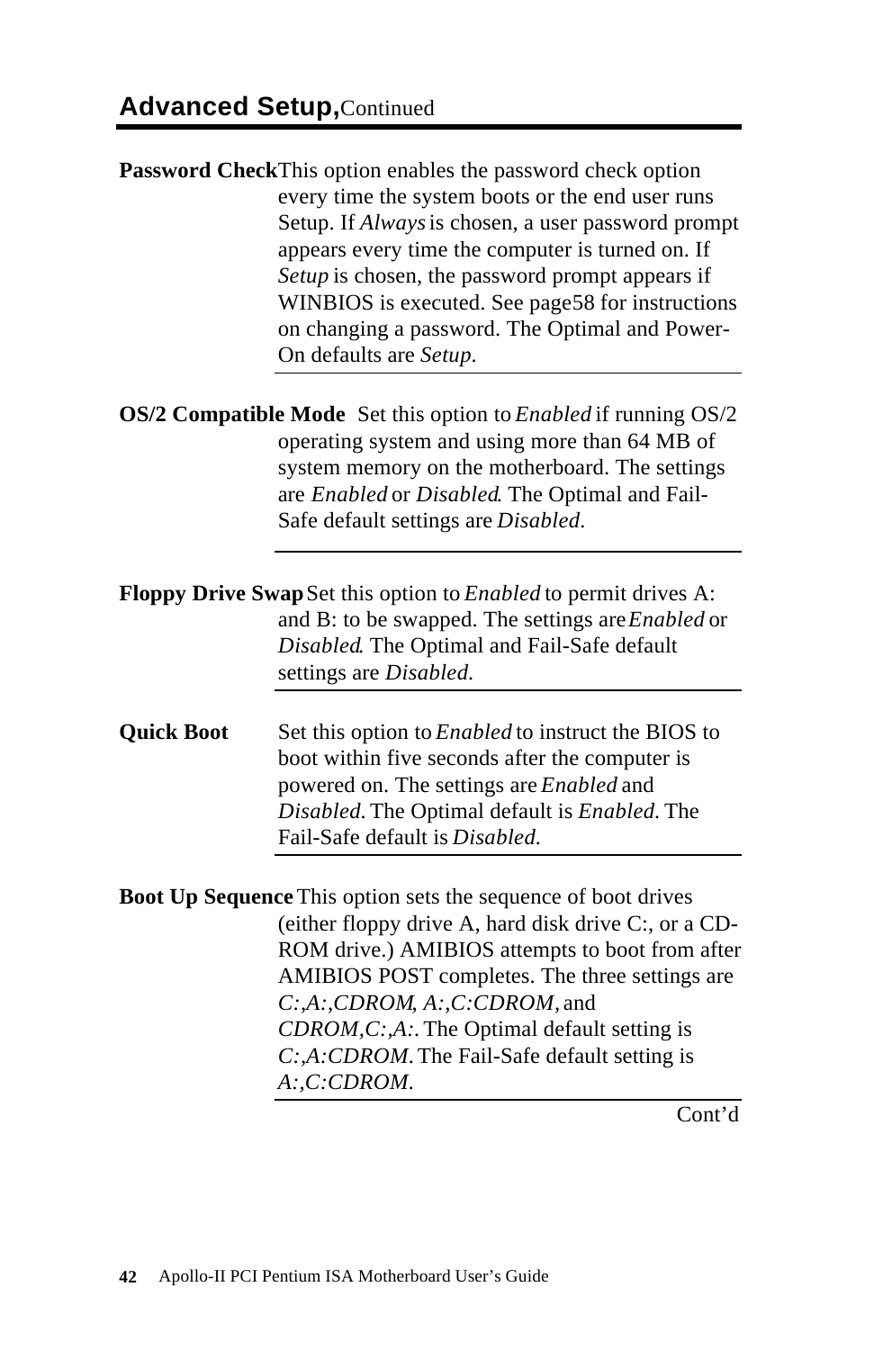## **Advanced Setup,** Continued

**Password Check** This option enables the password check option every time the system boots or the end user runs Setup. If *Always* is chosen, a user password prompt appears every time the computer is turned on. If *Setup* is chosen, the password prompt appears if WINBIOS is executed. See page58 for instructions on changing a password. The Optimal and Power-On defaults are *Setup*.

**OS/2 Compatible Mode** Set this option to *Enabled* if running OS/2 operating system and using more than 64 MB of system memory on the motherboard. The settings are *Enabled* or *Disabled*. The Optimal and Fail-Safe default settings are *Disabled*.

**Floppy Drive Swap** Set this option to *Enabled* to permit drives A: and B: to be swapped. The settings are *Enabled* or *Disabled*. The Optimal and Fail-Safe default settings are *Disabled*.

**Quick Boot** Set this option to *Enabled* to instruct the BIOS to boot within five seconds after the computer is powered on. The settings are *Enabled* and *Disabled*. The Optimal default is *Enabled*. The Fail-Safe default is *Disabled*.

**Boot Up Sequence** This option sets the sequence of boot drives (either floppy drive A, hard disk drive C:, or a CD-ROM drive.) AMIBIOS attempts to boot from after AMIBIOS POST completes. The three settings are *C:,A:,CDROM*, *A:,C:CDROM*, and *CDROM,C:,A:*. The Optimal default setting is *C:,A:CDROM*. The Fail-Safe default setting is *A:,C:CDROM*.

Cont'd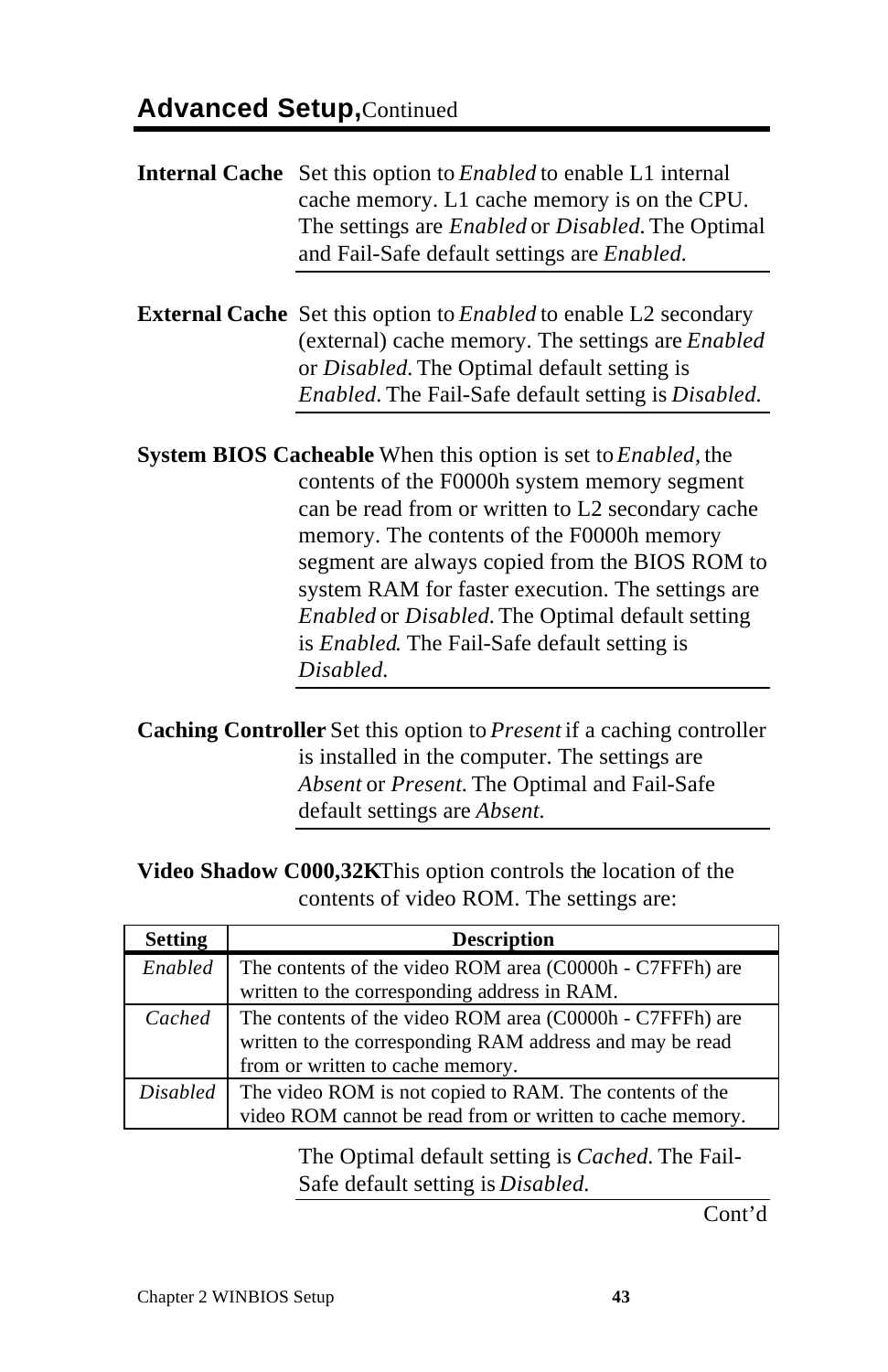## Advanced Setup, Continued

**Internal Cache** Set this option to *Enabled* to enable L1 internal cache memory. L1 cache memory is on the CPU. The settings are *Enabled* or *Disabled*. The Optimal and Fail-Safe default settings are *Enabled*.

**External Cache** Set this option to *Enabled* to enable L2 secondary (external) cache memory. The settings are *Enabled* or *Disabled*. The Optimal default setting is *Enabled*. The Fail-Safe default setting is *Disabled*.

**System BIOS Cacheable** When this option is set to *Enabled*, the contents of the F0000h system memory segment can be read from or written to L2 secondary cache memory. The contents of the F0000h memory segment are always copied from the BIOS ROM to system RAM for faster execution. The settings are *Enabled* or *Disabled*. The Optimal default setting is *Enabled*. The Fail-Safe default setting is *Disabled*.

**Caching Controller** Set this option to *Present* if a caching controller is installed in the computer. The settings are *Absent* or *Present*. The Optimal and Fail-Safe default settings are *Absent*.

**Video Shadow C000,32K** This option controls the location of the contents of video ROM. The settings are:

| Setting | Description |
|---|---|
| *Enabled* | The contents of the video ROM area (C0000h - C7FFFh) are written to the corresponding address in RAM. |
| *Cached* | The contents of the video ROM area (C0000h - C7FFFh) are written to the corresponding RAM address and may be read from or written to cache memory. |
| *Disabled* | The video ROM is not copied to RAM. The contents of the video ROM cannot be read from or written to cache memory. |

The Optimal default setting is *Cached*. The Fail-Safe default setting is *Disabled*.

Cont'd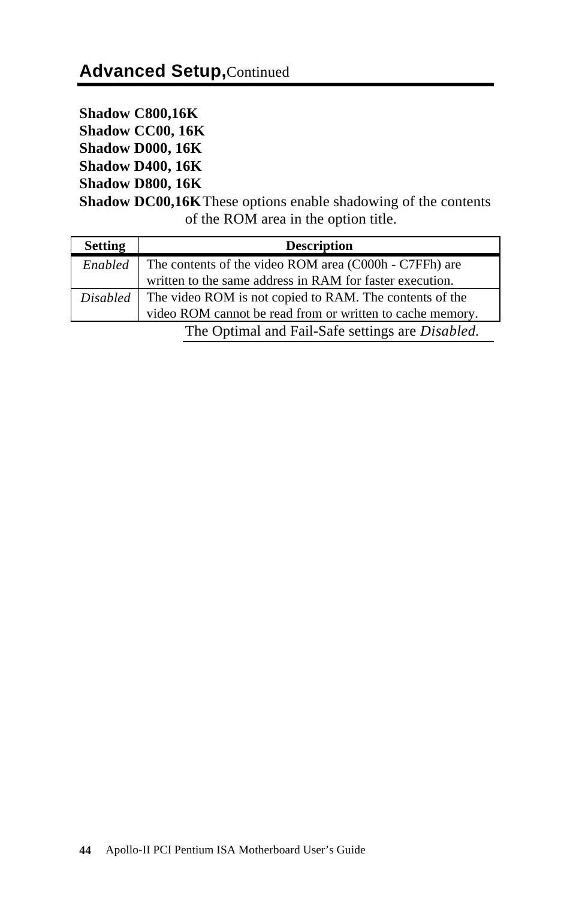## Advanced Setup, Continued

**Shadow C800,16K**
**Shadow CC00, 16K**
**Shadow D000, 16K**
**Shadow D400, 16K**
**Shadow D800, 16K**
**Shadow DC00,16K** These options enable shadowing of the contents of the ROM area in the option title.

| Setting | Description |
|---|---|
| *Enabled* | The contents of the video ROM area (C000h - C7FFh) are written to the same address in RAM for faster execution. |
| *Disabled* | The video ROM is not copied to RAM. The contents of the video ROM cannot be read from or written to cache memory. |

The Optimal and Fail-Safe settings are *Disabled*.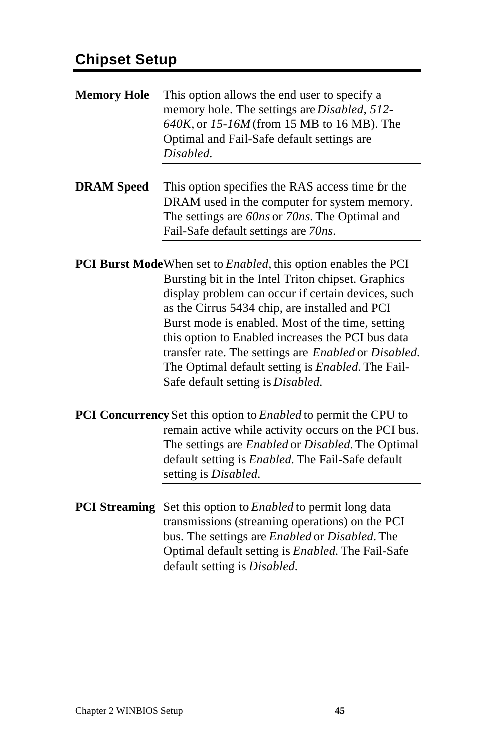## Chipset Setup

**Memory Hole** This option allows the end user to specify a memory hole. The settings are *Disabled*, *512-640K*, or *15-16M* (from 15 MB to 16 MB). The Optimal and Fail-Safe default settings are *Disabled*.

**DRAM Speed** This option specifies the RAS access time for the DRAM used in the computer for system memory. The settings are *60ns* or *70ns*. The Optimal and Fail-Safe default settings are *70ns*.

**PCI Burst Mode** When set to *Enabled*, this option enables the PCI Bursting bit in the Intel Triton chipset. Graphics display problem can occur if certain devices, such as the Cirrus 5434 chip, are installed and PCI Burst mode is enabled. Most of the time, setting this option to Enabled increases the PCI bus data transfer rate. The settings are *Enabled* or *Disabled*. The Optimal default setting is *Enabled*. The Fail-Safe default setting is *Disabled*.

**PCI Concurrency** Set this option to *Enabled* to permit the CPU to remain active while activity occurs on the PCI bus. The settings are *Enabled* or *Disabled*. The Optimal default setting is *Enabled*. The Fail-Safe default setting is *Disabled*.

**PCI Streaming** Set this option to *Enabled* to permit long data transmissions (streaming operations) on the PCI bus. The settings are *Enabled* or *Disabled*. The Optimal default setting is *Enabled*. The Fail-Safe default setting is *Disabled*.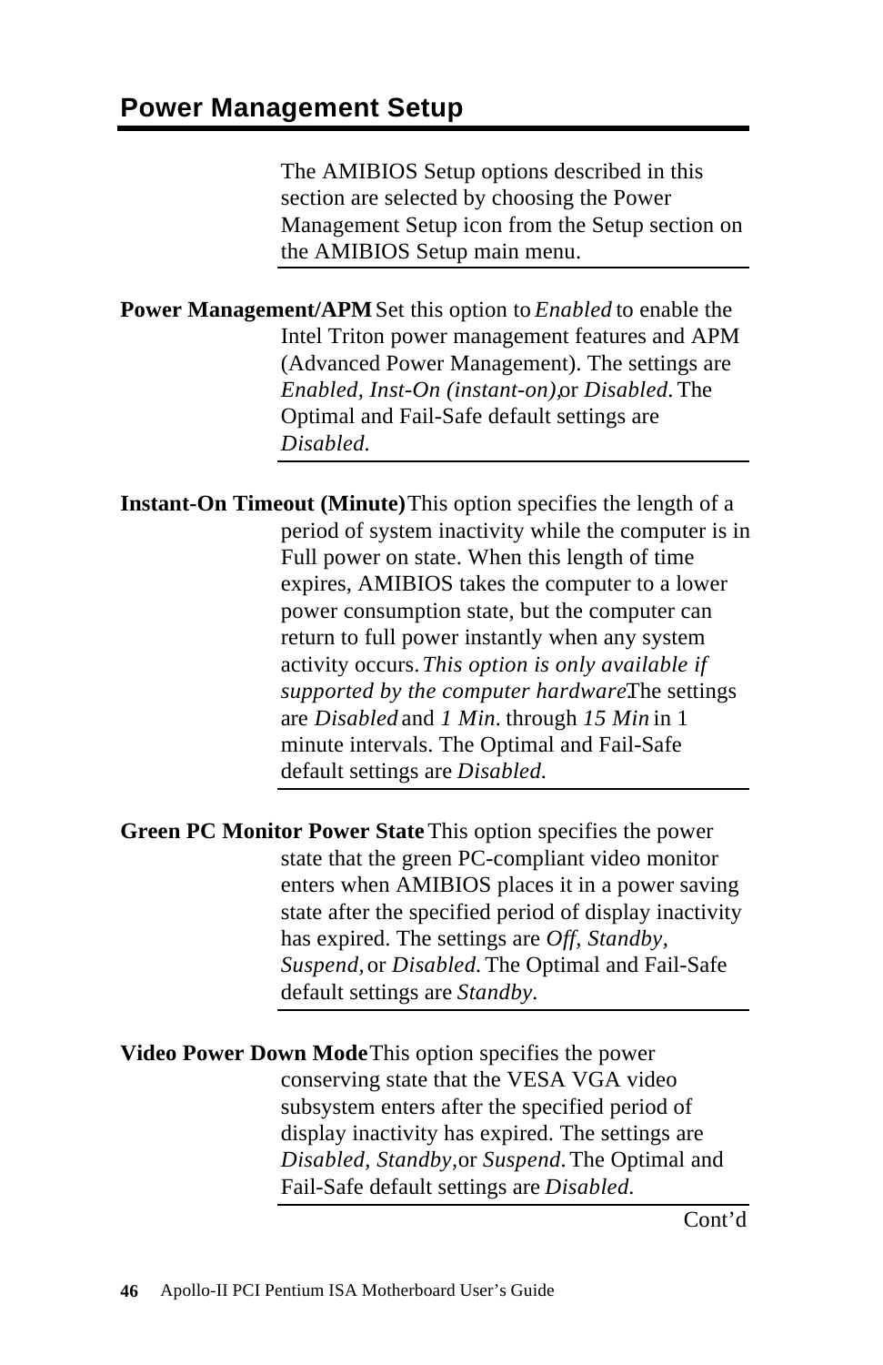## Power Management Setup

The AMIBIOS Setup options described in this section are selected by choosing the Power Management Setup icon from the Setup section on the AMIBIOS Setup main menu.

**Power Management/APM** Set this option to *Enabled* to enable the Intel Triton power management features and APM (Advanced Power Management). The settings are *Enabled, Inst-On (instant-on),* or *Disabled.* The Optimal and Fail-Safe default settings are *Disabled.*

**Instant-On Timeout (Minute)** This option specifies the length of a period of system inactivity while the computer is in Full power on state. When this length of time expires, AMIBIOS takes the computer to a lower power consumption state, but the computer can return to full power instantly when any system activity occurs. *This option is only available if supported by the computer hardware.* The settings are *Disabled* and *1 Min.* through *15 Min* in 1 minute intervals. The Optimal and Fail-Safe default settings are *Disabled.*

**Green PC Monitor Power State** This option specifies the power state that the green PC-compliant video monitor enters when AMIBIOS places it in a power saving state after the specified period of display inactivity has expired. The settings are *Off, Standby, Suspend,* or *Disabled.* The Optimal and Fail-Safe default settings are *Standby.*

**Video Power Down Mode** This option specifies the power conserving state that the VESA VGA video subsystem enters after the specified period of display inactivity has expired. The settings are *Disabled, Standby,* or *Suspend.* The Optimal and Fail-Safe default settings are *Disabled.*

Cont'd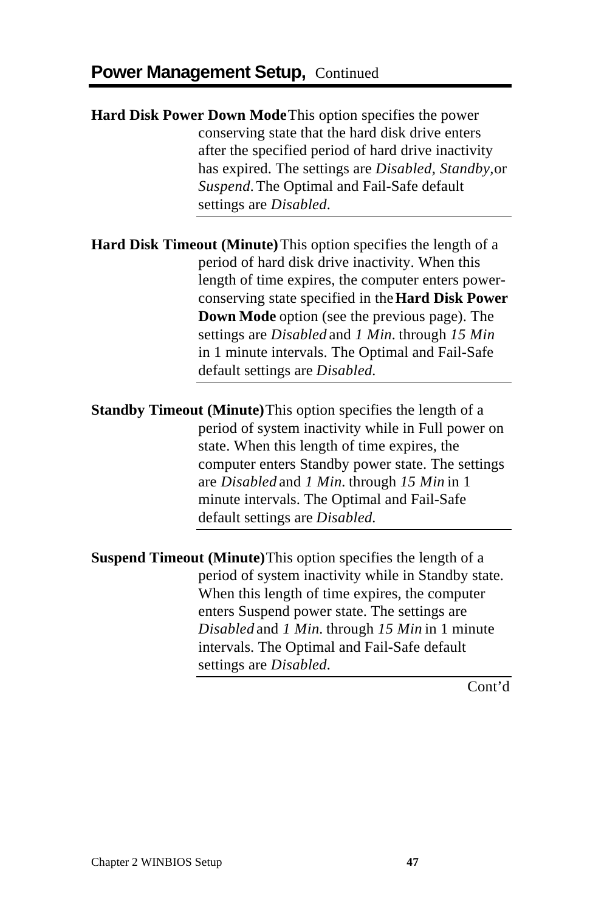## Power Management Setup, Continued

**Hard Disk Power Down Mode** This option specifies the power conserving state that the hard disk drive enters after the specified period of hard drive inactivity has expired. The settings are *Disabled*, *Standby*, or *Suspend*. The Optimal and Fail-Safe default settings are *Disabled*.

---

**Hard Disk Timeout (Minute)** This option specifies the length of a period of hard disk drive inactivity. When this length of time expires, the computer enters power-conserving state specified in the **Hard Disk Power Down Mode** option (see the previous page). The settings are *Disabled* and *1 Min*. through *15 Min* in 1 minute intervals. The Optimal and Fail-Safe default settings are *Disabled*.

---

**Standby Timeout (Minute)** This option specifies the length of a period of system inactivity while in Full power on state. When this length of time expires, the computer enters Standby power state. The settings are *Disabled* and *1 Min*. through *15 Min* in 1 minute intervals. The Optimal and Fail-Safe default settings are *Disabled*.

---

**Suspend Timeout (Minute)** This option specifies the length of a period of system inactivity while in Standby state. When this length of time expires, the computer enters Suspend power state. The settings are *Disabled* and *1 Min*. through *15 Min* in 1 minute intervals. The Optimal and Fail-Safe default settings are *Disabled*.

---

Cont'd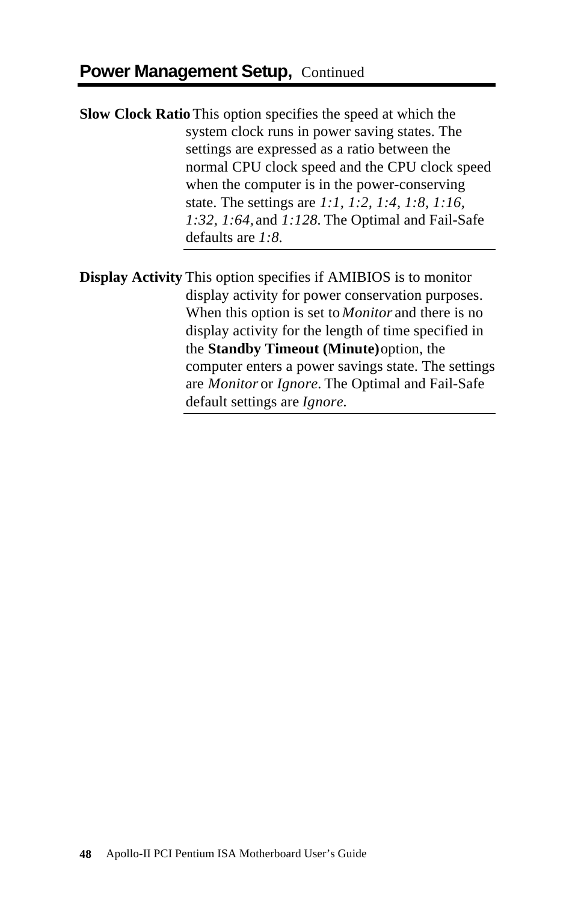## Power Management Setup, Continued

| | |
|---|---|
| **Slow Clock Ratio** | This option specifies the speed at which the system clock runs in power saving states. The settings are expressed as a ratio between the normal CPU clock speed and the CPU clock speed when the computer is in the power-conserving state. The settings are *1:1*, *1:2*, *1:4*, *1:8*, *1:16*, *1:32*, *1:64*, and *1:128*. The Optimal and Fail-Safe defaults are *1:8*. |
| **Display Activity** | This option specifies if AMIBIOS is to monitor display activity for power conservation purposes. When this option is set to *Monitor* and there is no display activity for the length of time specified in the **Standby Timeout (Minute)** option, the computer enters a power savings state. The settings are *Monitor* or *Ignore*. The Optimal and Fail-Safe default settings are *Ignore*. |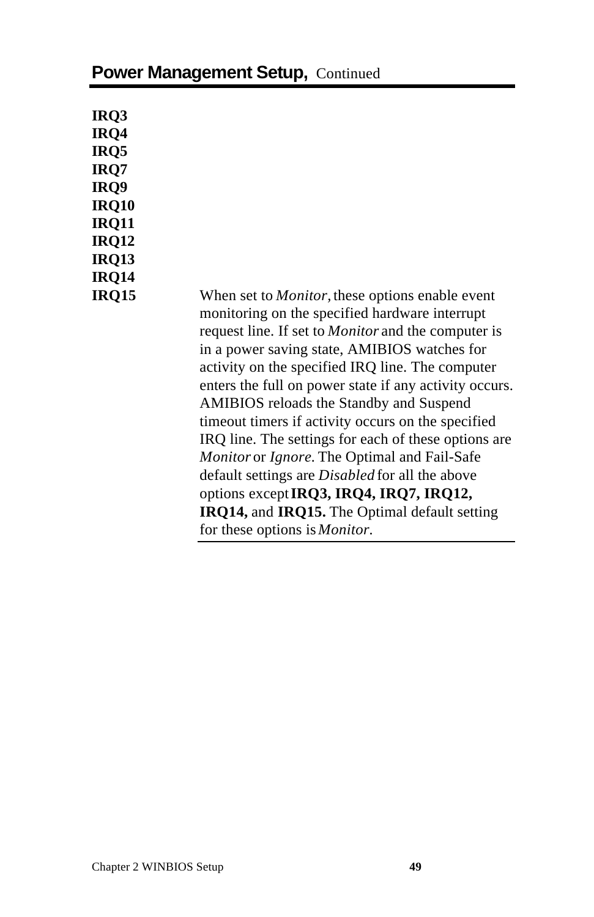## Power Management Setup, Continued

**IRQ3**
**IRQ4**
**IRQ5**
**IRQ7**
**IRQ9**
**IRQ10**
**IRQ11**
**IRQ12**
**IRQ13**
**IRQ14**
**IRQ15**

When set to *Monitor,* these options enable event monitoring on the specified hardware interrupt request line. If set to *Monitor* and the computer is in a power saving state, AMIBIOS watches for activity on the specified IRQ line. The computer enters the full on power state if any activity occurs. AMIBIOS reloads the Standby and Suspend timeout timers if activity occurs on the specified IRQ line. The settings for each of these options are *Monitor* or *Ignore.* The Optimal and Fail-Safe default settings are *Disabled* for all the above options except **IRQ3, IRQ4, IRQ7, IRQ12, IRQ14,** and **IRQ15.** The Optimal default setting for these options is *Monitor.*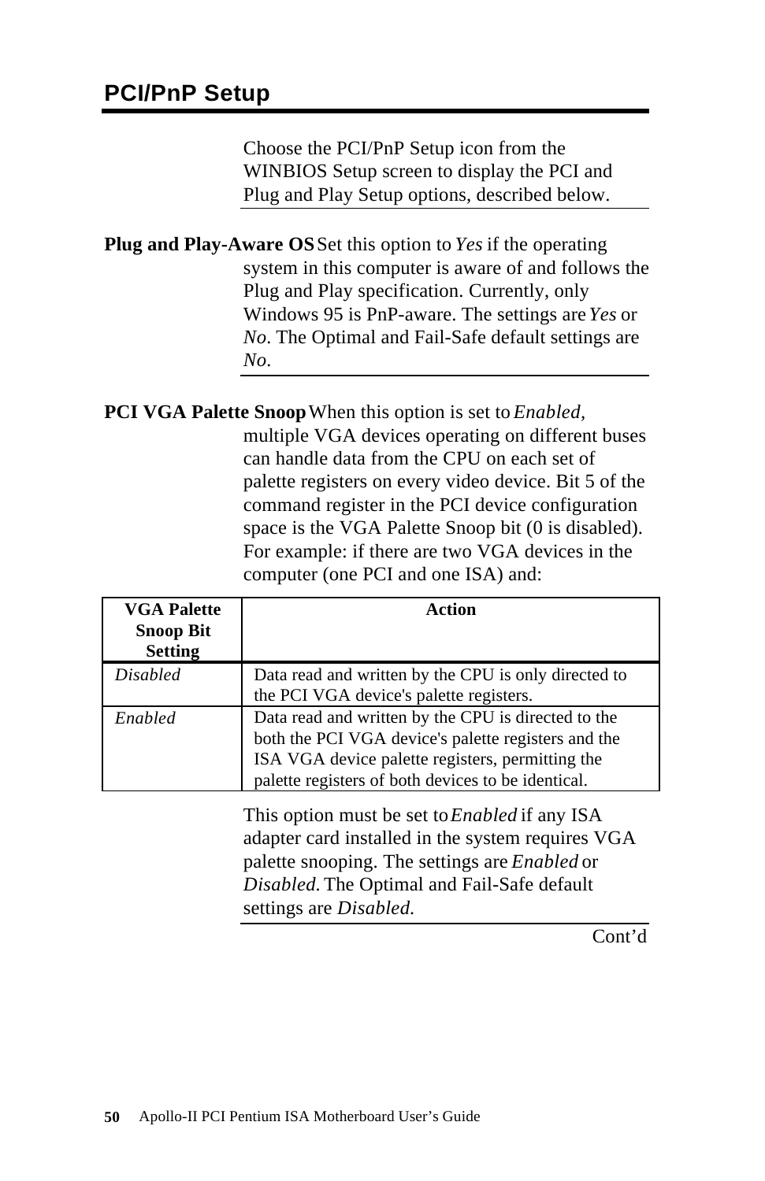## PCI/PnP Setup

Choose the PCI/PnP Setup icon from the WINBIOS Setup screen to display the PCI and Plug and Play Setup options, described below.

**Plug and Play-Aware OS** Set this option to *Yes* if the operating system in this computer is aware of and follows the Plug and Play specification. Currently, only Windows 95 is PnP-aware. The settings are *Yes* or *No*. The Optimal and Fail-Safe default settings are *No*.

**PCI VGA Palette Snoop** When this option is set to *Enabled*, multiple VGA devices operating on different buses can handle data from the CPU on each set of palette registers on every video device. Bit 5 of the command register in the PCI device configuration space is the VGA Palette Snoop bit (0 is disabled). For example: if there are two VGA devices in the computer (one PCI and one ISA) and:

| VGA Palette Snoop Bit Setting | Action |
|---|---|
| *Disabled* | Data read and written by the CPU is only directed to the PCI VGA device's palette registers. |
| *Enabled* | Data read and written by the CPU is directed to the both the PCI VGA device's palette registers and the ISA VGA device palette registers, permitting the palette registers of both devices to be identical. |

This option must be set to *Enabled* if any ISA adapter card installed in the system requires VGA palette snooping. The settings are *Enabled* or *Disabled*. The Optimal and Fail-Safe default settings are *Disabled.*

Cont'd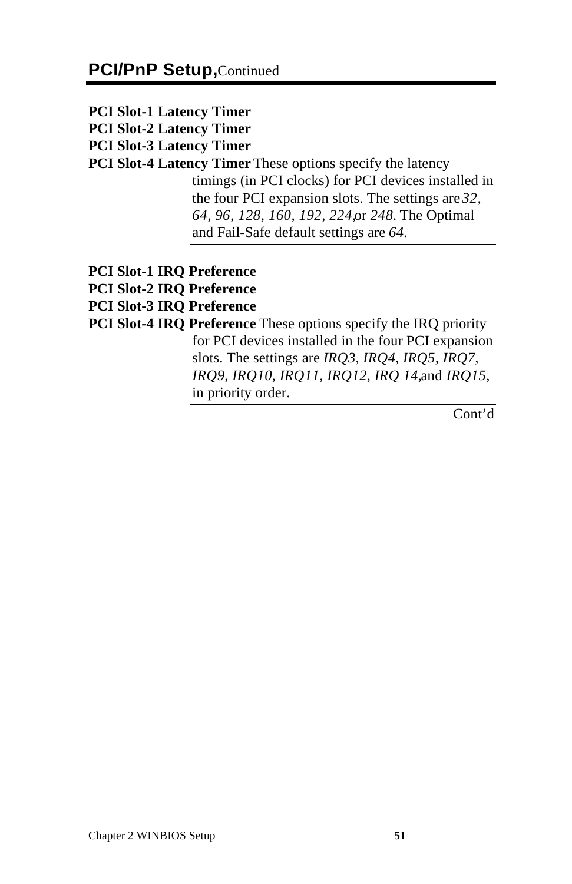## PCI/PnP Setup, Continued

**PCI Slot-1 Latency Timer**
**PCI Slot-2 Latency Timer**
**PCI Slot-3 Latency Timer**
**PCI Slot-4 Latency Timer** These options specify the latency timings (in PCI clocks) for PCI devices installed in the four PCI expansion slots. The settings are *32*, *64*, *96*, *128*, *160*, *192*, *224*, or *248*. The Optimal and Fail-Safe default settings are *64*.

---

**PCI Slot-1 IRQ Preference**
**PCI Slot-2 IRQ Preference**
**PCI Slot-3 IRQ Preference**
**PCI Slot-4 IRQ Preference** These options specify the IRQ priority for PCI devices installed in the four PCI expansion slots. The settings are *IRQ3*, *IRQ4*, *IRQ5*, *IRQ7*, *IRQ9*, *IRQ10*, *IRQ11*, *IRQ12*, *IRQ 14*, and *IRQ15*, in priority order.

---

Cont'd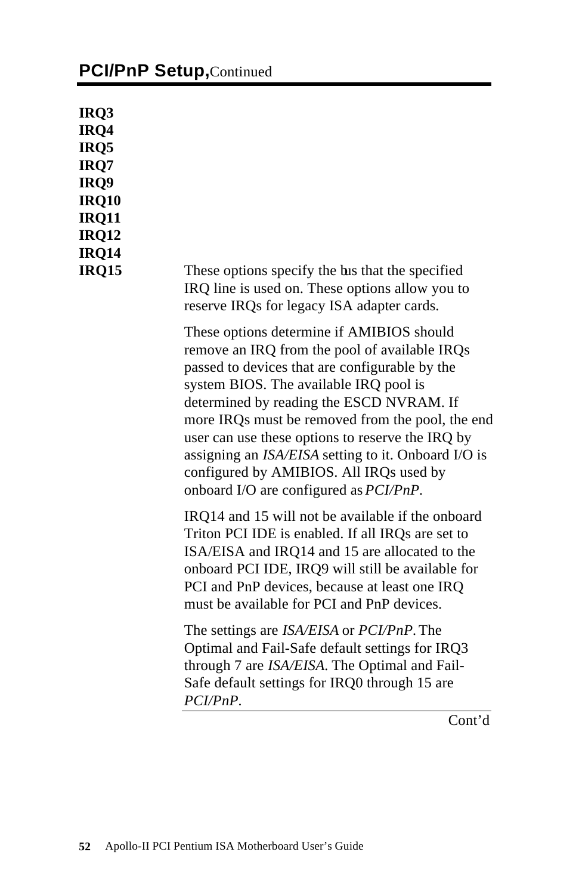## PCI/PnP Setup, Continued

**IRQ3**
**IRQ4**
**IRQ5**
**IRQ7**
**IRQ9**
**IRQ10**
**IRQ11**
**IRQ12**
**IRQ14**
**IRQ15**

These options specify the bus that the specified IRQ line is used on. These options allow you to reserve IRQs for legacy ISA adapter cards.

These options determine if AMIBIOS should remove an IRQ from the pool of available IRQs passed to devices that are configurable by the system BIOS. The available IRQ pool is determined by reading the ESCD NVRAM. If more IRQs must be removed from the pool, the end user can use these options to reserve the IRQ by assigning an *ISA/EISA* setting to it. Onboard I/O is configured by AMIBIOS. All IRQs used by onboard I/O are configured as *PCI/PnP*.

IRQ14 and 15 will not be available if the onboard Triton PCI IDE is enabled. If all IRQs are set to ISA/EISA and IRQ14 and 15 are allocated to the onboard PCI IDE, IRQ9 will still be available for PCI and PnP devices, because at least one IRQ must be available for PCI and PnP devices.

The settings are *ISA/EISA* or *PCI/PnP*. The Optimal and Fail-Safe default settings for IRQ3 through 7 are *ISA/EISA*. The Optimal and Fail-Safe default settings for IRQ0 through 15 are *PCI/PnP*.

Cont'd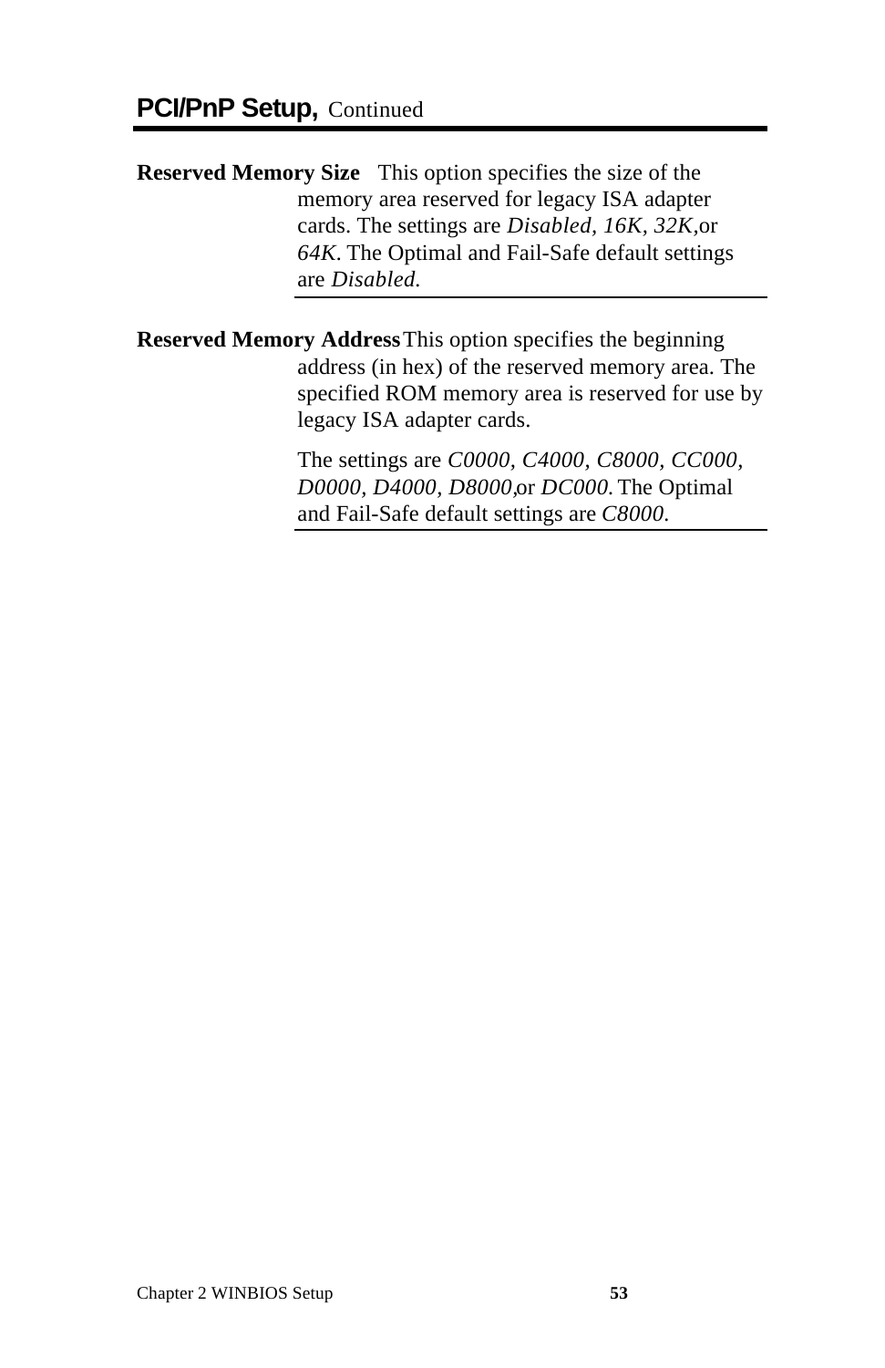## PCI/PnP Setup, Continued

**Reserved Memory Size** This option specifies the size of the memory area reserved for legacy ISA adapter cards. The settings are *Disabled, 16K, 32K,*or *64K*. The Optimal and Fail-Safe default settings are *Disabled.*

**Reserved Memory Address** This option specifies the beginning address (in hex) of the reserved memory area. The specified ROM memory area is reserved for use by legacy ISA adapter cards.

The settings are *C0000, C4000, C8000, CC000, D0000, D4000, D8000,*or *DC000.* The Optimal and Fail-Safe default settings are *C8000.*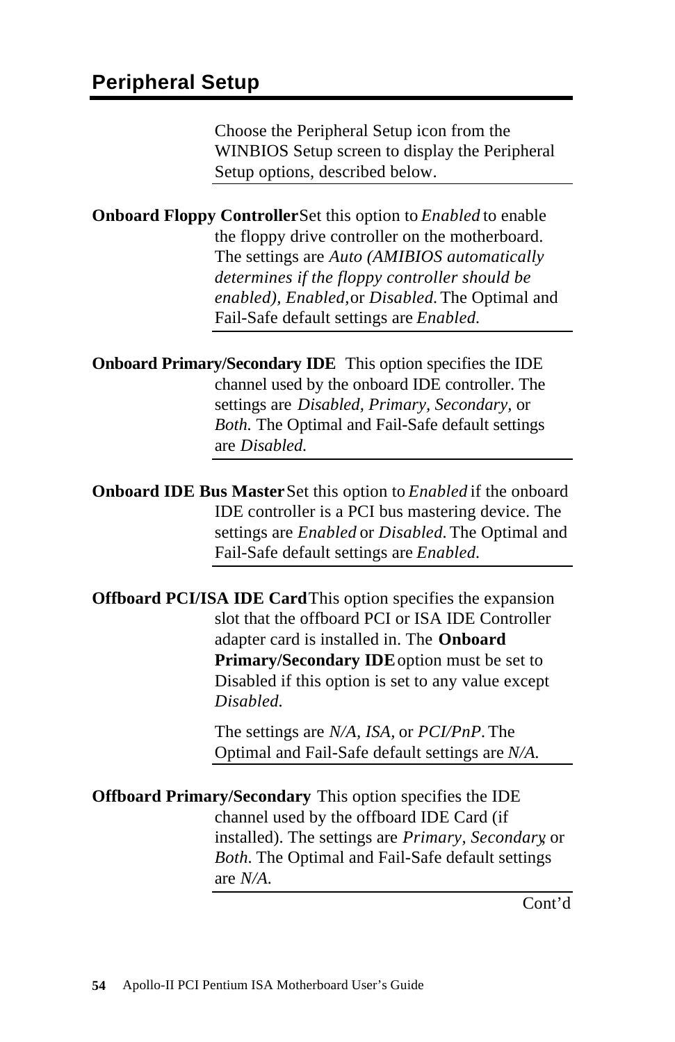## Peripheral Setup

Choose the Peripheral Setup icon from the WINBIOS Setup screen to display the Peripheral Setup options, described below.

**Onboard Floppy Controller** Set this option to *Enabled* to enable the floppy drive controller on the motherboard. The settings are *Auto (AMIBIOS automatically determines if the floppy controller should be enabled), Enabled,* or *Disabled.* The Optimal and Fail-Safe default settings are *Enabled.*

**Onboard Primary/Secondary IDE** This option specifies the IDE channel used by the onboard IDE controller. The settings are *Disabled, Primary, Secondary,* or *Both.* The Optimal and Fail-Safe default settings are *Disabled.*

**Onboard IDE Bus Master** Set this option to *Enabled* if the onboard IDE controller is a PCI bus mastering device. The settings are *Enabled* or *Disabled.* The Optimal and Fail-Safe default settings are *Enabled.*

**Offboard PCI/ISA IDE Card** This option specifies the expansion slot that the offboard PCI or ISA IDE Controller adapter card is installed in. The **Onboard Primary/Secondary IDE** option must be set to Disabled if this option is set to any value except *Disabled.*

The settings are *N/A, ISA,* or *PCI/PnP.* The Optimal and Fail-Safe default settings are *N/A.*

**Offboard Primary/Secondary** This option specifies the IDE channel used by the offboard IDE Card (if installed). The settings are *Primary, Secondary,* or *Both.* The Optimal and Fail-Safe default settings are *N/A.*

Cont'd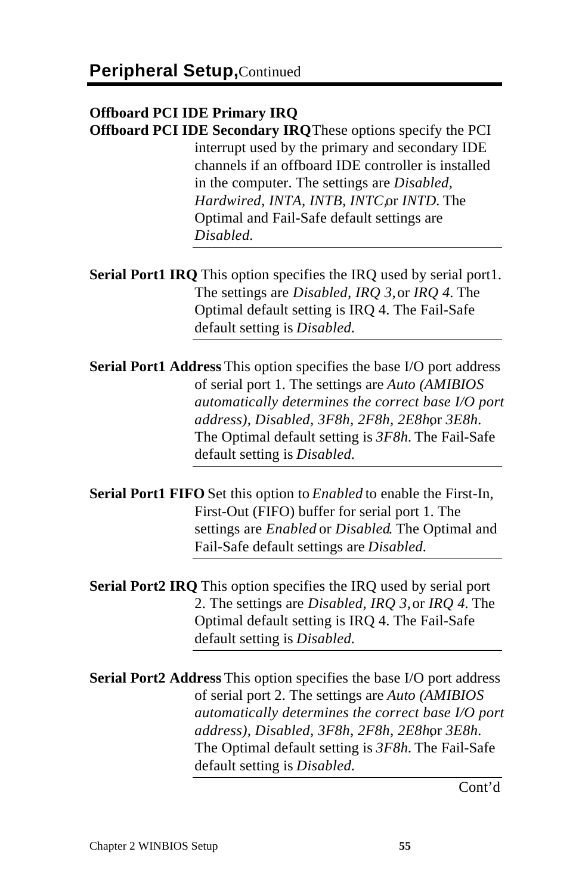## **Peripheral Setup,** Continued

**Offboard PCI IDE Primary IRQ**
**Offboard PCI IDE Secondary IRQ** These options specify the PCI interrupt used by the primary and secondary IDE channels if an offboard IDE controller is installed in the computer. The settings are *Disabled, Hardwired, INTA, INTB, INTC,* or *INTD.* The Optimal and Fail-Safe default settings are *Disabled.*

**Serial Port1 IRQ** This option specifies the IRQ used by serial port1. The settings are *Disabled, IRQ 3,* or *IRQ 4.* The Optimal default setting is IRQ 4. The Fail-Safe default setting is *Disabled.*

**Serial Port1 Address** This option specifies the base I/O port address of serial port 1. The settings are *Auto (AMIBIOS automatically determines the correct base I/O port address), Disabled, 3F8h, 2F8h, 2E8h,* or *3E8h.* The Optimal default setting is *3F8h.* The Fail-Safe default setting is *Disabled.*

**Serial Port1 FIFO** Set this option to *Enabled* to enable the First-In, First-Out (FIFO) buffer for serial port 1. The settings are *Enabled* or *Disabled.* The Optimal and Fail-Safe default settings are *Disabled.*

**Serial Port2 IRQ** This option specifies the IRQ used by serial port 2. The settings are *Disabled, IRQ 3,* or *IRQ 4.* The Optimal default setting is IRQ 4. The Fail-Safe default setting is *Disabled.*

**Serial Port2 Address** This option specifies the base I/O port address of serial port 2. The settings are *Auto (AMIBIOS automatically determines the correct base I/O port address), Disabled, 3F8h, 2F8h, 2E8h,* or *3E8h.* The Optimal default setting is *3F8h.* The Fail-Safe default setting is *Disabled.*

Cont'd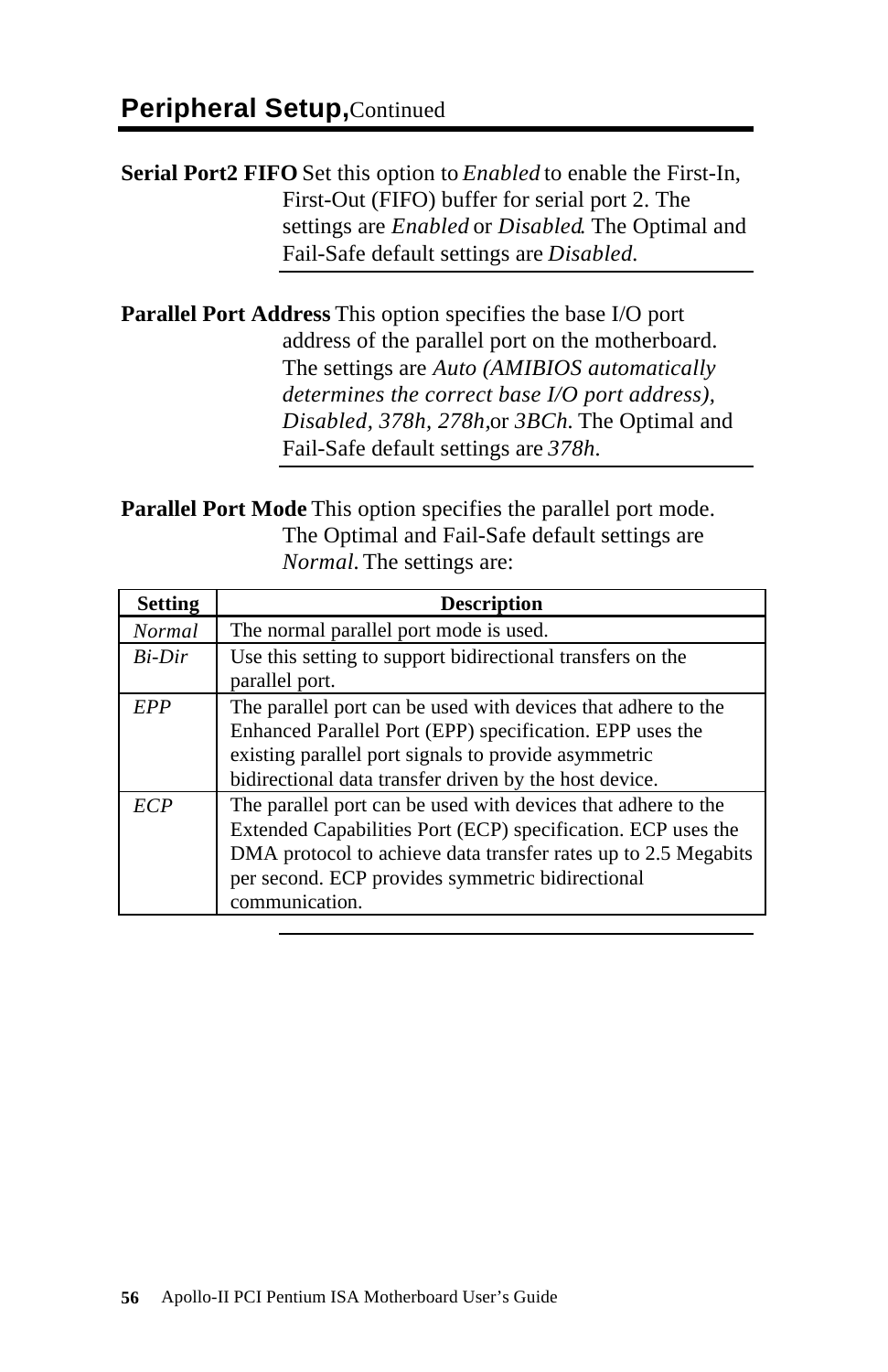## **Peripheral Setup,** Continued

**Serial Port2 FIFO** Set this option to *Enabled* to enable the First-In, First-Out (FIFO) buffer for serial port 2. The settings are *Enabled* or *Disabled*. The Optimal and Fail-Safe default settings are *Disabled*.

**Parallel Port Address** This option specifies the base I/O port address of the parallel port on the motherboard. The settings are *Auto (AMIBIOS automatically determines the correct base I/O port address), Disabled, 378h, 278h,* or *3BCh*. The Optimal and Fail-Safe default settings are *378h*.

**Parallel Port Mode** This option specifies the parallel port mode. The Optimal and Fail-Safe default settings are *Normal*. The settings are:

| Setting | Description |
| --- | --- |
| *Normal* | The normal parallel port mode is used. |
| *Bi-Dir* | Use this setting to support bidirectional transfers on the parallel port. |
| *EPP* | The parallel port can be used with devices that adhere to the Enhanced Parallel Port (EPP) specification. EPP uses the existing parallel port signals to provide asymmetric bidirectional data transfer driven by the host device. |
| *ECP* | The parallel port can be used with devices that adhere to the Extended Capabilities Port (ECP) specification. ECP uses the DMA protocol to achieve data transfer rates up to 2.5 Megabits per second. ECP provides symmetric bidirectional communication. |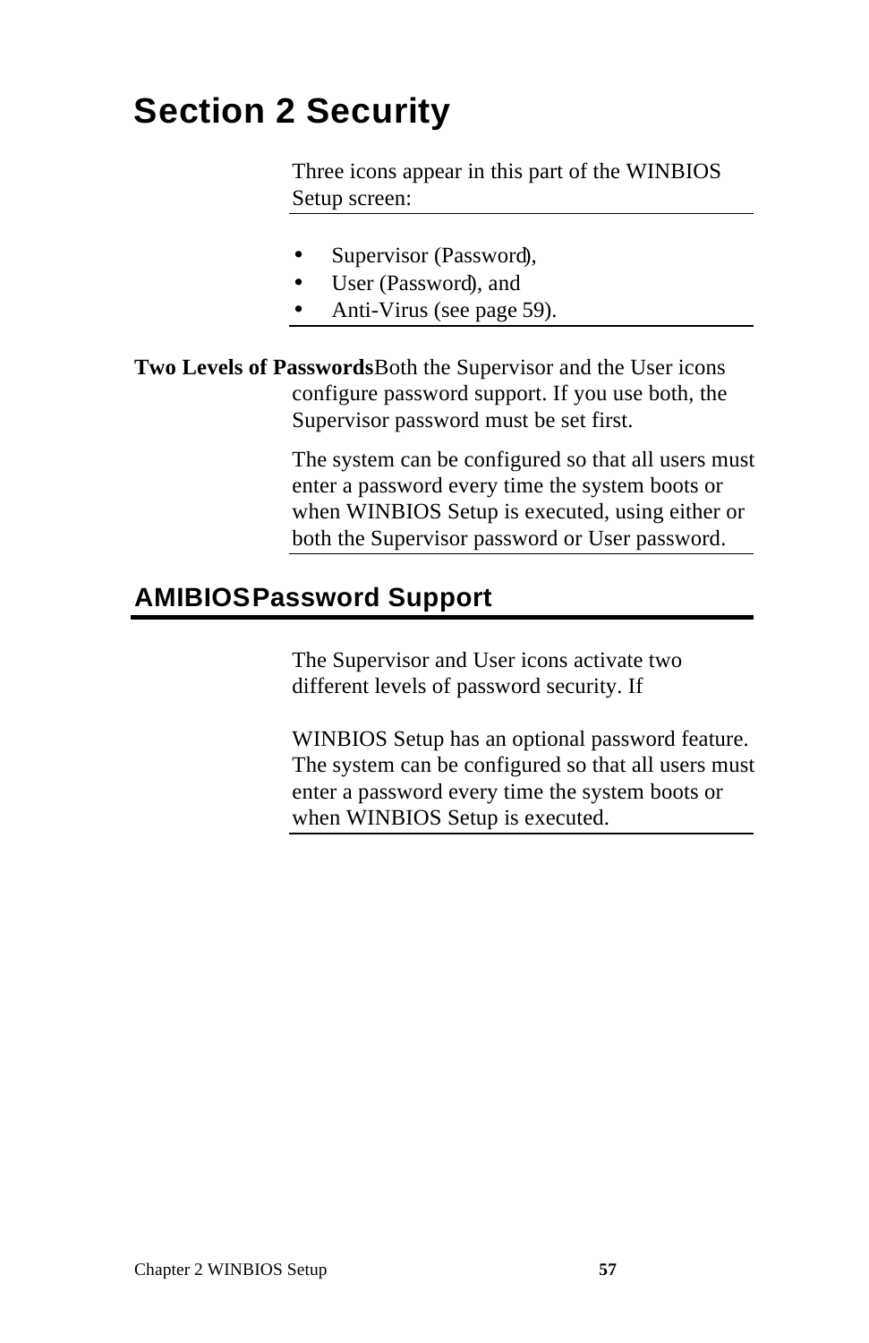# Section 2 Security

Three icons appear in this part of the WINBIOS Setup screen:

- Supervisor (Password),
- User (Password), and
- Anti-Virus (see page 59).

**Two Levels of Passwords** Both the Supervisor and the User icons configure password support. If you use both, the Supervisor password must be set first.

The system can be configured so that all users must enter a password every time the system boots or when WINBIOS Setup is executed, using either or both the Supervisor password or User password.

## AMIBIOS Password Support

The Supervisor and User icons activate two different levels of password security. If

WINBIOS Setup has an optional password feature. The system can be configured so that all users must enter a password every time the system boots or when WINBIOS Setup is executed.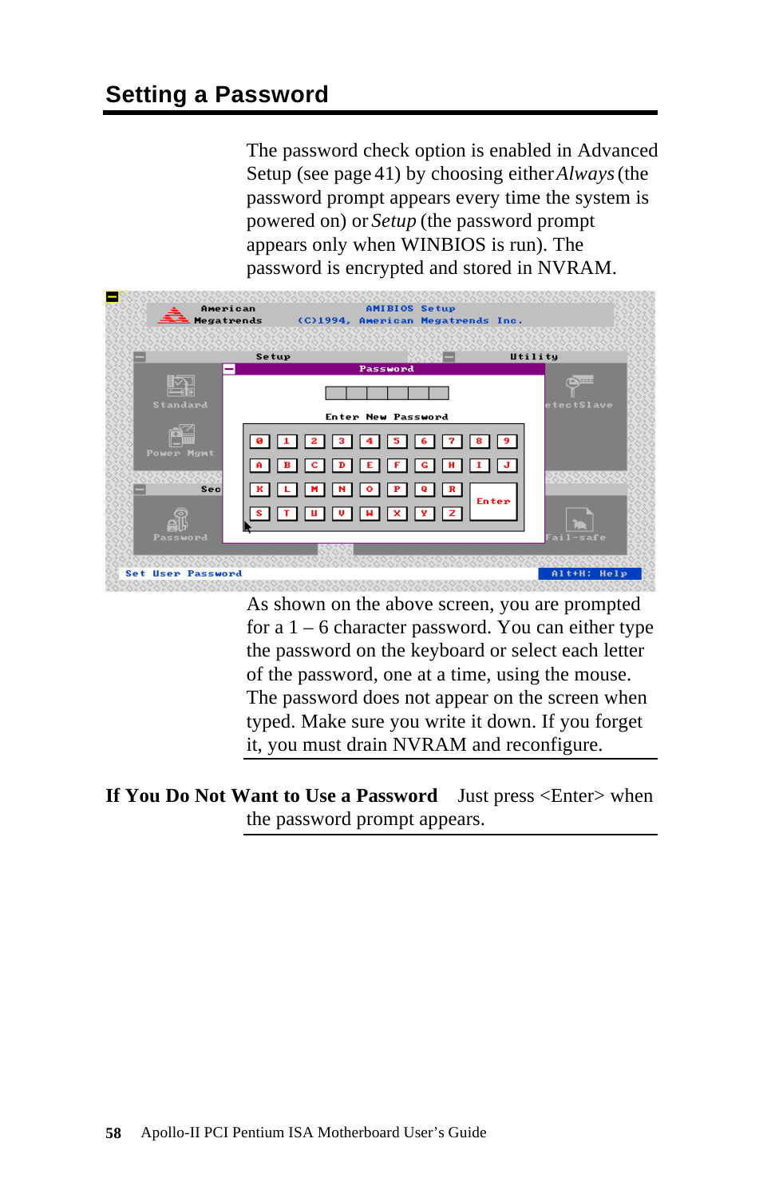## Setting a Password

The password check option is enabled in Advanced Setup (see page 41) by choosing either *Always* (the password prompt appears every time the system is powered on) or *Setup* (the password prompt appears only when WINBIOS is run). The password is encrypted and stored in NVRAM.

As shown on the above screen, you are prompted for a 1 – 6 character password. You can either type the password on the keyboard or select each letter of the password, one at a time, using the mouse. The password does not appear on the screen when typed. Make sure you write it down. If you forget it, you must drain NVRAM and reconfigure.

**If You Do Not Want to Use a Password** Just press <Enter> when the password prompt appears.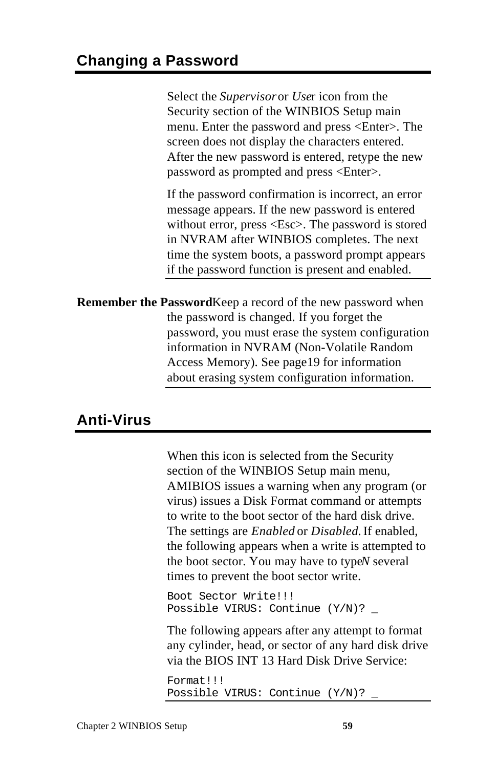## Changing a Password

Select the *Supervisor* or *User* icon from the Security section of the WINBIOS Setup main menu. Enter the password and press <Enter>. The screen does not display the characters entered. After the new password is entered, retype the new password as prompted and press <Enter>.

If the password confirmation is incorrect, an error message appears. If the new password is entered without error, press <Esc>. The password is stored in NVRAM after WINBIOS completes. The next time the system boots, a password prompt appears if the password function is present and enabled.

**Remember the Password** Keep a record of the new password when the password is changed. If you forget the password, you must erase the system configuration information in NVRAM (Non-Volatile Random Access Memory). See page19 for information about erasing system configuration information.

## Anti-Virus

When this icon is selected from the Security section of the WINBIOS Setup main menu, AMIBIOS issues a warning when any program (or virus) issues a Disk Format command or attempts to write to the boot sector of the hard disk drive. The settings are *Enabled* or *Disabled.* If enabled, the following appears when a write is attempted to the boot sector. You may have to type *N* several times to prevent the boot sector write.

```
Boot Sector Write!!!
Possible VIRUS: Continue (Y/N)? _
```

The following appears after any attempt to format any cylinder, head, or sector of any hard disk drive via the BIOS INT 13 Hard Disk Drive Service:

```
Format!!!
Possible VIRUS: Continue (Y/N)? _
```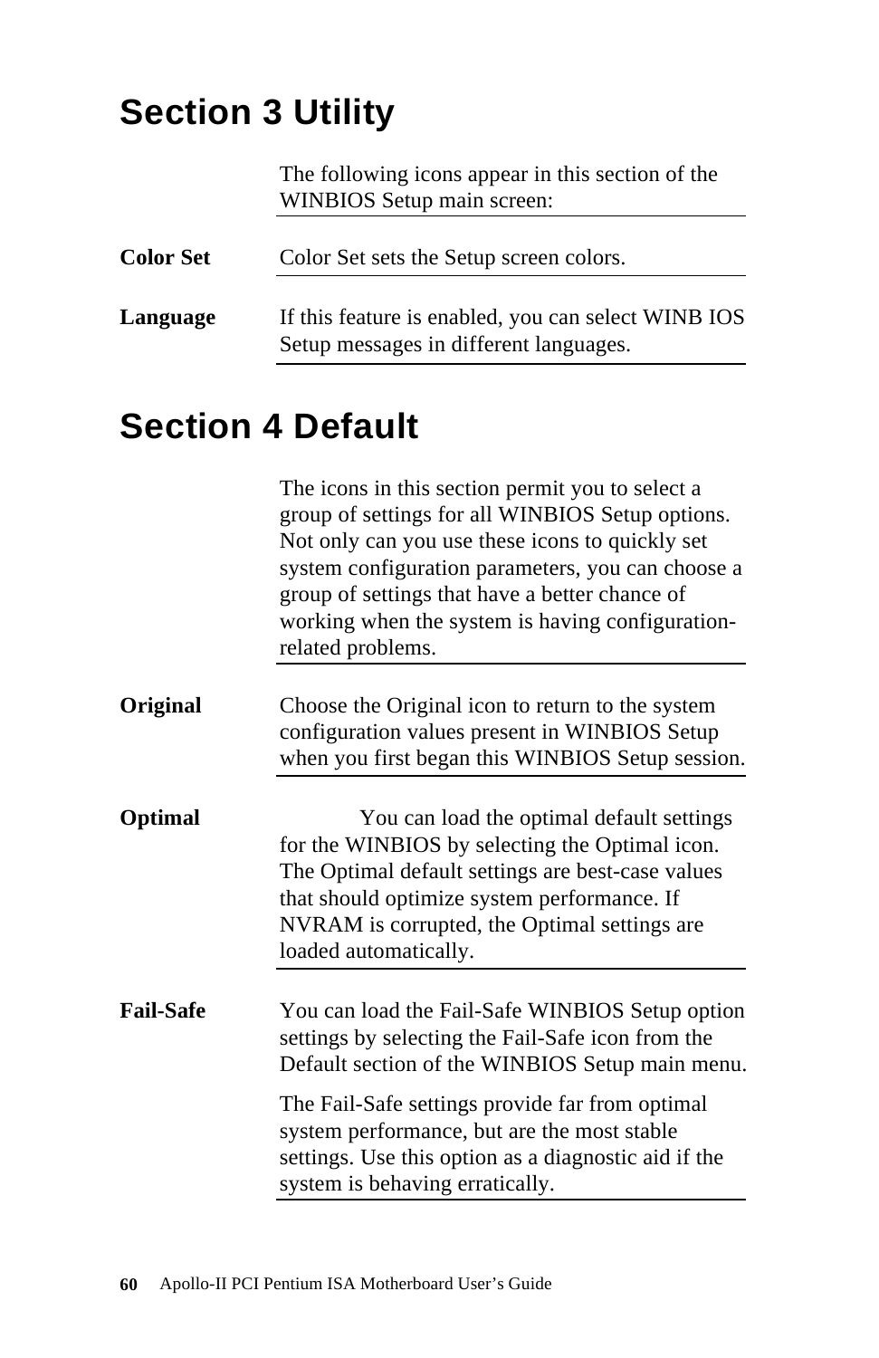# Section 3 Utility

The following icons appear in this section of the WINBIOS Setup main screen:

**Color Set**

Color Set sets the Setup screen colors.

**Language**

If this feature is enabled, you can select WINB IOS Setup messages in different languages.

# Section 4 Default

The icons in this section permit you to select a group of settings for all WINBIOS Setup options. Not only can you use these icons to quickly set system configuration parameters, you can choose a group of settings that have a better chance of working when the system is having configuration-related problems.

**Original**

Choose the Original icon to return to the system configuration values present in WINBIOS Setup when you first began this WINBIOS Setup session.

**Optimal**

You can load the optimal default settings for the WINBIOS by selecting the Optimal icon. The Optimal default settings are best-case values that should optimize system performance. If NVRAM is corrupted, the Optimal settings are loaded automatically.

**Fail-Safe**

You can load the Fail-Safe WINBIOS Setup option settings by selecting the Fail-Safe icon from the Default section of the WINBIOS Setup main menu.

The Fail-Safe settings provide far from optimal system performance, but are the most stable settings. Use this option as a diagnostic aid if the system is behaving erratically.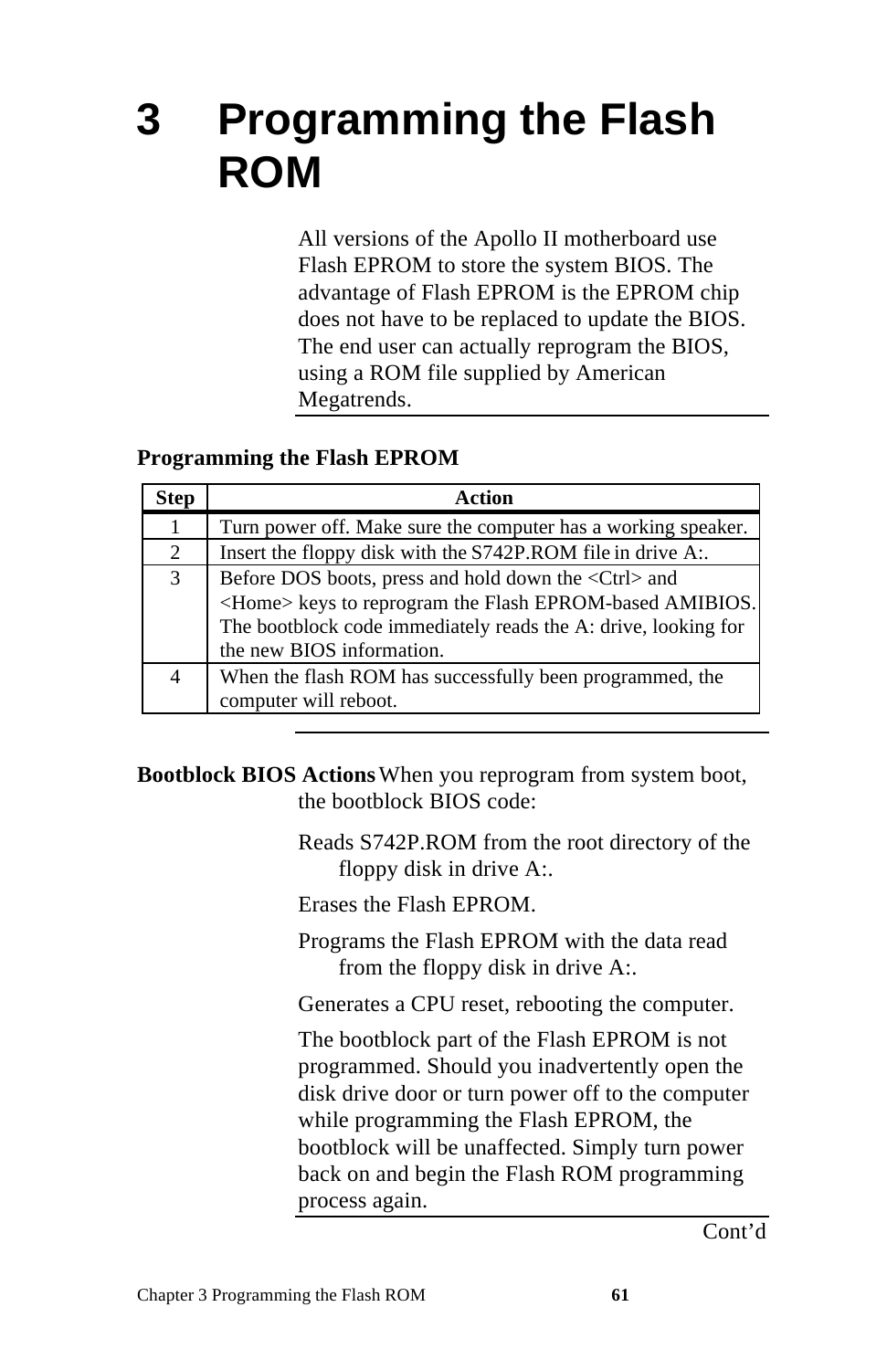# 3 Programming the Flash ROM

All versions of the Apollo II motherboard use Flash EPROM to store the system BIOS. The advantage of Flash EPROM is the EPROM chip does not have to be replaced to update the BIOS. The end user can actually reprogram the BIOS, using a ROM file supplied by American Megatrends.

**Programming the Flash EPROM**

| Step | Action |
|---|---|
| 1 | Turn power off. Make sure the computer has a working speaker. |
| 2 | Insert the floppy disk with the S742P.ROM file in drive A:. |
| 3 | Before DOS boots, press and hold down the <Ctrl> and <Home> keys to reprogram the Flash EPROM-based AMIBIOS. The bootblock code immediately reads the A: drive, looking for the new BIOS information. |
| 4 | When the flash ROM has successfully been programmed, the computer will reboot. |

**Bootblock BIOS Actions** When you reprogram from system boot, the bootblock BIOS code:

Reads S742P.ROM from the root directory of the floppy disk in drive A:.

Erases the Flash EPROM.

Programs the Flash EPROM with the data read from the floppy disk in drive A:.

Generates a CPU reset, rebooting the computer.

The bootblock part of the Flash EPROM is not programmed. Should you inadvertently open the disk drive door or turn power off to the computer while programming the Flash EPROM, the bootblock will be unaffected. Simply turn power back on and begin the Flash ROM programming process again.

Cont'd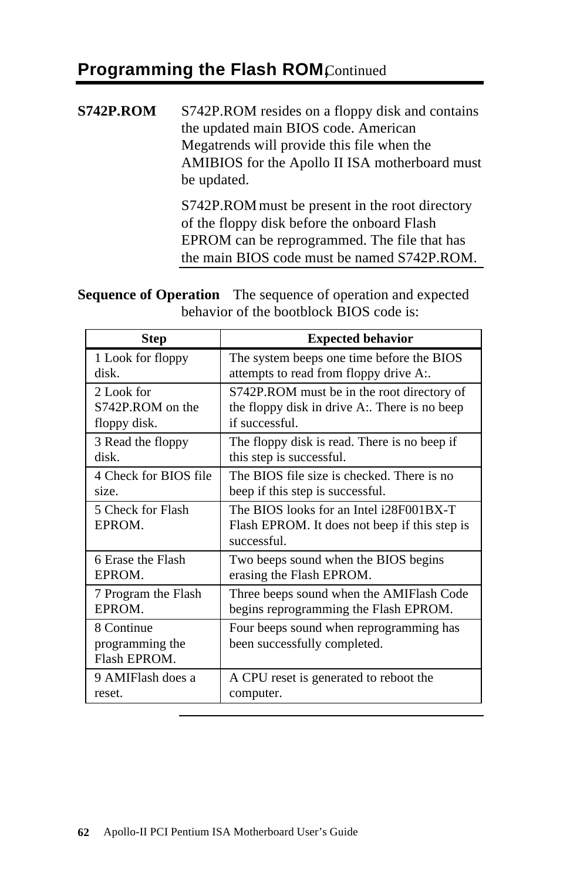## Programming the Flash ROM, Continued

**S742P.ROM** S742P.ROM resides on a floppy disk and contains the updated main BIOS code. American Megatrends will provide this file when the AMIBIOS for the Apollo II ISA motherboard must be updated.

S742P.ROM must be present in the root directory of the floppy disk before the onboard Flash EPROM can be reprogrammed. The file that has the main BIOS code must be named S742P.ROM.

**Sequence of Operation** The sequence of operation and expected behavior of the bootblock BIOS code is:

| Step | Expected behavior |
|---|---|
| 1 Look for floppy disk. | The system beeps one time before the BIOS attempts to read from floppy drive A:. |
| 2 Look for S742P.ROM on the floppy disk. | S742P.ROM must be in the root directory of the floppy disk in drive A:. There is no beep if successful. |
| 3 Read the floppy disk. | The floppy disk is read. There is no beep if this step is successful. |
| 4 Check for BIOS file size. | The BIOS file size is checked. There is no beep if this step is successful. |
| 5 Check for Flash EPROM. | The BIOS looks for an Intel i28F001BX-T Flash EPROM. It does not beep if this step is successful. |
| 6 Erase the Flash EPROM. | Two beeps sound when the BIOS begins erasing the Flash EPROM. |
| 7 Program the Flash EPROM. | Three beeps sound when the AMIFlash Code begins reprogramming the Flash EPROM. |
| 8 Continue programming the Flash EPROM. | Four beeps sound when reprogramming has been successfully completed. |
| 9 AMIFlash does a reset. | A CPU reset is generated to reboot the computer. |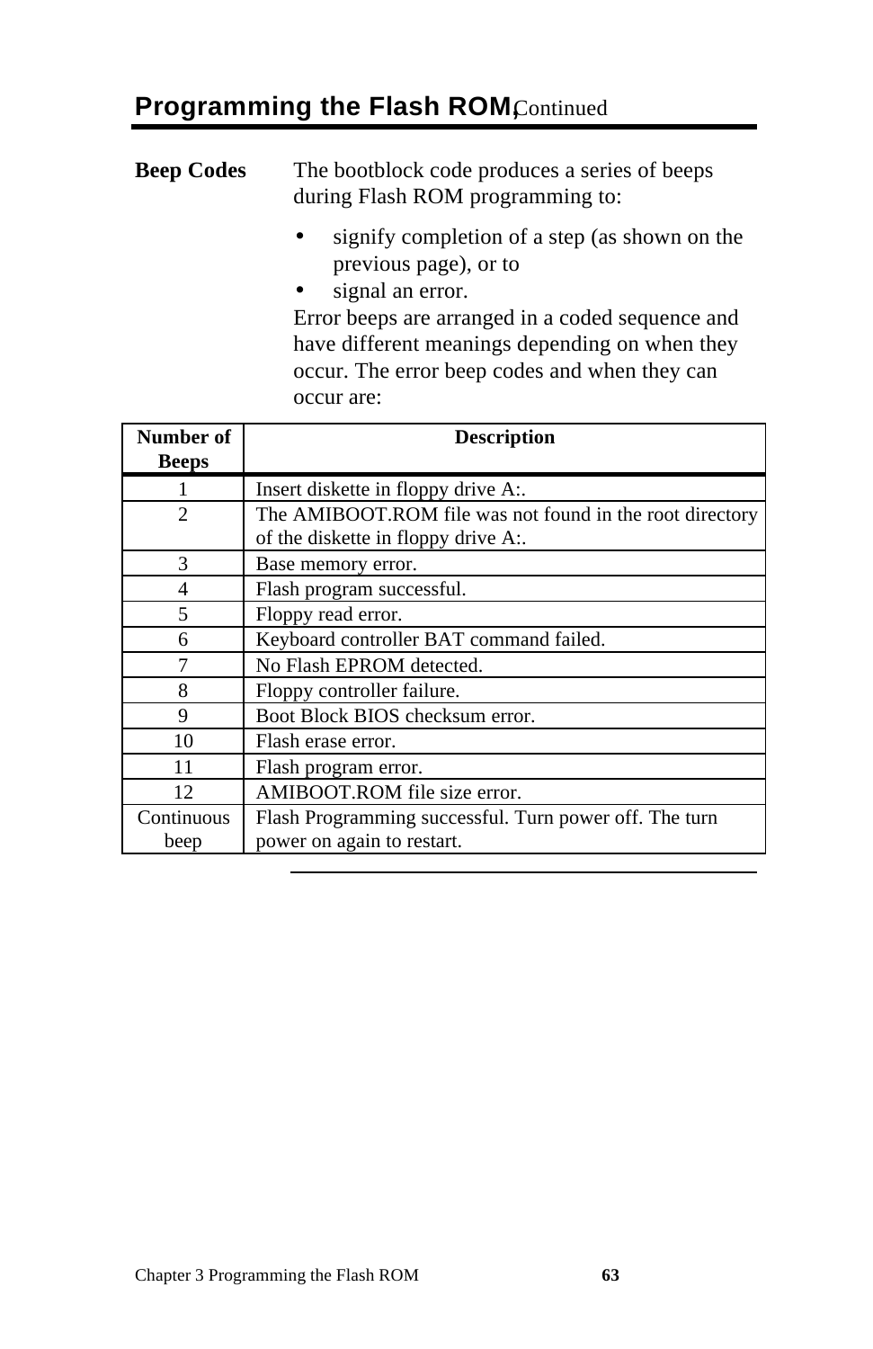## Programming the Flash ROM, Continued

**Beep Codes**

The bootblock code produces a series of beeps during Flash ROM programming to:

- signify completion of a step (as shown on the previous page), or to
- signal an error.

Error beeps are arranged in a coded sequence and have different meanings depending on when they occur. The error beep codes and when they can occur are:

| Number of Beeps | Description |
|---|---|
| 1 | Insert diskette in floppy drive A:. |
| 2 | The AMIBOOT.ROM file was not found in the root directory of the diskette in floppy drive A:. |
| 3 | Base memory error. |
| 4 | Flash program successful. |
| 5 | Floppy read error. |
| 6 | Keyboard controller BAT command failed. |
| 7 | No Flash EPROM detected. |
| 8 | Floppy controller failure. |
| 9 | Boot Block BIOS checksum error. |
| 10 | Flash erase error. |
| 11 | Flash program error. |
| 12 | AMIBOOT.ROM file size error. |
| Continuous beep | Flash Programming successful. Turn power off. The turn power on again to restart. |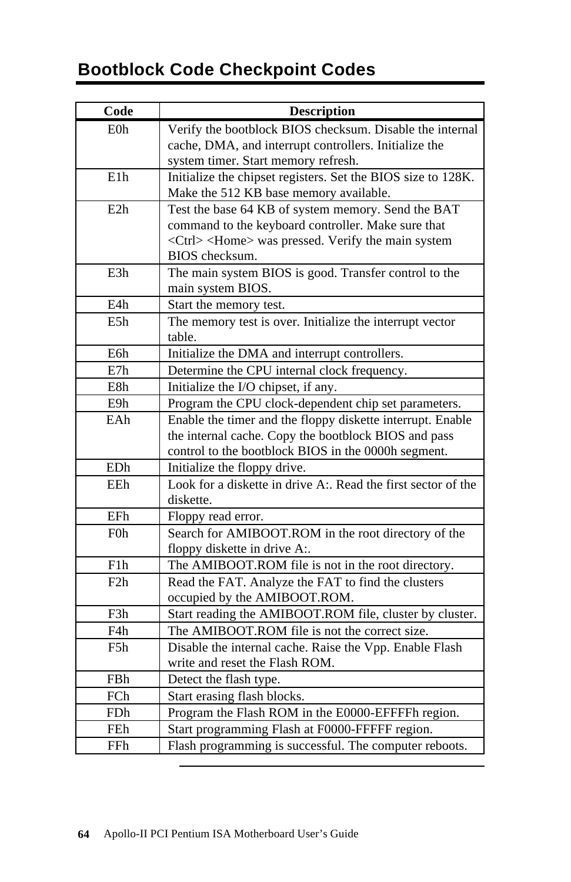## Bootblock Code Checkpoint Codes

| Code | Description |
|---|---|
| E0h | Verify the bootblock BIOS checksum. Disable the internal cache, DMA, and interrupt controllers. Initialize the system timer. Start memory refresh. |
| E1h | Initialize the chipset registers. Set the BIOS size to 128K. Make the 512 KB base memory available. |
| E2h | Test the base 64 KB of system memory. Send the BAT command to the keyboard controller. Make sure that <Ctrl> <Home> was pressed. Verify the main system BIOS checksum. |
| E3h | The main system BIOS is good. Transfer control to the main system BIOS. |
| E4h | Start the memory test. |
| E5h | The memory test is over. Initialize the interrupt vector table. |
| E6h | Initialize the DMA and interrupt controllers. |
| E7h | Determine the CPU internal clock frequency. |
| E8h | Initialize the I/O chipset, if any. |
| E9h | Program the CPU clock-dependent chip set parameters. |
| EAh | Enable the timer and the floppy diskette interrupt. Enable the internal cache. Copy the bootblock BIOS and pass control to the bootblock BIOS in the 0000h segment. |
| EDh | Initialize the floppy drive. |
| EEh | Look for a diskette in drive A:. Read the first sector of the diskette. |
| EFh | Floppy read error. |
| F0h | Search for AMIBOOT.ROM in the root directory of the floppy diskette in drive A:. |
| F1h | The AMIBOOT.ROM file is not in the root directory. |
| F2h | Read the FAT. Analyze the FAT to find the clusters occupied by the AMIBOOT.ROM. |
| F3h | Start reading the AMIBOOT.ROM file, cluster by cluster. |
| F4h | The AMIBOOT.ROM file is not the correct size. |
| F5h | Disable the internal cache. Raise the Vpp. Enable Flash write and reset the Flash ROM. |
| FBh | Detect the flash type. |
| FCh | Start erasing flash blocks. |
| FDh | Program the Flash ROM in the E0000-EFFFFh region. |
| FEh | Start programming Flash at F0000-FFFFF region. |
| FFh | Flash programming is successful. The computer reboots. |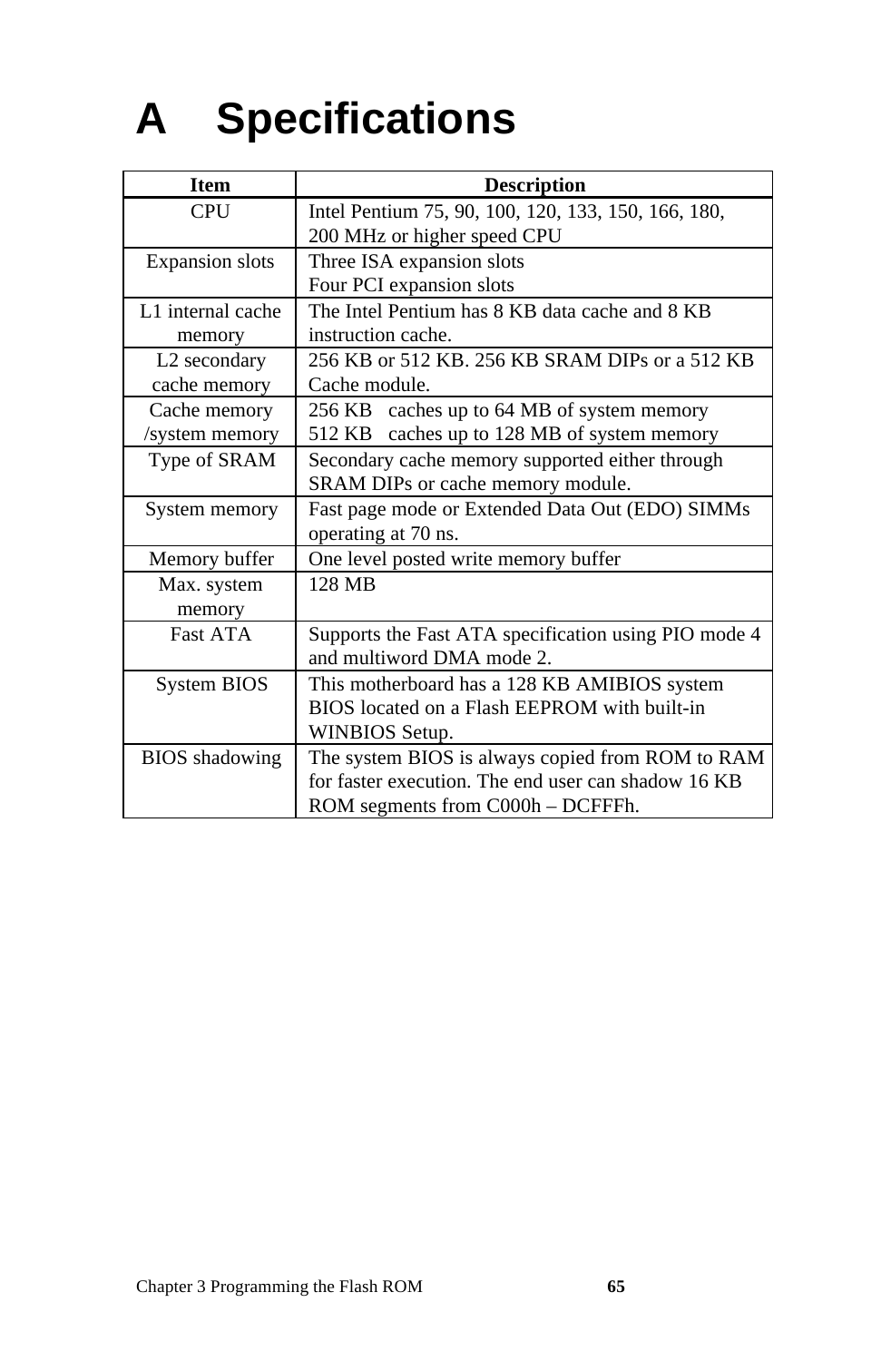# A Specifications

| Item | Description |
|---|---|
| CPU | Intel Pentium 75, 90, 100, 120, 133, 150, 166, 180, 200 MHz or higher speed CPU |
| Expansion slots | Three ISA expansion slots<br>Four PCI expansion slots |
| L1 internal cache memory | The Intel Pentium has 8 KB data cache and 8 KB instruction cache. |
| L2 secondary cache memory | 256 KB or 512 KB. 256 KB SRAM DIPs or a 512 KB Cache module. |
| Cache memory /system memory | 256 KB caches up to 64 MB of system memory<br>512 KB caches up to 128 MB of system memory |
| Type of SRAM | Secondary cache memory supported either through SRAM DIPs or cache memory module. |
| System memory | Fast page mode or Extended Data Out (EDO) SIMMs operating at 70 ns. |
| Memory buffer | One level posted write memory buffer |
| Max. system memory | 128 MB |
| Fast ATA | Supports the Fast ATA specification using PIO mode 4 and multiword DMA mode 2. |
| System BIOS | This motherboard has a 128 KB AMIBIOS system BIOS located on a Flash EEPROM with built-in WINBIOS Setup. |
| BIOS shadowing | The system BIOS is always copied from ROM to RAM for faster execution. The end user can shadow 16 KB ROM segments from C000h – DCFFFh. |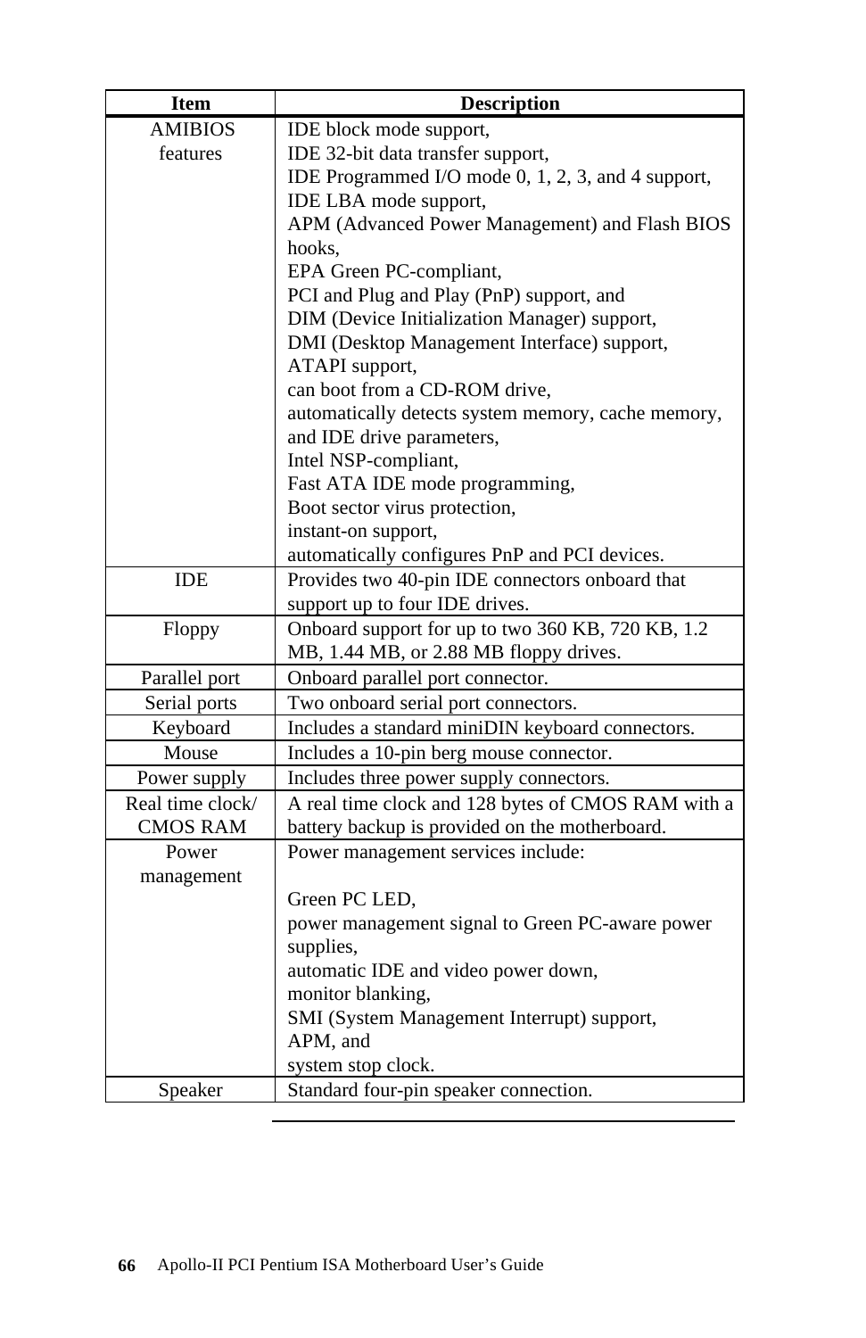| Item | Description |
|---|---|
| AMIBIOS features | IDE block mode support,<br>IDE 32-bit data transfer support,<br>IDE Programmed I/O mode 0, 1, 2, 3, and 4 support,<br>IDE LBA mode support,<br>APM (Advanced Power Management) and Flash BIOS hooks,<br>EPA Green PC-compliant,<br>PCI and Plug and Play (PnP) support, and<br>DIM (Device Initialization Manager) support,<br>DMI (Desktop Management Interface) support,<br>ATAPI support,<br>can boot from a CD-ROM drive,<br>automatically detects system memory, cache memory, and IDE drive parameters,<br>Intel NSP-compliant,<br>Fast ATA IDE mode programming,<br>Boot sector virus protection,<br>instant-on support,<br>automatically configures PnP and PCI devices. |
| IDE | Provides two 40-pin IDE connectors onboard that support up to four IDE drives. |
| Floppy | Onboard support for up to two 360 KB, 720 KB, 1.2 MB, 1.44 MB, or 2.88 MB floppy drives. |
| Parallel port | Onboard parallel port connector. |
| Serial ports | Two onboard serial port connectors. |
| Keyboard | Includes a standard miniDIN keyboard connectors. |
| Mouse | Includes a 10-pin berg mouse connector. |
| Power supply | Includes three power supply connectors. |
| Real time clock/ CMOS RAM | A real time clock and 128 bytes of CMOS RAM with a battery backup is provided on the motherboard. |
| Power management | Power management services include:<br><br>Green PC LED,<br>power management signal to Green PC-aware power supplies,<br>automatic IDE and video power down,<br>monitor blanking,<br>SMI (System Management Interrupt) support,<br>APM, and<br>system stop clock. |
| Speaker | Standard four-pin speaker connection. |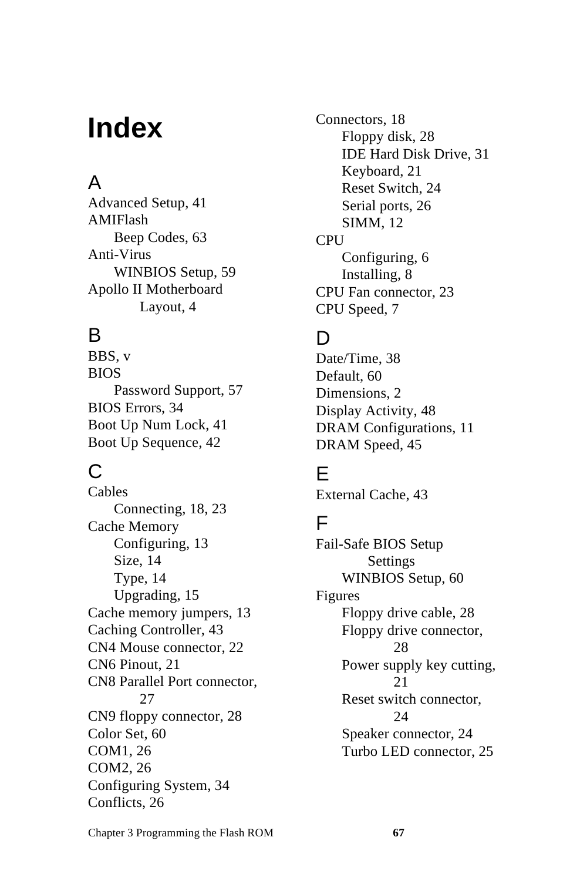# Index

## A

Advanced Setup, 41
AMIFlash
  Beep Codes, 63
Anti-Virus
  WINBIOS Setup, 59
Apollo II Motherboard
    Layout, 4

## B

BBS, v
BIOS
  Password Support, 57
BIOS Errors, 34
Boot Up Num Lock, 41
Boot Up Sequence, 42

## C

Cables
  Connecting, 18, 23
Cache Memory
  Configuring, 13
  Size, 14
  Type, 14
  Upgrading, 15
Cache memory jumpers, 13
Caching Controller, 43
CN4 Mouse connector, 22
CN6 Pinout, 21
CN8 Parallel Port connector, 27
CN9 floppy connector, 28
Color Set, 60
COM1, 26
COM2, 26
Configuring System, 34
Conflicts, 26
Connectors, 18
  Floppy disk, 28
  IDE Hard Disk Drive, 31
  Keyboard, 21
  Reset Switch, 24
  Serial ports, 26
  SIMM, 12
CPU
  Configuring, 6
  Installing, 8
CPU Fan connector, 23
CPU Speed, 7

## D

Date/Time, 38
Default, 60
Dimensions, 2
Display Activity, 48
DRAM Configurations, 11
DRAM Speed, 45

## E

External Cache, 43

## F

Fail-Safe BIOS Setup Settings
  WINBIOS Setup, 60
Figures
  Floppy drive cable, 28
  Floppy drive connector, 28
  Power supply key cutting, 21
  Reset switch connector, 24
  Speaker connector, 24
  Turbo LED connector, 25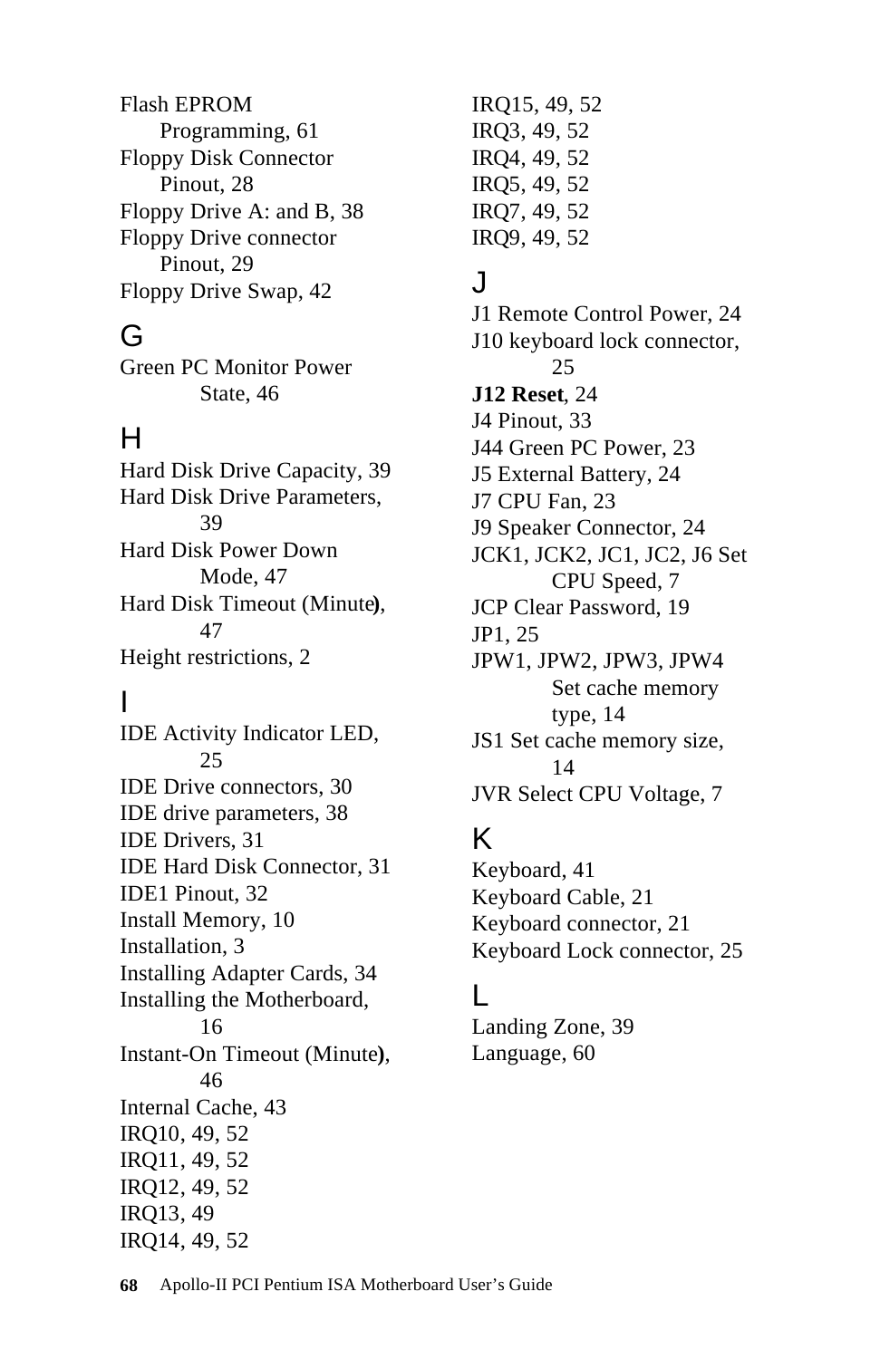Flash EPROM
Programming, 61
Floppy Disk Connector
Pinout, 28
Floppy Drive A: and B, 38
Floppy Drive connector
Pinout, 29
Floppy Drive Swap, 42

## G

Green PC Monitor Power
State, 46

## H

Hard Disk Drive Capacity, 39
Hard Disk Drive Parameters,
39
Hard Disk Power Down
Mode, 47
Hard Disk Timeout (Minute**)**,
47
Height restrictions, 2

## I

IDE Activity Indicator LED,
25
IDE Drive connectors, 30
IDE drive parameters, 38
IDE Drivers, 31
IDE Hard Disk Connector, 31
IDE1 Pinout, 32
Install Memory, 10
Installation, 3
Installing Adapter Cards, 34
Installing the Motherboard,
16
Instant-On Timeout (Minute**)**,
46
Internal Cache, 43
IRQ10, 49, 52
IRQ11, 49, 52
IRQ12, 49, 52
IRQ13, 49
IRQ14, 49, 52
IRQ15, 49, 52
IRQ3, 49, 52
IRQ4, 49, 52
IRQ5, 49, 52
IRQ7, 49, 52
IRQ9, 49, 52

## J

J1 Remote Control Power, 24
J10 keyboard lock connector,
25
**J12 Reset**, 24
J4 Pinout, 33
J44 Green PC Power, 23
J5 External Battery, 24
J7 CPU Fan, 23
J9 Speaker Connector, 24
JCK1, JCK2, JC1, JC2, J6 Set
CPU Speed, 7
JCP Clear Password, 19
JP1, 25
JPW1, JPW2, JPW3, JPW4
Set cache memory
type, 14
JS1 Set cache memory size,
14
JVR Select CPU Voltage, 7

## K

Keyboard, 41
Keyboard Cable, 21
Keyboard connector, 21
Keyboard Lock connector, 25

## L

Landing Zone, 39
Language, 60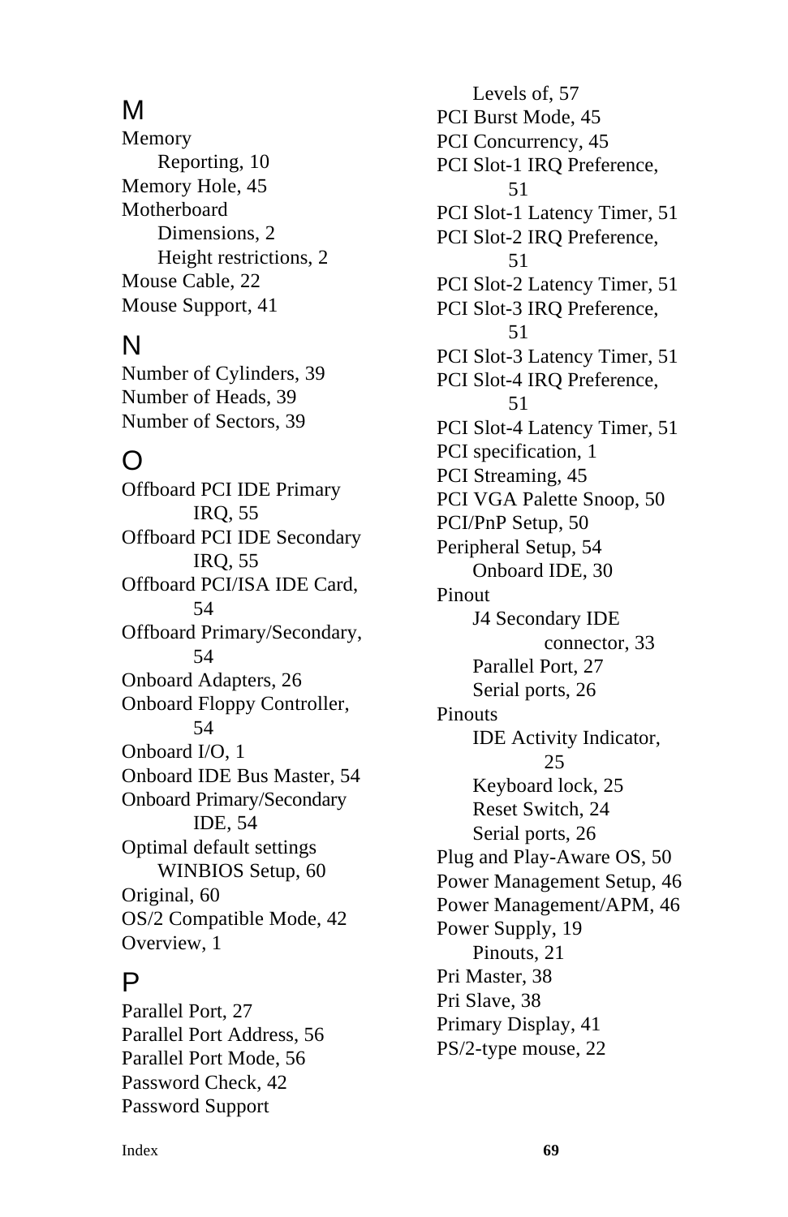## M

Memory
- Reporting, 10

Memory Hole, 45

Motherboard
- Dimensions, 2
- Height restrictions, 2

Mouse Cable, 22

Mouse Support, 41

## N

Number of Cylinders, 39

Number of Heads, 39

Number of Sectors, 39

## O

Offboard PCI IDE Primary IRQ, 55

Offboard PCI IDE Secondary IRQ, 55

Offboard PCI/ISA IDE Card, 54

Offboard Primary/Secondary, 54

Onboard Adapters, 26

Onboard Floppy Controller, 54

Onboard I/O, 1

Onboard IDE Bus Master, 54

Onboard Primary/Secondary IDE, 54

Optimal default settings
- WINBIOS Setup, 60

Original, 60

OS/2 Compatible Mode, 42

Overview, 1

## P

Parallel Port, 27

Parallel Port Address, 56

Parallel Port Mode, 56

Password Check, 42

Password Support
- Levels of, 57

PCI Burst Mode, 45

PCI Concurrency, 45

PCI Slot-1 IRQ Preference, 51

PCI Slot-1 Latency Timer, 51

PCI Slot-2 IRQ Preference, 51

PCI Slot-2 Latency Timer, 51

PCI Slot-3 IRQ Preference, 51

PCI Slot-3 Latency Timer, 51

PCI Slot-4 IRQ Preference, 51

PCI Slot-4 Latency Timer, 51

PCI specification, 1

PCI Streaming, 45

PCI VGA Palette Snoop, 50

PCI/PnP Setup, 50

Peripheral Setup, 54
- Onboard IDE, 30

Pinout
- J4 Secondary IDE connector, 33
- Parallel Port, 27
- Serial ports, 26

Pinouts
- IDE Activity Indicator, 25
- Keyboard lock, 25
- Reset Switch, 24
- Serial ports, 26

Plug and Play-Aware OS, 50

Power Management Setup, 46

Power Management/APM, 46

Power Supply, 19
- Pinouts, 21

Pri Master, 38

Pri Slave, 38

Primary Display, 41

PS/2-type mouse, 22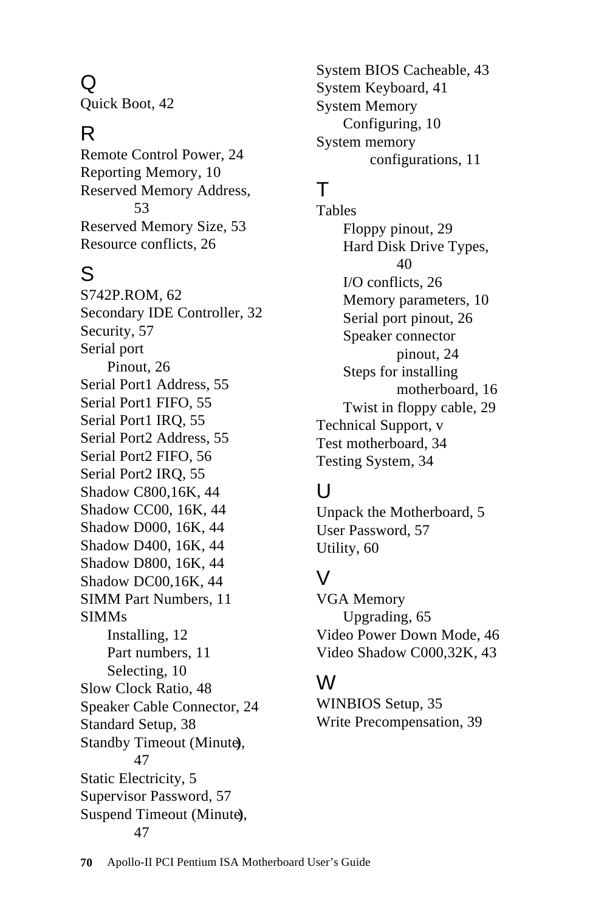## Q

Quick Boot, 42

## R

Remote Control Power, 24
Reporting Memory, 10
Reserved Memory Address, 53
Reserved Memory Size, 53
Resource conflicts, 26

## S

S742P.ROM, 62
Secondary IDE Controller, 32
Security, 57
Serial port
  Pinout, 26
Serial Port1 Address, 55
Serial Port1 FIFO, 55
Serial Port1 IRQ, 55
Serial Port2 Address, 55
Serial Port2 FIFO, 56
Serial Port2 IRQ, 55
Shadow C800,16K, 44
Shadow CC00, 16K, 44
Shadow D000, 16K, 44
Shadow D400, 16K, 44
Shadow D800, 16K, 44
Shadow DC00,16K, 44
SIMM Part Numbers, 11
SIMMs
  Installing, 12
  Part numbers, 11
  Selecting, 10
Slow Clock Ratio, 48
Speaker Cable Connector, 24
Standard Setup, 38
Standby Timeout (Minute), 47
Static Electricity, 5
Supervisor Password, 57
Suspend Timeout (Minute), 47
System BIOS Cacheable, 43
System Keyboard, 41
System Memory
  Configuring, 10
System memory
  configurations, 11

## T

Tables
  Floppy pinout, 29
  Hard Disk Drive Types, 40
  I/O conflicts, 26
  Memory parameters, 10
  Serial port pinout, 26
  Speaker connector pinout, 24
  Steps for installing motherboard, 16
  Twist in floppy cable, 29
Technical Support, v
Test motherboard, 34
Testing System, 34

## U

Unpack the Motherboard, 5
User Password, 57
Utility, 60

## V

VGA Memory
  Upgrading, 65
Video Power Down Mode, 46
Video Shadow C000,32K, 43

## W

WINBIOS Setup, 35
Write Precompensation, 39